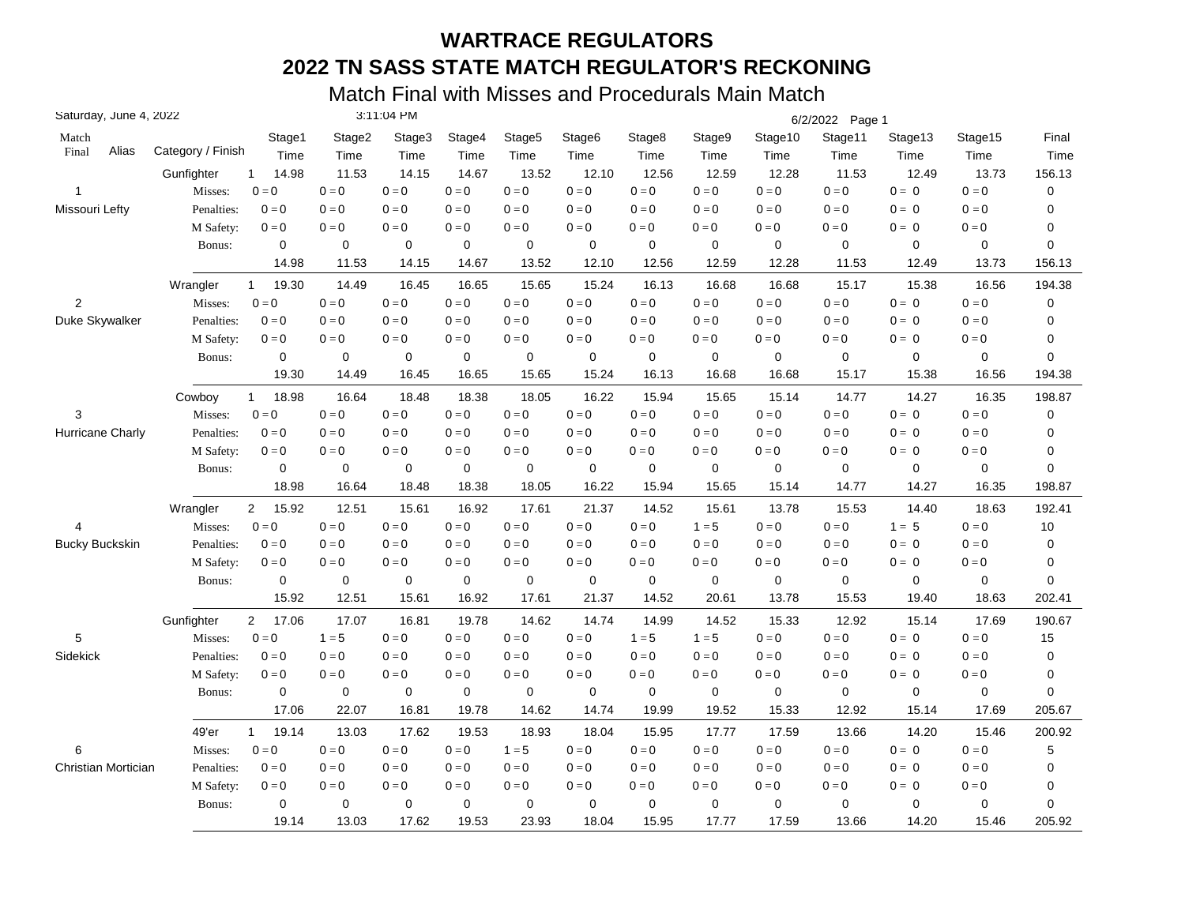# WARTRACE REGULATORS

## 2022 TN SASS STATE MATCH REGULATOR'S RECKONING

### Match Final with Misses and Procedurals Main Match

Saturday, June 4, 2022 3:11:04 PM 6/2/2022

| Match Final | Alias | Category / Finish | | Stage1 Time | Stage2 Time | Stage3 Time | Stage4 Time | Stage5 Time | Stage6 Time | Stage8 Time | Stage9 Time | Stage10 Time | Stage11 Time | Stage13 Time | Stage15 Time | Final Time |
|---|---|---|---|---|---|---|---|---|---|---|---|---|---|---|---|---|
| | | Gunfighter | 1 | 14.98 | 11.53 | 14.15 | 14.67 | 13.52 | 12.10 | 12.56 | 12.59 | 12.28 | 11.53 | 12.49 | 13.73 | 156.13 |
| 1 | | Misses: | | 0 = 0 | 0 = 0 | 0 = 0 | 0 = 0 | 0 = 0 | 0 = 0 | 0 = 0 | 0 = 0 | 0 = 0 | 0 = 0 | 0 = 0 | 0 = 0 | 0 |
| Missouri Lefty | | Penalties: | | 0 = 0 | 0 = 0 | 0 = 0 | 0 = 0 | 0 = 0 | 0 = 0 | 0 = 0 | 0 = 0 | 0 = 0 | 0 = 0 | 0 = 0 | 0 = 0 | 0 |
| | | M Safety: | | 0 = 0 | 0 = 0 | 0 = 0 | 0 = 0 | 0 = 0 | 0 = 0 | 0 = 0 | 0 = 0 | 0 = 0 | 0 = 0 | 0 = 0 | 0 = 0 | 0 |
| | | Bonus: | | 0 | 0 | 0 | 0 | 0 | 0 | 0 | 0 | 0 | 0 | 0 | 0 | 0 |
| | | | | 14.98 | 11.53 | 14.15 | 14.67 | 13.52 | 12.10 | 12.56 | 12.59 | 12.28 | 11.53 | 12.49 | 13.73 | 156.13 |
| | | Wrangler | 1 | 19.30 | 14.49 | 16.45 | 16.65 | 15.65 | 15.24 | 16.13 | 16.68 | 16.68 | 15.17 | 15.38 | 16.56 | 194.38 |
| 2 | | Misses: | | 0 = 0 | 0 = 0 | 0 = 0 | 0 = 0 | 0 = 0 | 0 = 0 | 0 = 0 | 0 = 0 | 0 = 0 | 0 = 0 | 0 = 0 | 0 = 0 | 0 |
| Duke Skywalker | | Penalties: | | 0 = 0 | 0 = 0 | 0 = 0 | 0 = 0 | 0 = 0 | 0 = 0 | 0 = 0 | 0 = 0 | 0 = 0 | 0 = 0 | 0 = 0 | 0 = 0 | 0 |
| | | M Safety: | | 0 = 0 | 0 = 0 | 0 = 0 | 0 = 0 | 0 = 0 | 0 = 0 | 0 = 0 | 0 = 0 | 0 = 0 | 0 = 0 | 0 = 0 | 0 = 0 | 0 |
| | | Bonus: | | 0 | 0 | 0 | 0 | 0 | 0 | 0 | 0 | 0 | 0 | 0 | 0 | 0 |
| | | | | 19.30 | 14.49 | 16.45 | 16.65 | 15.65 | 15.24 | 16.13 | 16.68 | 16.68 | 15.17 | 15.38 | 16.56 | 194.38 |
| | | Cowboy | 1 | 18.98 | 16.64 | 18.48 | 18.38 | 18.05 | 16.22 | 15.94 | 15.65 | 15.14 | 14.77 | 14.27 | 16.35 | 198.87 |
| 3 | | Misses: | | 0 = 0 | 0 = 0 | 0 = 0 | 0 = 0 | 0 = 0 | 0 = 0 | 0 = 0 | 0 = 0 | 0 = 0 | 0 = 0 | 0 = 0 | 0 = 0 | 0 |
| Hurricane Charly | | Penalties: | | 0 = 0 | 0 = 0 | 0 = 0 | 0 = 0 | 0 = 0 | 0 = 0 | 0 = 0 | 0 = 0 | 0 = 0 | 0 = 0 | 0 = 0 | 0 = 0 | 0 |
| | | M Safety: | | 0 = 0 | 0 = 0 | 0 = 0 | 0 = 0 | 0 = 0 | 0 = 0 | 0 = 0 | 0 = 0 | 0 = 0 | 0 = 0 | 0 = 0 | 0 = 0 | 0 |
| | | Bonus: | | 0 | 0 | 0 | 0 | 0 | 0 | 0 | 0 | 0 | 0 | 0 | 0 | 0 |
| | | | | 18.98 | 16.64 | 18.48 | 18.38 | 18.05 | 16.22 | 15.94 | 15.65 | 15.14 | 14.77 | 14.27 | 16.35 | 198.87 |
| | | Wrangler | 2 | 15.92 | 12.51 | 15.61 | 16.92 | 17.61 | 21.37 | 14.52 | 15.61 | 13.78 | 15.53 | 14.40 | 18.63 | 192.41 |
| 4 | | Misses: | | 0 = 0 | 0 = 0 | 0 = 0 | 0 = 0 | 0 = 0 | 0 = 0 | 0 = 0 | 1 = 5 | 0 = 0 | 0 = 0 | 1 = 5 | 0 = 0 | 10 |
| Bucky Buckskin | | Penalties: | | 0 = 0 | 0 = 0 | 0 = 0 | 0 = 0 | 0 = 0 | 0 = 0 | 0 = 0 | 0 = 0 | 0 = 0 | 0 = 0 | 0 = 0 | 0 = 0 | 0 |
| | | M Safety: | | 0 = 0 | 0 = 0 | 0 = 0 | 0 = 0 | 0 = 0 | 0 = 0 | 0 = 0 | 0 = 0 | 0 = 0 | 0 = 0 | 0 = 0 | 0 = 0 | 0 |
| | | Bonus: | | 0 | 0 | 0 | 0 | 0 | 0 | 0 | 0 | 0 | 0 | 0 | 0 | 0 |
| | | | | 15.92 | 12.51 | 15.61 | 16.92 | 17.61 | 21.37 | 14.52 | 20.61 | 13.78 | 15.53 | 19.40 | 18.63 | 202.41 |
| | | Gunfighter | 2 | 17.06 | 17.07 | 16.81 | 19.78 | 14.62 | 14.74 | 14.99 | 14.52 | 15.33 | 12.92 | 15.14 | 17.69 | 190.67 |
| 5 | | Misses: | | 0 = 0 | 1 = 5 | 0 = 0 | 0 = 0 | 0 = 0 | 0 = 0 | 1 = 5 | 1 = 5 | 0 = 0 | 0 = 0 | 0 = 0 | 0 = 0 | 15 |
| Sidekick | | Penalties: | | 0 = 0 | 0 = 0 | 0 = 0 | 0 = 0 | 0 = 0 | 0 = 0 | 0 = 0 | 0 = 0 | 0 = 0 | 0 = 0 | 0 = 0 | 0 = 0 | 0 |
| | | M Safety: | | 0 = 0 | 0 = 0 | 0 = 0 | 0 = 0 | 0 = 0 | 0 = 0 | 0 = 0 | 0 = 0 | 0 = 0 | 0 = 0 | 0 = 0 | 0 = 0 | 0 |
| | | Bonus: | | 0 | 0 | 0 | 0 | 0 | 0 | 0 | 0 | 0 | 0 | 0 | 0 | 0 |
| | | | | 17.06 | 22.07 | 16.81 | 19.78 | 14.62 | 14.74 | 19.99 | 19.52 | 15.33 | 12.92 | 15.14 | 17.69 | 205.67 |
| | | 49'er | 1 | 19.14 | 13.03 | 17.62 | 19.53 | 18.93 | 18.04 | 15.95 | 17.77 | 17.59 | 13.66 | 14.20 | 15.46 | 200.92 |
| 6 | | Misses: | | 0 = 0 | 0 = 0 | 0 = 0 | 0 = 0 | 1 = 5 | 0 = 0 | 0 = 0 | 0 = 0 | 0 = 0 | 0 = 0 | 0 = 0 | 0 = 0 | 5 |
| Christian Mortician | | Penalties: | | 0 = 0 | 0 = 0 | 0 = 0 | 0 = 0 | 0 = 0 | 0 = 0 | 0 = 0 | 0 = 0 | 0 = 0 | 0 = 0 | 0 = 0 | 0 = 0 | 0 |
| | | M Safety: | | 0 = 0 | 0 = 0 | 0 = 0 | 0 = 0 | 0 = 0 | 0 = 0 | 0 = 0 | 0 = 0 | 0 = 0 | 0 = 0 | 0 = 0 | 0 = 0 | 0 |
| | | Bonus: | | 0 | 0 | 0 | 0 | 0 | 0 | 0 | 0 | 0 | 0 | 0 | 0 | 0 |
| | | | | 19.14 | 13.03 | 17.62 | 19.53 | 23.93 | 18.04 | 15.95 | 17.77 | 17.59 | 13.66 | 14.20 | 15.46 | 205.92 |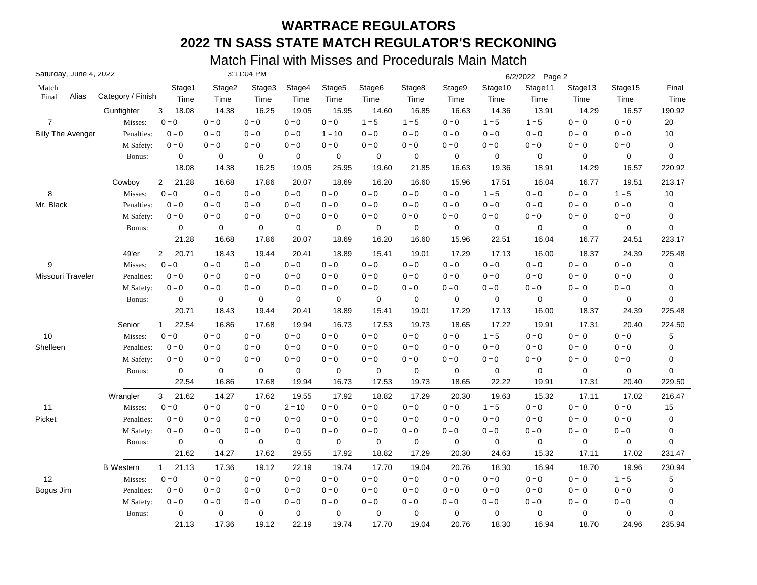# WARTRACE REGULATORS

## 2022 TN SASS STATE MATCH REGULATOR'S RECKONING

### Match Final with Misses and Procedurals Main Match

Saturday, June 4, 2022 3:11:04 PM 6/2/2022

| Match Final | Alias | Category / Finish | | Stage1 Time | Stage2 Time | Stage3 Time | Stage4 Time | Stage5 Time | Stage6 Time | Stage8 Time | Stage9 Time | Stage10 Time | Stage11 Time | Stage13 Time | Stage15 Time | Final Time |
|---|---|---|---|---|---|---|---|---|---|---|---|---|---|---|---|---|
| | | Gunfighter | 3 | 18.08 | 14.38 | 16.25 | 19.05 | 15.95 | 14.60 | 16.85 | 16.63 | 14.36 | 13.91 | 14.29 | 16.57 | 190.92 |
| 7 | | Misses: | | 0 = 0 | 0 = 0 | 0 = 0 | 0 = 0 | 0 = 0 | 1 = 5 | 1 = 5 | 0 = 0 | 1 = 5 | 1 = 5 | 0 = 0 | 0 = 0 | 20 |
| | Billy The Avenger | Penalties: | | 0 = 0 | 0 = 0 | 0 = 0 | 0 = 0 | 1 = 10 | 0 = 0 | 0 = 0 | 0 = 0 | 0 = 0 | 0 = 0 | 0 = 0 | 0 = 0 | 10 |
| | | M Safety: | | 0 = 0 | 0 = 0 | 0 = 0 | 0 = 0 | 0 = 0 | 0 = 0 | 0 = 0 | 0 = 0 | 0 = 0 | 0 = 0 | 0 = 0 | 0 = 0 | 0 |
| | | Bonus: | | 0 | 0 | 0 | 0 | 0 | 0 | 0 | 0 | 0 | 0 | 0 | 0 | 0 |
| | | | | 18.08 | 14.38 | 16.25 | 19.05 | 25.95 | 19.60 | 21.85 | 16.63 | 19.36 | 18.91 | 14.29 | 16.57 | 220.92 |
| | | Cowboy | 2 | 21.28 | 16.68 | 17.86 | 20.07 | 18.69 | 16.20 | 16.60 | 15.96 | 17.51 | 16.04 | 16.77 | 19.51 | 213.17 |
| 8 | | Misses: | | 0 = 0 | 0 = 0 | 0 = 0 | 0 = 0 | 0 = 0 | 0 = 0 | 0 = 0 | 0 = 0 | 1 = 5 | 0 = 0 | 0 = 0 | 1 = 5 | 10 |
| | Mr. Black | Penalties: | | 0 = 0 | 0 = 0 | 0 = 0 | 0 = 0 | 0 = 0 | 0 = 0 | 0 = 0 | 0 = 0 | 0 = 0 | 0 = 0 | 0 = 0 | 0 = 0 | 0 |
| | | M Safety: | | 0 = 0 | 0 = 0 | 0 = 0 | 0 = 0 | 0 = 0 | 0 = 0 | 0 = 0 | 0 = 0 | 0 = 0 | 0 = 0 | 0 = 0 | 0 = 0 | 0 |
| | | Bonus: | | 0 | 0 | 0 | 0 | 0 | 0 | 0 | 0 | 0 | 0 | 0 | 0 | 0 |
| | | | | 21.28 | 16.68 | 17.86 | 20.07 | 18.69 | 16.20 | 16.60 | 15.96 | 22.51 | 16.04 | 16.77 | 24.51 | 223.17 |
| | | 49'er | 2 | 20.71 | 18.43 | 19.44 | 20.41 | 18.89 | 15.41 | 19.01 | 17.29 | 17.13 | 16.00 | 18.37 | 24.39 | 225.48 |
| 9 | | Misses: | | 0 = 0 | 0 = 0 | 0 = 0 | 0 = 0 | 0 = 0 | 0 = 0 | 0 = 0 | 0 = 0 | 0 = 0 | 0 = 0 | 0 = 0 | 0 = 0 | 0 |
| | Missouri Traveler | Penalties: | | 0 = 0 | 0 = 0 | 0 = 0 | 0 = 0 | 0 = 0 | 0 = 0 | 0 = 0 | 0 = 0 | 0 = 0 | 0 = 0 | 0 = 0 | 0 = 0 | 0 |
| | | M Safety: | | 0 = 0 | 0 = 0 | 0 = 0 | 0 = 0 | 0 = 0 | 0 = 0 | 0 = 0 | 0 = 0 | 0 = 0 | 0 = 0 | 0 = 0 | 0 = 0 | 0 |
| | | Bonus: | | 0 | 0 | 0 | 0 | 0 | 0 | 0 | 0 | 0 | 0 | 0 | 0 | 0 |
| | | | | 20.71 | 18.43 | 19.44 | 20.41 | 18.89 | 15.41 | 19.01 | 17.29 | 17.13 | 16.00 | 18.37 | 24.39 | 225.48 |
| | | Senior | 1 | 22.54 | 16.86 | 17.68 | 19.94 | 16.73 | 17.53 | 19.73 | 18.65 | 17.22 | 19.91 | 17.31 | 20.40 | 224.50 |
| 10 | | Misses: | | 0 = 0 | 0 = 0 | 0 = 0 | 0 = 0 | 0 = 0 | 0 = 0 | 0 = 0 | 0 = 0 | 1 = 5 | 0 = 0 | 0 = 0 | 0 = 0 | 5 |
| | Shelleen | Penalties: | | 0 = 0 | 0 = 0 | 0 = 0 | 0 = 0 | 0 = 0 | 0 = 0 | 0 = 0 | 0 = 0 | 0 = 0 | 0 = 0 | 0 = 0 | 0 = 0 | 0 |
| | | M Safety: | | 0 = 0 | 0 = 0 | 0 = 0 | 0 = 0 | 0 = 0 | 0 = 0 | 0 = 0 | 0 = 0 | 0 = 0 | 0 = 0 | 0 = 0 | 0 = 0 | 0 |
| | | Bonus: | | 0 | 0 | 0 | 0 | 0 | 0 | 0 | 0 | 0 | 0 | 0 | 0 | 0 |
| | | | | 22.54 | 16.86 | 17.68 | 19.94 | 16.73 | 17.53 | 19.73 | 18.65 | 22.22 | 19.91 | 17.31 | 20.40 | 229.50 |
| | | Wrangler | 3 | 21.62 | 14.27 | 17.62 | 19.55 | 17.92 | 18.82 | 17.29 | 20.30 | 19.63 | 15.32 | 17.11 | 17.02 | 216.47 |
| 11 | | Misses: | | 0 = 0 | 0 = 0 | 0 = 0 | 2 = 10 | 0 = 0 | 0 = 0 | 0 = 0 | 0 = 0 | 1 = 5 | 0 = 0 | 0 = 0 | 0 = 0 | 15 |
| | Picket | Penalties: | | 0 = 0 | 0 = 0 | 0 = 0 | 0 = 0 | 0 = 0 | 0 = 0 | 0 = 0 | 0 = 0 | 0 = 0 | 0 = 0 | 0 = 0 | 0 = 0 | 0 |
| | | M Safety: | | 0 = 0 | 0 = 0 | 0 = 0 | 0 = 0 | 0 = 0 | 0 = 0 | 0 = 0 | 0 = 0 | 0 = 0 | 0 = 0 | 0 = 0 | 0 = 0 | 0 |
| | | Bonus: | | 0 | 0 | 0 | 0 | 0 | 0 | 0 | 0 | 0 | 0 | 0 | 0 | 0 |
| | | | | 21.62 | 14.27 | 17.62 | 29.55 | 17.92 | 18.82 | 17.29 | 20.30 | 24.63 | 15.32 | 17.11 | 17.02 | 231.47 |
| | | B Western | 1 | 21.13 | 17.36 | 19.12 | 22.19 | 19.74 | 17.70 | 19.04 | 20.76 | 18.30 | 16.94 | 18.70 | 19.96 | 230.94 |
| 12 | | Misses: | | 0 = 0 | 0 = 0 | 0 = 0 | 0 = 0 | 0 = 0 | 0 = 0 | 0 = 0 | 0 = 0 | 0 = 0 | 0 = 0 | 0 = 0 | 1 = 5 | 5 |
| | Bogus Jim | Penalties: | | 0 = 0 | 0 = 0 | 0 = 0 | 0 = 0 | 0 = 0 | 0 = 0 | 0 = 0 | 0 = 0 | 0 = 0 | 0 = 0 | 0 = 0 | 0 = 0 | 0 |
| | | M Safety: | | 0 = 0 | 0 = 0 | 0 = 0 | 0 = 0 | 0 = 0 | 0 = 0 | 0 = 0 | 0 = 0 | 0 = 0 | 0 = 0 | 0 = 0 | 0 = 0 | 0 |
| | | Bonus: | | 0 | 0 | 0 | 0 | 0 | 0 | 0 | 0 | 0 | 0 | 0 | 0 | 0 |
| | | | | 21.13 | 17.36 | 19.12 | 22.19 | 19.74 | 17.70 | 19.04 | 20.76 | 18.30 | 16.94 | 18.70 | 24.96 | 235.94 |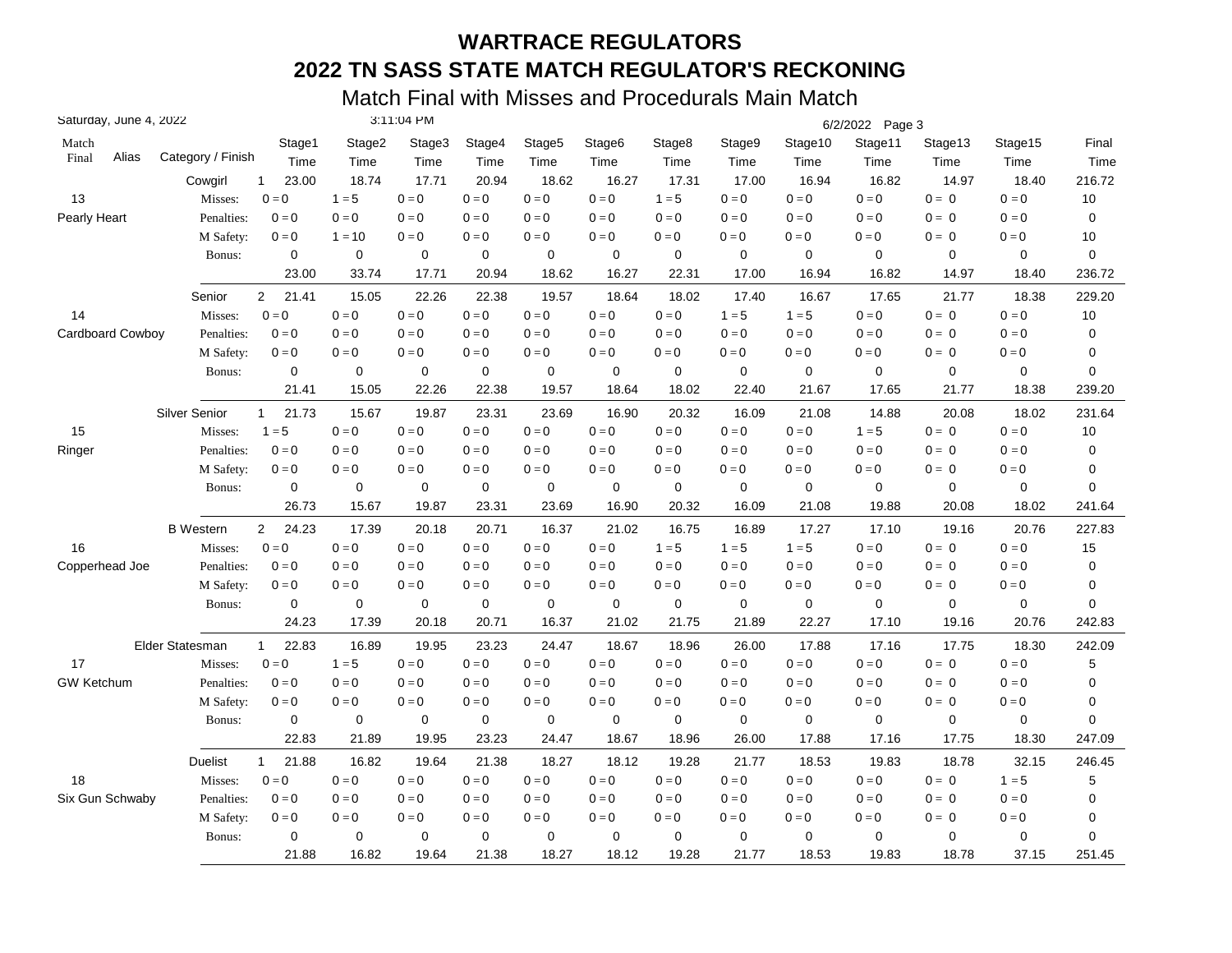# WARTRACE REGULATORS

# 2022 TN SASS STATE MATCH REGULATOR'S RECKONING

## Match Final with Misses and Procedurals Main Match

Saturday, June 4, 2022 3:11:04 PM 6/2/2022 Page 3

| Match Final | Alias | Category / Finish | | Stage1 Time | Stage2 Time | Stage3 Time | Stage4 Time | Stage5 Time | Stage6 Time | Stage8 Time | Stage9 Time | Stage10 Time | Stage11 Time | Stage13 Time | Stage15 Time | Final Time |
|---|---|---|---|---|---|---|---|---|---|---|---|---|---|---|---|---|
| | | Cowgirl | 1 | 23.00 | 18.74 | 17.71 | 20.94 | 18.62 | 16.27 | 17.31 | 17.00 | 16.94 | 16.82 | 14.97 | 18.40 | 216.72 |
| 13 | | Misses: | | 0 = 0 | 1 = 5 | 0 = 0 | 0 = 0 | 0 = 0 | 0 = 0 | 1 = 5 | 0 = 0 | 0 = 0 | 0 = 0 | 0 = 0 | 0 = 0 | 10 |
| Pearly Heart | | Penalties: | | 0 = 0 | 0 = 0 | 0 = 0 | 0 = 0 | 0 = 0 | 0 = 0 | 0 = 0 | 0 = 0 | 0 = 0 | 0 = 0 | 0 = 0 | 0 = 0 | 0 |
| | | M Safety: | | 0 = 0 | 1 = 10 | 0 = 0 | 0 = 0 | 0 = 0 | 0 = 0 | 0 = 0 | 0 = 0 | 0 = 0 | 0 = 0 | 0 = 0 | 0 = 0 | 10 |
| | | Bonus: | | 0 | 0 | 0 | 0 | 0 | 0 | 0 | 0 | 0 | 0 | 0 | 0 | 0 |
| | | | | 23.00 | 33.74 | 17.71 | 20.94 | 18.62 | 16.27 | 22.31 | 17.00 | 16.94 | 16.82 | 14.97 | 18.40 | 236.72 |
| | | Senior | 2 | 21.41 | 15.05 | 22.26 | 22.38 | 19.57 | 18.64 | 18.02 | 17.40 | 16.67 | 17.65 | 21.77 | 18.38 | 229.20 |
| 14 | | Misses: | | 0 = 0 | 0 = 0 | 0 = 0 | 0 = 0 | 0 = 0 | 0 = 0 | 0 = 0 | 1 = 5 | 1 = 5 | 0 = 0 | 0 = 0 | 0 = 0 | 10 |
| Cardboard Cowboy | | Penalties: | | 0 = 0 | 0 = 0 | 0 = 0 | 0 = 0 | 0 = 0 | 0 = 0 | 0 = 0 | 0 = 0 | 0 = 0 | 0 = 0 | 0 = 0 | 0 = 0 | 0 |
| | | M Safety: | | 0 = 0 | 0 = 0 | 0 = 0 | 0 = 0 | 0 = 0 | 0 = 0 | 0 = 0 | 0 = 0 | 0 = 0 | 0 = 0 | 0 = 0 | 0 = 0 | 0 |
| | | Bonus: | | 0 | 0 | 0 | 0 | 0 | 0 | 0 | 0 | 0 | 0 | 0 | 0 | 0 |
| | | | | 21.41 | 15.05 | 22.26 | 22.38 | 19.57 | 18.64 | 18.02 | 22.40 | 21.67 | 17.65 | 21.77 | 18.38 | 239.20 |
| | | Silver Senior | 1 | 21.73 | 15.67 | 19.87 | 23.31 | 23.69 | 16.90 | 20.32 | 16.09 | 21.08 | 14.88 | 20.08 | 18.02 | 231.64 |
| 15 | | Misses: | | 1 = 5 | 0 = 0 | 0 = 0 | 0 = 0 | 0 = 0 | 0 = 0 | 0 = 0 | 0 = 0 | 0 = 0 | 1 = 5 | 0 = 0 | 0 = 0 | 10 |
| Ringer | | Penalties: | | 0 = 0 | 0 = 0 | 0 = 0 | 0 = 0 | 0 = 0 | 0 = 0 | 0 = 0 | 0 = 0 | 0 = 0 | 0 = 0 | 0 = 0 | 0 = 0 | 0 |
| | | M Safety: | | 0 = 0 | 0 = 0 | 0 = 0 | 0 = 0 | 0 = 0 | 0 = 0 | 0 = 0 | 0 = 0 | 0 = 0 | 0 = 0 | 0 = 0 | 0 = 0 | 0 |
| | | Bonus: | | 0 | 0 | 0 | 0 | 0 | 0 | 0 | 0 | 0 | 0 | 0 | 0 | 0 |
| | | | | 26.73 | 15.67 | 19.87 | 23.31 | 23.69 | 16.90 | 20.32 | 16.09 | 21.08 | 19.88 | 20.08 | 18.02 | 241.64 |
| | | B Western | 2 | 24.23 | 17.39 | 20.18 | 20.71 | 16.37 | 21.02 | 16.75 | 16.89 | 17.27 | 17.10 | 19.16 | 20.76 | 227.83 |
| 16 | | Misses: | | 0 = 0 | 0 = 0 | 0 = 0 | 0 = 0 | 0 = 0 | 0 = 0 | 1 = 5 | 1 = 5 | 1 = 5 | 0 = 0 | 0 = 0 | 0 = 0 | 15 |
| Copperhead Joe | | Penalties: | | 0 = 0 | 0 = 0 | 0 = 0 | 0 = 0 | 0 = 0 | 0 = 0 | 0 = 0 | 0 = 0 | 0 = 0 | 0 = 0 | 0 = 0 | 0 = 0 | 0 |
| | | M Safety: | | 0 = 0 | 0 = 0 | 0 = 0 | 0 = 0 | 0 = 0 | 0 = 0 | 0 = 0 | 0 = 0 | 0 = 0 | 0 = 0 | 0 = 0 | 0 = 0 | 0 |
| | | Bonus: | | 0 | 0 | 0 | 0 | 0 | 0 | 0 | 0 | 0 | 0 | 0 | 0 | 0 |
| | | | | 24.23 | 17.39 | 20.18 | 20.71 | 16.37 | 21.02 | 21.75 | 21.89 | 22.27 | 17.10 | 19.16 | 20.76 | 242.83 |
| | | Elder Statesman | 1 | 22.83 | 16.89 | 19.95 | 23.23 | 24.47 | 18.67 | 18.96 | 26.00 | 17.88 | 17.16 | 17.75 | 18.30 | 242.09 |
| 17 | | Misses: | | 0 = 0 | 1 = 5 | 0 = 0 | 0 = 0 | 0 = 0 | 0 = 0 | 0 = 0 | 0 = 0 | 0 = 0 | 0 = 0 | 0 = 0 | 0 = 0 | 5 |
| GW Ketchum | | Penalties: | | 0 = 0 | 0 = 0 | 0 = 0 | 0 = 0 | 0 = 0 | 0 = 0 | 0 = 0 | 0 = 0 | 0 = 0 | 0 = 0 | 0 = 0 | 0 = 0 | 0 |
| | | M Safety: | | 0 = 0 | 0 = 0 | 0 = 0 | 0 = 0 | 0 = 0 | 0 = 0 | 0 = 0 | 0 = 0 | 0 = 0 | 0 = 0 | 0 = 0 | 0 = 0 | 0 |
| | | Bonus: | | 0 | 0 | 0 | 0 | 0 | 0 | 0 | 0 | 0 | 0 | 0 | 0 | 0 |
| | | | | 22.83 | 21.89 | 19.95 | 23.23 | 24.47 | 18.67 | 18.96 | 26.00 | 17.88 | 17.16 | 17.75 | 18.30 | 247.09 |
| | | Duelist | 1 | 21.88 | 16.82 | 19.64 | 21.38 | 18.27 | 18.12 | 19.28 | 21.77 | 18.53 | 19.83 | 18.78 | 32.15 | 246.45 |
| 18 | | Misses: | | 0 = 0 | 0 = 0 | 0 = 0 | 0 = 0 | 0 = 0 | 0 = 0 | 0 = 0 | 0 = 0 | 0 = 0 | 0 = 0 | 0 = 0 | 1 = 5 | 5 |
| Six Gun Schwaby | | Penalties: | | 0 = 0 | 0 = 0 | 0 = 0 | 0 = 0 | 0 = 0 | 0 = 0 | 0 = 0 | 0 = 0 | 0 = 0 | 0 = 0 | 0 = 0 | 0 = 0 | 0 |
| | | M Safety: | | 0 = 0 | 0 = 0 | 0 = 0 | 0 = 0 | 0 = 0 | 0 = 0 | 0 = 0 | 0 = 0 | 0 = 0 | 0 = 0 | 0 = 0 | 0 = 0 | 0 |
| | | Bonus: | | 0 | 0 | 0 | 0 | 0 | 0 | 0 | 0 | 0 | 0 | 0 | 0 | 0 |
| | | | | 21.88 | 16.82 | 19.64 | 21.38 | 18.27 | 18.12 | 19.28 | 21.77 | 18.53 | 19.83 | 18.78 | 37.15 | 251.45 |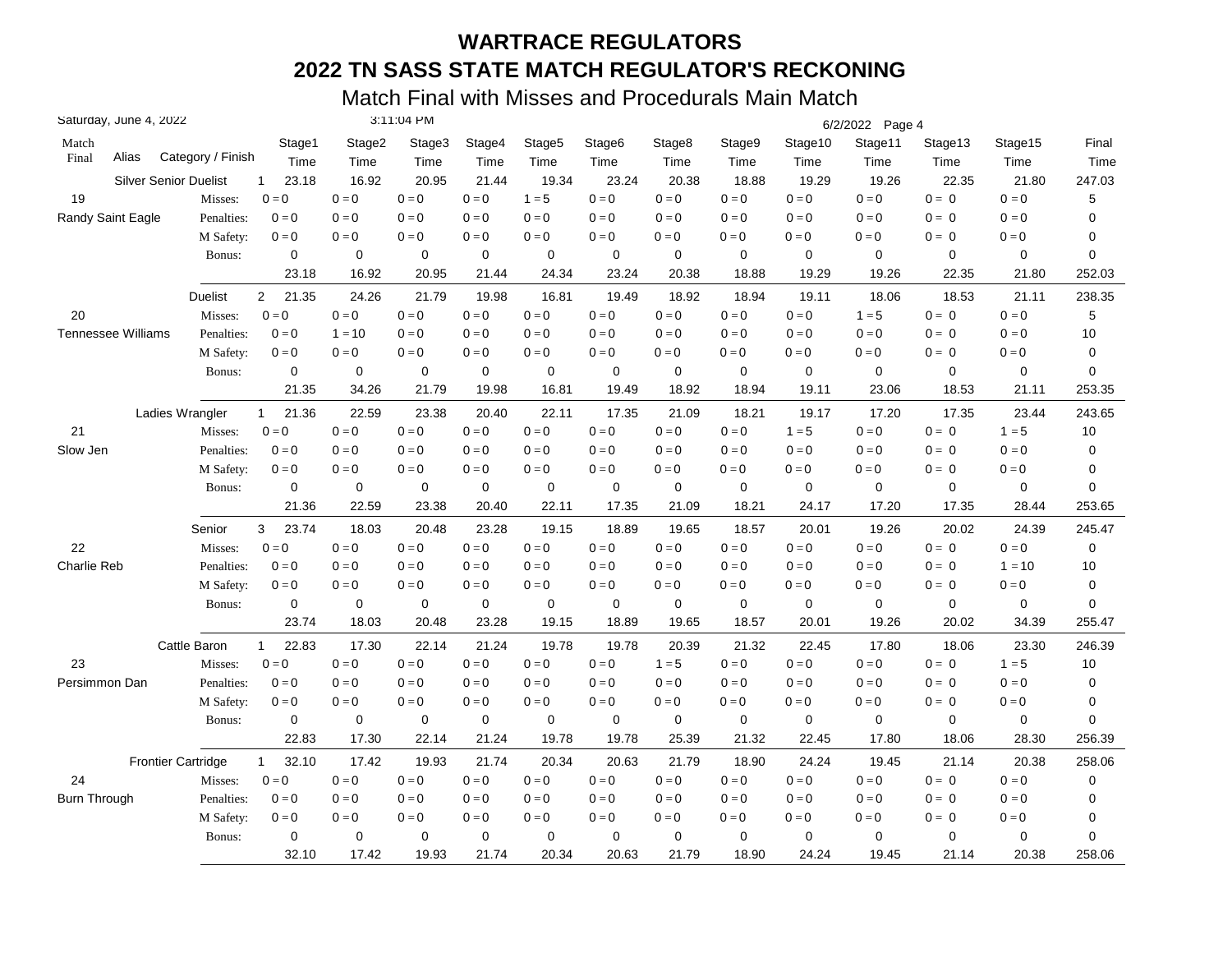# WARTRACE REGULATORS

## 2022 TN SASS STATE MATCH REGULATOR'S RECKONING

### Match Final with Misses and Procedurals Main Match

Saturday, June 4, 2022 3:11:04 PM 6/2/2022

| Match Final | Alias | Category / Finish | Stage1 Time | Stage2 Time | Stage3 Time | Stage4 Time | Stage5 Time | Stage6 Time | Stage8 Time | Stage9 Time | Stage10 Time | Stage11 Time | Stage13 Time | Stage15 Time | Final Time |
|---|---|---|---|---|---|---|---|---|---|---|---|---|---|---|---|
| | | Silver Senior Duelist 1 | 23.18 | 16.92 | 20.95 | 21.44 | 19.34 | 23.24 | 20.38 | 18.88 | 19.29 | 19.26 | 22.35 | 21.80 | 247.03 |
| 19 | | Misses: | 0 = 0 | 0 = 0 | 0 = 0 | 0 = 0 | 1 = 5 | 0 = 0 | 0 = 0 | 0 = 0 | 0 = 0 | 0 = 0 | 0 = 0 | 0 = 0 | 5 |
| | Randy Saint Eagle | Penalties: | 0 = 0 | 0 = 0 | 0 = 0 | 0 = 0 | 0 = 0 | 0 = 0 | 0 = 0 | 0 = 0 | 0 = 0 | 0 = 0 | 0 = 0 | 0 = 0 | 0 |
| | | M Safety: | 0 = 0 | 0 = 0 | 0 = 0 | 0 = 0 | 0 = 0 | 0 = 0 | 0 = 0 | 0 = 0 | 0 = 0 | 0 = 0 | 0 = 0 | 0 = 0 | 0 |
| | | Bonus: | 0 | 0 | 0 | 0 | 0 | 0 | 0 | 0 | 0 | 0 | 0 | 0 | 0 |
| | | | 23.18 | 16.92 | 20.95 | 21.44 | 24.34 | 23.24 | 20.38 | 18.88 | 19.29 | 19.26 | 22.35 | 21.80 | 252.03 |
| | | Duelist 2 | 21.35 | 24.26 | 21.79 | 19.98 | 16.81 | 19.49 | 18.92 | 18.94 | 19.11 | 18.06 | 18.53 | 21.11 | 238.35 |
| 20 | | Misses: | 0 = 0 | 0 = 0 | 0 = 0 | 0 = 0 | 0 = 0 | 0 = 0 | 0 = 0 | 0 = 0 | 0 = 0 | 1 = 5 | 0 = 0 | 0 = 0 | 5 |
| | Tennessee Williams | Penalties: | 0 = 0 | 1 = 10 | 0 = 0 | 0 = 0 | 0 = 0 | 0 = 0 | 0 = 0 | 0 = 0 | 0 = 0 | 0 = 0 | 0 = 0 | 0 = 0 | 10 |
| | | M Safety: | 0 = 0 | 0 = 0 | 0 = 0 | 0 = 0 | 0 = 0 | 0 = 0 | 0 = 0 | 0 = 0 | 0 = 0 | 0 = 0 | 0 = 0 | 0 = 0 | 0 |
| | | Bonus: | 0 | 0 | 0 | 0 | 0 | 0 | 0 | 0 | 0 | 0 | 0 | 0 | 0 |
| | | | 21.35 | 34.26 | 21.79 | 19.98 | 16.81 | 19.49 | 18.92 | 18.94 | 19.11 | 23.06 | 18.53 | 21.11 | 253.35 |
| | | Ladies Wrangler 1 | 21.36 | 22.59 | 23.38 | 20.40 | 22.11 | 17.35 | 21.09 | 18.21 | 19.17 | 17.20 | 17.35 | 23.44 | 243.65 |
| 21 | | Misses: | 0 = 0 | 0 = 0 | 0 = 0 | 0 = 0 | 0 = 0 | 0 = 0 | 0 = 0 | 0 = 0 | 1 = 5 | 0 = 0 | 0 = 0 | 1 = 5 | 10 |
| | Slow Jen | Penalties: | 0 = 0 | 0 = 0 | 0 = 0 | 0 = 0 | 0 = 0 | 0 = 0 | 0 = 0 | 0 = 0 | 0 = 0 | 0 = 0 | 0 = 0 | 0 = 0 | 0 |
| | | M Safety: | 0 = 0 | 0 = 0 | 0 = 0 | 0 = 0 | 0 = 0 | 0 = 0 | 0 = 0 | 0 = 0 | 0 = 0 | 0 = 0 | 0 = 0 | 0 = 0 | 0 |
| | | Bonus: | 0 | 0 | 0 | 0 | 0 | 0 | 0 | 0 | 0 | 0 | 0 | 0 | 0 |
| | | | 21.36 | 22.59 | 23.38 | 20.40 | 22.11 | 17.35 | 21.09 | 18.21 | 24.17 | 17.20 | 17.35 | 28.44 | 253.65 |
| | | Senior 3 | 23.74 | 18.03 | 20.48 | 23.28 | 19.15 | 18.89 | 19.65 | 18.57 | 20.01 | 19.26 | 20.02 | 24.39 | 245.47 |
| 22 | | Misses: | 0 = 0 | 0 = 0 | 0 = 0 | 0 = 0 | 0 = 0 | 0 = 0 | 0 = 0 | 0 = 0 | 0 = 0 | 0 = 0 | 0 = 0 | 0 = 0 | 0 |
| | Charlie Reb | Penalties: | 0 = 0 | 0 = 0 | 0 = 0 | 0 = 0 | 0 = 0 | 0 = 0 | 0 = 0 | 0 = 0 | 0 = 0 | 0 = 0 | 0 = 0 | 1 = 10 | 10 |
| | | M Safety: | 0 = 0 | 0 = 0 | 0 = 0 | 0 = 0 | 0 = 0 | 0 = 0 | 0 = 0 | 0 = 0 | 0 = 0 | 0 = 0 | 0 = 0 | 0 = 0 | 0 |
| | | Bonus: | 0 | 0 | 0 | 0 | 0 | 0 | 0 | 0 | 0 | 0 | 0 | 0 | 0 |
| | | | 23.74 | 18.03 | 20.48 | 23.28 | 19.15 | 18.89 | 19.65 | 18.57 | 20.01 | 19.26 | 20.02 | 34.39 | 255.47 |
| | | Cattle Baron 1 | 22.83 | 17.30 | 22.14 | 21.24 | 19.78 | 19.78 | 20.39 | 21.32 | 22.45 | 17.80 | 18.06 | 23.30 | 246.39 |
| 23 | | Misses: | 0 = 0 | 0 = 0 | 0 = 0 | 0 = 0 | 0 = 0 | 0 = 0 | 1 = 5 | 0 = 0 | 0 = 0 | 0 = 0 | 0 = 0 | 1 = 5 | 10 |
| | Persimmon Dan | Penalties: | 0 = 0 | 0 = 0 | 0 = 0 | 0 = 0 | 0 = 0 | 0 = 0 | 0 = 0 | 0 = 0 | 0 = 0 | 0 = 0 | 0 = 0 | 0 = 0 | 0 |
| | | M Safety: | 0 = 0 | 0 = 0 | 0 = 0 | 0 = 0 | 0 = 0 | 0 = 0 | 0 = 0 | 0 = 0 | 0 = 0 | 0 = 0 | 0 = 0 | 0 = 0 | 0 |
| | | Bonus: | 0 | 0 | 0 | 0 | 0 | 0 | 0 | 0 | 0 | 0 | 0 | 0 | 0 |
| | | | 22.83 | 17.30 | 22.14 | 21.24 | 19.78 | 19.78 | 25.39 | 21.32 | 22.45 | 17.80 | 18.06 | 28.30 | 256.39 |
| | | Frontier Cartridge 1 | 32.10 | 17.42 | 19.93 | 21.74 | 20.34 | 20.63 | 21.79 | 18.90 | 24.24 | 19.45 | 21.14 | 20.38 | 258.06 |
| 24 | | Misses: | 0 = 0 | 0 = 0 | 0 = 0 | 0 = 0 | 0 = 0 | 0 = 0 | 0 = 0 | 0 = 0 | 0 = 0 | 0 = 0 | 0 = 0 | 0 = 0 | 0 |
| | Burn Through | Penalties: | 0 = 0 | 0 = 0 | 0 = 0 | 0 = 0 | 0 = 0 | 0 = 0 | 0 = 0 | 0 = 0 | 0 = 0 | 0 = 0 | 0 = 0 | 0 = 0 | 0 |
| | | M Safety: | 0 = 0 | 0 = 0 | 0 = 0 | 0 = 0 | 0 = 0 | 0 = 0 | 0 = 0 | 0 = 0 | 0 = 0 | 0 = 0 | 0 = 0 | 0 = 0 | 0 |
| | | Bonus: | 0 | 0 | 0 | 0 | 0 | 0 | 0 | 0 | 0 | 0 | 0 | 0 | 0 |
| | | | 32.10 | 17.42 | 19.93 | 21.74 | 20.34 | 20.63 | 21.79 | 18.90 | 24.24 | 19.45 | 21.14 | 20.38 | 258.06 |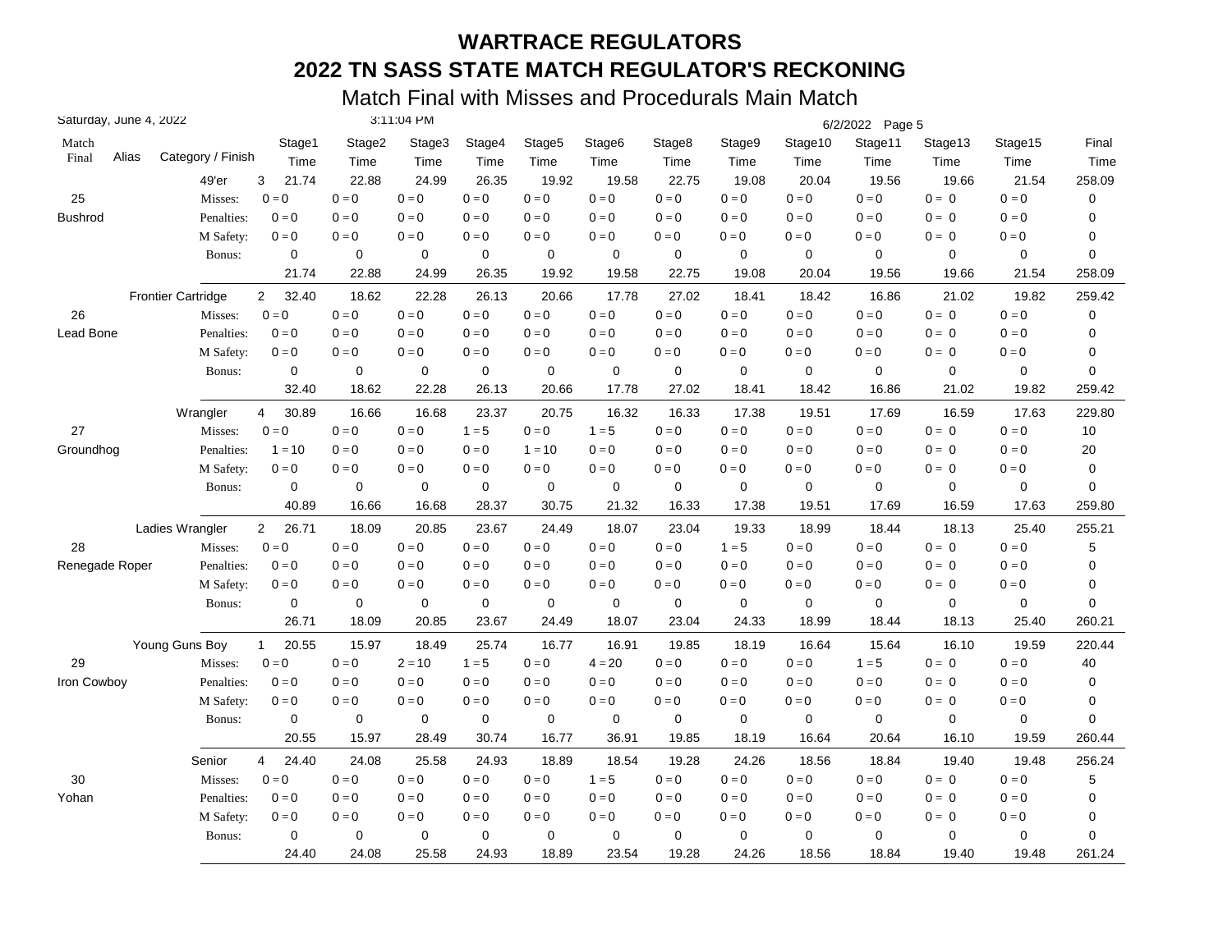# WARTRACE REGULATORS

# 2022 TN SASS STATE MATCH REGULATOR'S RECKONING

## Match Final with Misses and Procedurals Main Match

Saturday, June 4, 2022 3:11:04 PM 6/2/2022

| Match Final | Alias | Category / Finish | | Stage1 Time | Stage2 Time | Stage3 Time | Stage4 Time | Stage5 Time | Stage6 Time | Stage8 Time | Stage9 Time | Stage10 Time | Stage11 Time | Stage13 Time | Stage15 Time | Final Time |
|---|---|---|---|---|---|---|---|---|---|---|---|---|---|---|---|---|
| | | 49'er | 3 | 21.74 | 22.88 | 24.99 | 26.35 | 19.92 | 19.58 | 22.75 | 19.08 | 20.04 | 19.56 | 19.66 | 21.54 | 258.09 |
| 25 | | Misses: | | 0 = 0 | 0 = 0 | 0 = 0 | 0 = 0 | 0 = 0 | 0 = 0 | 0 = 0 | 0 = 0 | 0 = 0 | 0 = 0 | 0 = 0 | 0 = 0 | 0 |
| Bushrod | | Penalties: | | 0 = 0 | 0 = 0 | 0 = 0 | 0 = 0 | 0 = 0 | 0 = 0 | 0 = 0 | 0 = 0 | 0 = 0 | 0 = 0 | 0 = 0 | 0 = 0 | 0 |
| | | M Safety: | | 0 = 0 | 0 = 0 | 0 = 0 | 0 = 0 | 0 = 0 | 0 = 0 | 0 = 0 | 0 = 0 | 0 = 0 | 0 = 0 | 0 = 0 | 0 = 0 | 0 |
| | | Bonus: | | 0 | 0 | 0 | 0 | 0 | 0 | 0 | 0 | 0 | 0 | 0 | 0 | 0 |
| | | | | 21.74 | 22.88 | 24.99 | 26.35 | 19.92 | 19.58 | 22.75 | 19.08 | 20.04 | 19.56 | 19.66 | 21.54 | 258.09 |
| | | Frontier Cartridge | 2 | 32.40 | 18.62 | 22.28 | 26.13 | 20.66 | 17.78 | 27.02 | 18.41 | 18.42 | 16.86 | 21.02 | 19.82 | 259.42 |
| 26 | | Misses: | | 0 = 0 | 0 = 0 | 0 = 0 | 0 = 0 | 0 = 0 | 0 = 0 | 0 = 0 | 0 = 0 | 0 = 0 | 0 = 0 | 0 = 0 | 0 = 0 | 0 |
| Lead Bone | | Penalties: | | 0 = 0 | 0 = 0 | 0 = 0 | 0 = 0 | 0 = 0 | 0 = 0 | 0 = 0 | 0 = 0 | 0 = 0 | 0 = 0 | 0 = 0 | 0 = 0 | 0 |
| | | M Safety: | | 0 = 0 | 0 = 0 | 0 = 0 | 0 = 0 | 0 = 0 | 0 = 0 | 0 = 0 | 0 = 0 | 0 = 0 | 0 = 0 | 0 = 0 | 0 = 0 | 0 |
| | | Bonus: | | 0 | 0 | 0 | 0 | 0 | 0 | 0 | 0 | 0 | 0 | 0 | 0 | 0 |
| | | | | 32.40 | 18.62 | 22.28 | 26.13 | 20.66 | 17.78 | 27.02 | 18.41 | 18.42 | 16.86 | 21.02 | 19.82 | 259.42 |
| | | Wrangler | 4 | 30.89 | 16.66 | 16.68 | 23.37 | 20.75 | 16.32 | 16.33 | 17.38 | 19.51 | 17.69 | 16.59 | 17.63 | 229.80 |
| 27 | | Misses: | | 0 = 0 | 0 = 0 | 0 = 0 | 1 = 5 | 0 = 0 | 1 = 5 | 0 = 0 | 0 = 0 | 0 = 0 | 0 = 0 | 0 = 0 | 0 = 0 | 10 |
| Groundhog | | Penalties: | | 1 = 10 | 0 = 0 | 0 = 0 | 0 = 0 | 1 = 10 | 0 = 0 | 0 = 0 | 0 = 0 | 0 = 0 | 0 = 0 | 0 = 0 | 0 = 0 | 20 |
| | | M Safety: | | 0 = 0 | 0 = 0 | 0 = 0 | 0 = 0 | 0 = 0 | 0 = 0 | 0 = 0 | 0 = 0 | 0 = 0 | 0 = 0 | 0 = 0 | 0 = 0 | 0 |
| | | Bonus: | | 0 | 0 | 0 | 0 | 0 | 0 | 0 | 0 | 0 | 0 | 0 | 0 | 0 |
| | | | | 40.89 | 16.66 | 16.68 | 28.37 | 30.75 | 21.32 | 16.33 | 17.38 | 19.51 | 17.69 | 16.59 | 17.63 | 259.80 |
| | | Ladies Wrangler | 2 | 26.71 | 18.09 | 20.85 | 23.67 | 24.49 | 18.07 | 23.04 | 19.33 | 18.99 | 18.44 | 18.13 | 25.40 | 255.21 |
| 28 | | Misses: | | 0 = 0 | 0 = 0 | 0 = 0 | 0 = 0 | 0 = 0 | 0 = 0 | 0 = 0 | 1 = 5 | 0 = 0 | 0 = 0 | 0 = 0 | 0 = 0 | 5 |
| Renegade Roper | | Penalties: | | 0 = 0 | 0 = 0 | 0 = 0 | 0 = 0 | 0 = 0 | 0 = 0 | 0 = 0 | 0 = 0 | 0 = 0 | 0 = 0 | 0 = 0 | 0 = 0 | 0 |
| | | M Safety: | | 0 = 0 | 0 = 0 | 0 = 0 | 0 = 0 | 0 = 0 | 0 = 0 | 0 = 0 | 0 = 0 | 0 = 0 | 0 = 0 | 0 = 0 | 0 = 0 | 0 |
| | | Bonus: | | 0 | 0 | 0 | 0 | 0 | 0 | 0 | 0 | 0 | 0 | 0 | 0 | 0 |
| | | | | 26.71 | 18.09 | 20.85 | 23.67 | 24.49 | 18.07 | 23.04 | 24.33 | 18.99 | 18.44 | 18.13 | 25.40 | 260.21 |
| | | Young Guns Boy | 1 | 20.55 | 15.97 | 18.49 | 25.74 | 16.77 | 16.91 | 19.85 | 18.19 | 16.64 | 15.64 | 16.10 | 19.59 | 220.44 |
| 29 | | Misses: | | 0 = 0 | 0 = 0 | 2 = 10 | 1 = 5 | 0 = 0 | 4 = 20 | 0 = 0 | 0 = 0 | 0 = 0 | 1 = 5 | 0 = 0 | 0 = 0 | 40 |
| Iron Cowboy | | Penalties: | | 0 = 0 | 0 = 0 | 0 = 0 | 0 = 0 | 0 = 0 | 0 = 0 | 0 = 0 | 0 = 0 | 0 = 0 | 0 = 0 | 0 = 0 | 0 = 0 | 0 |
| | | M Safety: | | 0 = 0 | 0 = 0 | 0 = 0 | 0 = 0 | 0 = 0 | 0 = 0 | 0 = 0 | 0 = 0 | 0 = 0 | 0 = 0 | 0 = 0 | 0 = 0 | 0 |
| | | Bonus: | | 0 | 0 | 0 | 0 | 0 | 0 | 0 | 0 | 0 | 0 | 0 | 0 | 0 |
| | | | | 20.55 | 15.97 | 28.49 | 30.74 | 16.77 | 36.91 | 19.85 | 18.19 | 16.64 | 20.64 | 16.10 | 19.59 | 260.44 |
| | | Senior | 4 | 24.40 | 24.08 | 25.58 | 24.93 | 18.89 | 18.54 | 19.28 | 24.26 | 18.56 | 18.84 | 19.40 | 19.48 | 256.24 |
| 30 | | Misses: | | 0 = 0 | 0 = 0 | 0 = 0 | 0 = 0 | 0 = 0 | 1 = 5 | 0 = 0 | 0 = 0 | 0 = 0 | 0 = 0 | 0 = 0 | 0 = 0 | 5 |
| Yohan | | Penalties: | | 0 = 0 | 0 = 0 | 0 = 0 | 0 = 0 | 0 = 0 | 0 = 0 | 0 = 0 | 0 = 0 | 0 = 0 | 0 = 0 | 0 = 0 | 0 = 0 | 0 |
| | | M Safety: | | 0 = 0 | 0 = 0 | 0 = 0 | 0 = 0 | 0 = 0 | 0 = 0 | 0 = 0 | 0 = 0 | 0 = 0 | 0 = 0 | 0 = 0 | 0 = 0 | 0 |
| | | Bonus: | | 0 | 0 | 0 | 0 | 0 | 0 | 0 | 0 | 0 | 0 | 0 | 0 | 0 |
| | | | | 24.40 | 24.08 | 25.58 | 24.93 | 18.89 | 23.54 | 19.28 | 24.26 | 18.56 | 18.84 | 19.40 | 19.48 | 261.24 |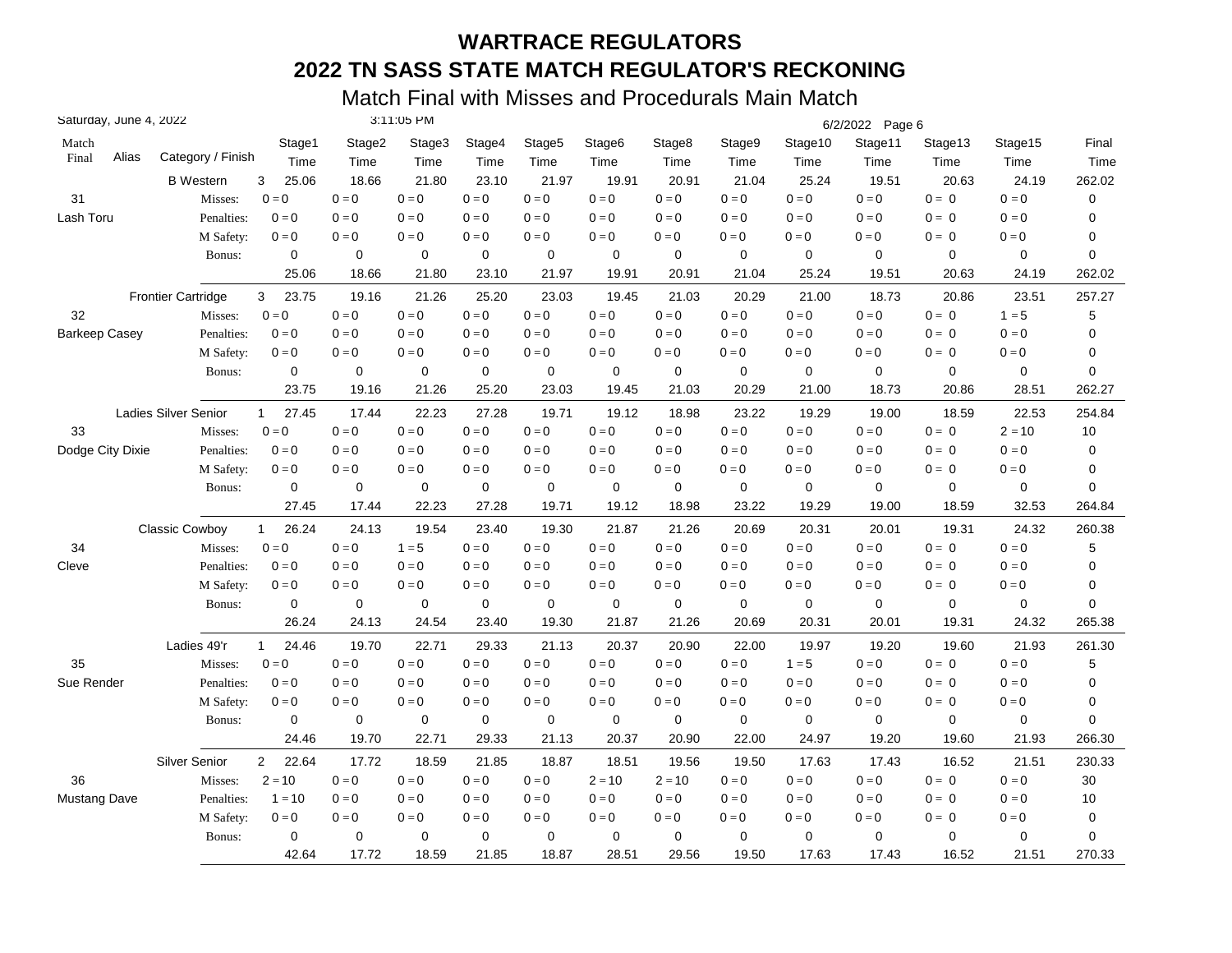# WARTRACE REGULATORS

## 2022 TN SASS STATE MATCH REGULATOR'S RECKONING

### Match Final with Misses and Procedurals Main Match

Saturday, June 4, 2022 — 3:11:05 PM — 6/2/2022

| Match Final | Alias | Category / Finish | | Stage1 Time | Stage2 Time | Stage3 Time | Stage4 Time | Stage5 Time | Stage6 Time | Stage8 Time | Stage9 Time | Stage10 Time | Stage11 Time | Stage13 Time | Stage15 Time | Final Time |
|---|---|---|---|---|---|---|---|---|---|---|---|---|---|---|---|---|
| | | B Western | 3 | 25.06 | 18.66 | 21.80 | 23.10 | 21.97 | 19.91 | 20.91 | 21.04 | 25.24 | 19.51 | 20.63 | 24.19 | 262.02 |
| 31 | | Misses: | | 0 = 0 | 0 = 0 | 0 = 0 | 0 = 0 | 0 = 0 | 0 = 0 | 0 = 0 | 0 = 0 | 0 = 0 | 0 = 0 | 0 = 0 | 0 = 0 | 0 |
| Lash Toru | | Penalties: | | 0 = 0 | 0 = 0 | 0 = 0 | 0 = 0 | 0 = 0 | 0 = 0 | 0 = 0 | 0 = 0 | 0 = 0 | 0 = 0 | 0 = 0 | 0 = 0 | 0 |
| | | M Safety: | | 0 = 0 | 0 = 0 | 0 = 0 | 0 = 0 | 0 = 0 | 0 = 0 | 0 = 0 | 0 = 0 | 0 = 0 | 0 = 0 | 0 = 0 | 0 = 0 | 0 |
| | | Bonus: | | 0 | 0 | 0 | 0 | 0 | 0 | 0 | 0 | 0 | 0 | 0 | 0 | 0 |
| | | | | 25.06 | 18.66 | 21.80 | 23.10 | 21.97 | 19.91 | 20.91 | 21.04 | 25.24 | 19.51 | 20.63 | 24.19 | 262.02 |
| | | Frontier Cartridge | 3 | 23.75 | 19.16 | 21.26 | 25.20 | 23.03 | 19.45 | 21.03 | 20.29 | 21.00 | 18.73 | 20.86 | 23.51 | 257.27 |
| 32 | | Misses: | | 0 = 0 | 0 = 0 | 0 = 0 | 0 = 0 | 0 = 0 | 0 = 0 | 0 = 0 | 0 = 0 | 0 = 0 | 0 = 0 | 0 = 0 | 1 = 5 | 5 |
| Barkeep Casey | | Penalties: | | 0 = 0 | 0 = 0 | 0 = 0 | 0 = 0 | 0 = 0 | 0 = 0 | 0 = 0 | 0 = 0 | 0 = 0 | 0 = 0 | 0 = 0 | 0 = 0 | 0 |
| | | M Safety: | | 0 = 0 | 0 = 0 | 0 = 0 | 0 = 0 | 0 = 0 | 0 = 0 | 0 = 0 | 0 = 0 | 0 = 0 | 0 = 0 | 0 = 0 | 0 = 0 | 0 |
| | | Bonus: | | 0 | 0 | 0 | 0 | 0 | 0 | 0 | 0 | 0 | 0 | 0 | 0 | 0 |
| | | | | 23.75 | 19.16 | 21.26 | 25.20 | 23.03 | 19.45 | 21.03 | 20.29 | 21.00 | 18.73 | 20.86 | 28.51 | 262.27 |
| | | Ladies Silver Senior | 1 | 27.45 | 17.44 | 22.23 | 27.28 | 19.71 | 19.12 | 18.98 | 23.22 | 19.29 | 19.00 | 18.59 | 22.53 | 254.84 |
| 33 | | Misses: | | 0 = 0 | 0 = 0 | 0 = 0 | 0 = 0 | 0 = 0 | 0 = 0 | 0 = 0 | 0 = 0 | 0 = 0 | 0 = 0 | 0 = 0 | 2 = 10 | 10 |
| Dodge City Dixie | | Penalties: | | 0 = 0 | 0 = 0 | 0 = 0 | 0 = 0 | 0 = 0 | 0 = 0 | 0 = 0 | 0 = 0 | 0 = 0 | 0 = 0 | 0 = 0 | 0 = 0 | 0 |
| | | M Safety: | | 0 = 0 | 0 = 0 | 0 = 0 | 0 = 0 | 0 = 0 | 0 = 0 | 0 = 0 | 0 = 0 | 0 = 0 | 0 = 0 | 0 = 0 | 0 = 0 | 0 |
| | | Bonus: | | 0 | 0 | 0 | 0 | 0 | 0 | 0 | 0 | 0 | 0 | 0 | 0 | 0 |
| | | | | 27.45 | 17.44 | 22.23 | 27.28 | 19.71 | 19.12 | 18.98 | 23.22 | 19.29 | 19.00 | 18.59 | 32.53 | 264.84 |
| | | Classic Cowboy | 1 | 26.24 | 24.13 | 19.54 | 23.40 | 19.30 | 21.87 | 21.26 | 20.69 | 20.31 | 20.01 | 19.31 | 24.32 | 260.38 |
| 34 | | Misses: | | 0 = 0 | 0 = 0 | 1 = 5 | 0 = 0 | 0 = 0 | 0 = 0 | 0 = 0 | 0 = 0 | 0 = 0 | 0 = 0 | 0 = 0 | 0 = 0 | 5 |
| Cleve | | Penalties: | | 0 = 0 | 0 = 0 | 0 = 0 | 0 = 0 | 0 = 0 | 0 = 0 | 0 = 0 | 0 = 0 | 0 = 0 | 0 = 0 | 0 = 0 | 0 = 0 | 0 |
| | | M Safety: | | 0 = 0 | 0 = 0 | 0 = 0 | 0 = 0 | 0 = 0 | 0 = 0 | 0 = 0 | 0 = 0 | 0 = 0 | 0 = 0 | 0 = 0 | 0 = 0 | 0 |
| | | Bonus: | | 0 | 0 | 0 | 0 | 0 | 0 | 0 | 0 | 0 | 0 | 0 | 0 | 0 |
| | | | | 26.24 | 24.13 | 24.54 | 23.40 | 19.30 | 21.87 | 21.26 | 20.69 | 20.31 | 20.01 | 19.31 | 24.32 | 265.38 |
| | | Ladies 49'r | 1 | 24.46 | 19.70 | 22.71 | 29.33 | 21.13 | 20.37 | 20.90 | 22.00 | 19.97 | 19.20 | 19.60 | 21.93 | 261.30 |
| 35 | | Misses: | | 0 = 0 | 0 = 0 | 0 = 0 | 0 = 0 | 0 = 0 | 0 = 0 | 0 = 0 | 0 = 0 | 1 = 5 | 0 = 0 | 0 = 0 | 0 = 0 | 5 |
| Sue Render | | Penalties: | | 0 = 0 | 0 = 0 | 0 = 0 | 0 = 0 | 0 = 0 | 0 = 0 | 0 = 0 | 0 = 0 | 0 = 0 | 0 = 0 | 0 = 0 | 0 = 0 | 0 |
| | | M Safety: | | 0 = 0 | 0 = 0 | 0 = 0 | 0 = 0 | 0 = 0 | 0 = 0 | 0 = 0 | 0 = 0 | 0 = 0 | 0 = 0 | 0 = 0 | 0 = 0 | 0 |
| | | Bonus: | | 0 | 0 | 0 | 0 | 0 | 0 | 0 | 0 | 0 | 0 | 0 | 0 | 0 |
| | | | | 24.46 | 19.70 | 22.71 | 29.33 | 21.13 | 20.37 | 20.90 | 22.00 | 24.97 | 19.20 | 19.60 | 21.93 | 266.30 |
| | | Silver Senior | 2 | 22.64 | 17.72 | 18.59 | 21.85 | 18.87 | 18.51 | 19.56 | 19.50 | 17.63 | 17.43 | 16.52 | 21.51 | 230.33 |
| 36 | | Misses: | | 2 = 10 | 0 = 0 | 0 = 0 | 0 = 0 | 0 = 0 | 2 = 10 | 2 = 10 | 0 = 0 | 0 = 0 | 0 = 0 | 0 = 0 | 0 = 0 | 30 |
| Mustang Dave | | Penalties: | | 1 = 10 | 0 = 0 | 0 = 0 | 0 = 0 | 0 = 0 | 0 = 0 | 0 = 0 | 0 = 0 | 0 = 0 | 0 = 0 | 0 = 0 | 0 = 0 | 10 |
| | | M Safety: | | 0 = 0 | 0 = 0 | 0 = 0 | 0 = 0 | 0 = 0 | 0 = 0 | 0 = 0 | 0 = 0 | 0 = 0 | 0 = 0 | 0 = 0 | 0 = 0 | 0 |
| | | Bonus: | | 0 | 0 | 0 | 0 | 0 | 0 | 0 | 0 | 0 | 0 | 0 | 0 | 0 |
| | | | | 42.64 | 17.72 | 18.59 | 21.85 | 18.87 | 28.51 | 29.56 | 19.50 | 17.63 | 17.43 | 16.52 | 21.51 | 270.33 |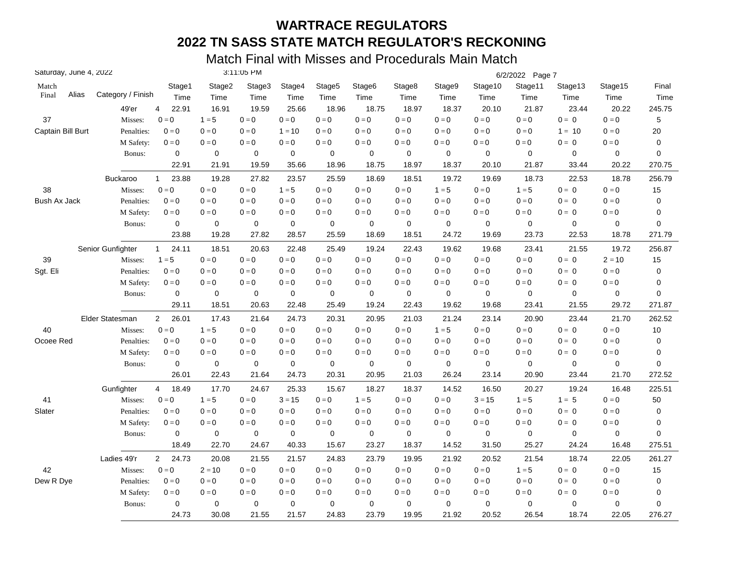# WARTRACE REGULATORS

## 2022 TN SASS STATE MATCH REGULATOR'S RECKONING

### Match Final with Misses and Procedurals Main Match

Saturday, June 4, 2022 — 3:11:05 PM — 6/2/2022

| Match Final | Alias | Category / Finish | | Stage1 Time | Stage2 Time | Stage3 Time | Stage4 Time | Stage5 Time | Stage6 Time | Stage8 Time | Stage9 Time | Stage10 Time | Stage11 Time | Stage13 Time | Stage15 Time | Final Time |
|---|---|---|---|---|---|---|---|---|---|---|---|---|---|---|---|---|
| | | 49'er | 4 | 22.91 | 16.91 | 19.59 | 25.66 | 18.96 | 18.75 | 18.97 | 18.37 | 20.10 | 21.87 | 23.44 | 20.22 | 245.75 |
| 37 | | Misses: | | 0 = 0 | 1 = 5 | 0 = 0 | 0 = 0 | 0 = 0 | 0 = 0 | 0 = 0 | 0 = 0 | 0 = 0 | 0 = 0 | 0 = 0 | 0 = 0 | 5 |
| Captain Bill Burt | | Penalties: | | 0 = 0 | 0 = 0 | 0 = 0 | 1 = 10 | 0 = 0 | 0 = 0 | 0 = 0 | 0 = 0 | 0 = 0 | 0 = 0 | 1 = 10 | 0 = 0 | 20 |
| | | M Safety: | | 0 = 0 | 0 = 0 | 0 = 0 | 0 = 0 | 0 = 0 | 0 = 0 | 0 = 0 | 0 = 0 | 0 = 0 | 0 = 0 | 0 = 0 | 0 = 0 | 0 |
| | | Bonus: | | 0 | 0 | 0 | 0 | 0 | 0 | 0 | 0 | 0 | 0 | 0 | 0 | 0 |
| | | | | 22.91 | 21.91 | 19.59 | 35.66 | 18.96 | 18.75 | 18.97 | 18.37 | 20.10 | 21.87 | 33.44 | 20.22 | 270.75 |
| | | Buckaroo | 1 | 23.88 | 19.28 | 27.82 | 23.57 | 25.59 | 18.69 | 18.51 | 19.72 | 19.69 | 18.73 | 22.53 | 18.78 | 256.79 |
| 38 | | Misses: | | 0 = 0 | 0 = 0 | 0 = 0 | 1 = 5 | 0 = 0 | 0 = 0 | 0 = 0 | 1 = 5 | 0 = 0 | 1 = 5 | 0 = 0 | 0 = 0 | 15 |
| Bush Ax Jack | | Penalties: | | 0 = 0 | 0 = 0 | 0 = 0 | 0 = 0 | 0 = 0 | 0 = 0 | 0 = 0 | 0 = 0 | 0 = 0 | 0 = 0 | 0 = 0 | 0 = 0 | 0 |
| | | M Safety: | | 0 = 0 | 0 = 0 | 0 = 0 | 0 = 0 | 0 = 0 | 0 = 0 | 0 = 0 | 0 = 0 | 0 = 0 | 0 = 0 | 0 = 0 | 0 = 0 | 0 |
| | | Bonus: | | 0 | 0 | 0 | 0 | 0 | 0 | 0 | 0 | 0 | 0 | 0 | 0 | 0 |
| | | | | 23.88 | 19.28 | 27.82 | 28.57 | 25.59 | 18.69 | 18.51 | 24.72 | 19.69 | 23.73 | 22.53 | 18.78 | 271.79 |
| | | Senior Gunfighter | 1 | 24.11 | 18.51 | 20.63 | 22.48 | 25.49 | 19.24 | 22.43 | 19.62 | 19.68 | 23.41 | 21.55 | 19.72 | 256.87 |
| 39 | | Misses: | | 1 = 5 | 0 = 0 | 0 = 0 | 0 = 0 | 0 = 0 | 0 = 0 | 0 = 0 | 0 = 0 | 0 = 0 | 0 = 0 | 0 = 0 | 2 = 10 | 15 |
| Sgt. Eli | | Penalties: | | 0 = 0 | 0 = 0 | 0 = 0 | 0 = 0 | 0 = 0 | 0 = 0 | 0 = 0 | 0 = 0 | 0 = 0 | 0 = 0 | 0 = 0 | 0 = 0 | 0 |
| | | M Safety: | | 0 = 0 | 0 = 0 | 0 = 0 | 0 = 0 | 0 = 0 | 0 = 0 | 0 = 0 | 0 = 0 | 0 = 0 | 0 = 0 | 0 = 0 | 0 = 0 | 0 |
| | | Bonus: | | 0 | 0 | 0 | 0 | 0 | 0 | 0 | 0 | 0 | 0 | 0 | 0 | 0 |
| | | | | 29.11 | 18.51 | 20.63 | 22.48 | 25.49 | 19.24 | 22.43 | 19.62 | 19.68 | 23.41 | 21.55 | 29.72 | 271.87 |
| | | Elder Statesman | 2 | 26.01 | 17.43 | 21.64 | 24.73 | 20.31 | 20.95 | 21.03 | 21.24 | 23.14 | 20.90 | 23.44 | 21.70 | 262.52 |
| 40 | | Misses: | | 0 = 0 | 1 = 5 | 0 = 0 | 0 = 0 | 0 = 0 | 0 = 0 | 0 = 0 | 1 = 5 | 0 = 0 | 0 = 0 | 0 = 0 | 0 = 0 | 10 |
| Ocoee Red | | Penalties: | | 0 = 0 | 0 = 0 | 0 = 0 | 0 = 0 | 0 = 0 | 0 = 0 | 0 = 0 | 0 = 0 | 0 = 0 | 0 = 0 | 0 = 0 | 0 = 0 | 0 |
| | | M Safety: | | 0 = 0 | 0 = 0 | 0 = 0 | 0 = 0 | 0 = 0 | 0 = 0 | 0 = 0 | 0 = 0 | 0 = 0 | 0 = 0 | 0 = 0 | 0 = 0 | 0 |
| | | Bonus: | | 0 | 0 | 0 | 0 | 0 | 0 | 0 | 0 | 0 | 0 | 0 | 0 | 0 |
| | | | | 26.01 | 22.43 | 21.64 | 24.73 | 20.31 | 20.95 | 21.03 | 26.24 | 23.14 | 20.90 | 23.44 | 21.70 | 272.52 |
| | | Gunfighter | 4 | 18.49 | 17.70 | 24.67 | 25.33 | 15.67 | 18.27 | 18.37 | 14.52 | 16.50 | 20.27 | 19.24 | 16.48 | 225.51 |
| 41 | | Misses: | | 0 = 0 | 1 = 5 | 0 = 0 | 3 = 15 | 0 = 0 | 1 = 5 | 0 = 0 | 0 = 0 | 3 = 15 | 1 = 5 | 1 = 5 | 0 = 0 | 50 |
| Slater | | Penalties: | | 0 = 0 | 0 = 0 | 0 = 0 | 0 = 0 | 0 = 0 | 0 = 0 | 0 = 0 | 0 = 0 | 0 = 0 | 0 = 0 | 0 = 0 | 0 = 0 | 0 |
| | | M Safety: | | 0 = 0 | 0 = 0 | 0 = 0 | 0 = 0 | 0 = 0 | 0 = 0 | 0 = 0 | 0 = 0 | 0 = 0 | 0 = 0 | 0 = 0 | 0 = 0 | 0 |
| | | Bonus: | | 0 | 0 | 0 | 0 | 0 | 0 | 0 | 0 | 0 | 0 | 0 | 0 | 0 |
| | | | | 18.49 | 22.70 | 24.67 | 40.33 | 15.67 | 23.27 | 18.37 | 14.52 | 31.50 | 25.27 | 24.24 | 16.48 | 275.51 |
| | | Ladies 49'r | 2 | 24.73 | 20.08 | 21.55 | 21.57 | 24.83 | 23.79 | 19.95 | 21.92 | 20.52 | 21.54 | 18.74 | 22.05 | 261.27 |
| 42 | | Misses: | | 0 = 0 | 2 = 10 | 0 = 0 | 0 = 0 | 0 = 0 | 0 = 0 | 0 = 0 | 0 = 0 | 0 = 0 | 1 = 5 | 0 = 0 | 0 = 0 | 15 |
| Dew R Dye | | Penalties: | | 0 = 0 | 0 = 0 | 0 = 0 | 0 = 0 | 0 = 0 | 0 = 0 | 0 = 0 | 0 = 0 | 0 = 0 | 0 = 0 | 0 = 0 | 0 = 0 | 0 |
| | | M Safety: | | 0 = 0 | 0 = 0 | 0 = 0 | 0 = 0 | 0 = 0 | 0 = 0 | 0 = 0 | 0 = 0 | 0 = 0 | 0 = 0 | 0 = 0 | 0 = 0 | 0 |
| | | Bonus: | | 0 | 0 | 0 | 0 | 0 | 0 | 0 | 0 | 0 | 0 | 0 | 0 | 0 |
| | | | | 24.73 | 30.08 | 21.55 | 21.57 | 24.83 | 23.79 | 19.95 | 21.92 | 20.52 | 26.54 | 18.74 | 22.05 | 276.27 |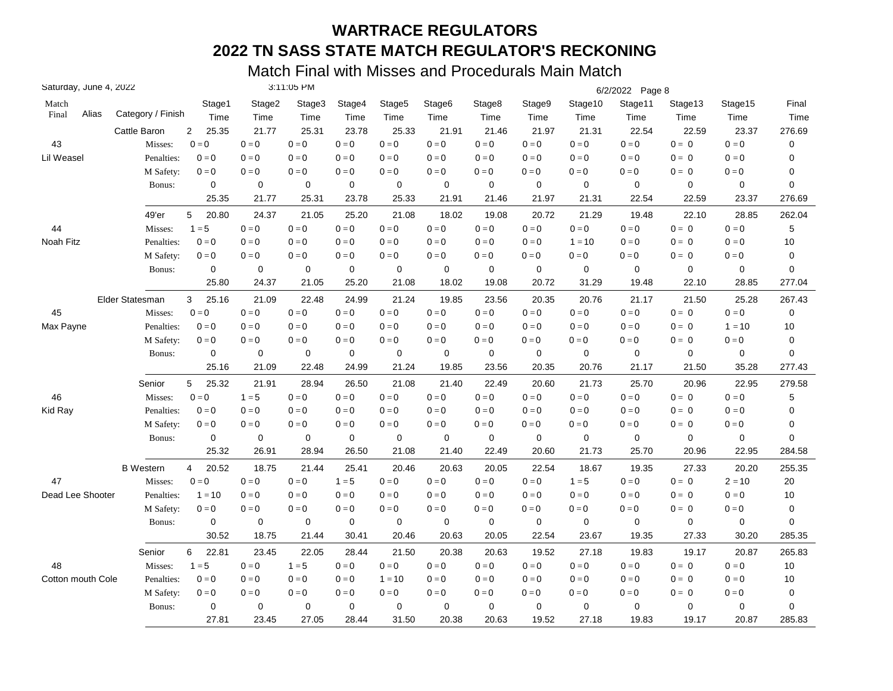# WARTRACE REGULATORS

# 2022 TN SASS STATE MATCH REGULATOR'S RECKONING

## Match Final with Misses and Procedurals Main Match

Saturday, June 4, 2022 3:11:05 PM 6/2/2022

| Match Final | Alias | Category / Finish | | Stage1 Time | Stage2 Time | Stage3 Time | Stage4 Time | Stage5 Time | Stage6 Time | Stage8 Time | Stage9 Time | Stage10 Time | Stage11 Time | Stage13 Time | Stage15 Time | Final Time |
|---|---|---|---|---|---|---|---|---|---|---|---|---|---|---|---|---|
| | | Cattle Baron | 2 | 25.35 | 21.77 | 25.31 | 23.78 | 25.33 | 21.91 | 21.46 | 21.97 | 21.31 | 22.54 | 22.59 | 23.37 | 276.69 |
| 43 | | Misses: | | 0 = 0 | 0 = 0 | 0 = 0 | 0 = 0 | 0 = 0 | 0 = 0 | 0 = 0 | 0 = 0 | 0 = 0 | 0 = 0 | 0 = 0 | 0 = 0 | 0 |
| Lil Weasel | | Penalties: | | 0 = 0 | 0 = 0 | 0 = 0 | 0 = 0 | 0 = 0 | 0 = 0 | 0 = 0 | 0 = 0 | 0 = 0 | 0 = 0 | 0 = 0 | 0 = 0 | 0 |
| | | M Safety: | | 0 = 0 | 0 = 0 | 0 = 0 | 0 = 0 | 0 = 0 | 0 = 0 | 0 = 0 | 0 = 0 | 0 = 0 | 0 = 0 | 0 = 0 | 0 = 0 | 0 |
| | | Bonus: | | 0 | 0 | 0 | 0 | 0 | 0 | 0 | 0 | 0 | 0 | 0 | 0 | 0 |
| | | | | 25.35 | 21.77 | 25.31 | 23.78 | 25.33 | 21.91 | 21.46 | 21.97 | 21.31 | 22.54 | 22.59 | 23.37 | 276.69 |
| | | 49'er | 5 | 20.80 | 24.37 | 21.05 | 25.20 | 21.08 | 18.02 | 19.08 | 20.72 | 21.29 | 19.48 | 22.10 | 28.85 | 262.04 |
| 44 | | Misses: | | 1 = 5 | 0 = 0 | 0 = 0 | 0 = 0 | 0 = 0 | 0 = 0 | 0 = 0 | 0 = 0 | 0 = 0 | 0 = 0 | 0 = 0 | 0 = 0 | 5 |
| Noah Fitz | | Penalties: | | 0 = 0 | 0 = 0 | 0 = 0 | 0 = 0 | 0 = 0 | 0 = 0 | 0 = 0 | 0 = 0 | 1 = 10 | 0 = 0 | 0 = 0 | 0 = 0 | 10 |
| | | M Safety: | | 0 = 0 | 0 = 0 | 0 = 0 | 0 = 0 | 0 = 0 | 0 = 0 | 0 = 0 | 0 = 0 | 0 = 0 | 0 = 0 | 0 = 0 | 0 = 0 | 0 |
| | | Bonus: | | 0 | 0 | 0 | 0 | 0 | 0 | 0 | 0 | 0 | 0 | 0 | 0 | 0 |
| | | | | 25.80 | 24.37 | 21.05 | 25.20 | 21.08 | 18.02 | 19.08 | 20.72 | 31.29 | 19.48 | 22.10 | 28.85 | 277.04 |
| | | Elder Statesman | 3 | 25.16 | 21.09 | 22.48 | 24.99 | 21.24 | 19.85 | 23.56 | 20.35 | 20.76 | 21.17 | 21.50 | 25.28 | 267.43 |
| 45 | | Misses: | | 0 = 0 | 0 = 0 | 0 = 0 | 0 = 0 | 0 = 0 | 0 = 0 | 0 = 0 | 0 = 0 | 0 = 0 | 0 = 0 | 0 = 0 | 0 = 0 | 0 |
| Max Payne | | Penalties: | | 0 = 0 | 0 = 0 | 0 = 0 | 0 = 0 | 0 = 0 | 0 = 0 | 0 = 0 | 0 = 0 | 0 = 0 | 0 = 0 | 0 = 0 | 1 = 10 | 10 |
| | | M Safety: | | 0 = 0 | 0 = 0 | 0 = 0 | 0 = 0 | 0 = 0 | 0 = 0 | 0 = 0 | 0 = 0 | 0 = 0 | 0 = 0 | 0 = 0 | 0 = 0 | 0 |
| | | Bonus: | | 0 | 0 | 0 | 0 | 0 | 0 | 0 | 0 | 0 | 0 | 0 | 0 | 0 |
| | | | | 25.16 | 21.09 | 22.48 | 24.99 | 21.24 | 19.85 | 23.56 | 20.35 | 20.76 | 21.17 | 21.50 | 35.28 | 277.43 |
| | | Senior | 5 | 25.32 | 21.91 | 28.94 | 26.50 | 21.08 | 21.40 | 22.49 | 20.60 | 21.73 | 25.70 | 20.96 | 22.95 | 279.58 |
| 46 | | Misses: | | 0 = 0 | 1 = 5 | 0 = 0 | 0 = 0 | 0 = 0 | 0 = 0 | 0 = 0 | 0 = 0 | 0 = 0 | 0 = 0 | 0 = 0 | 0 = 0 | 5 |
| Kid Ray | | Penalties: | | 0 = 0 | 0 = 0 | 0 = 0 | 0 = 0 | 0 = 0 | 0 = 0 | 0 = 0 | 0 = 0 | 0 = 0 | 0 = 0 | 0 = 0 | 0 = 0 | 0 |
| | | M Safety: | | 0 = 0 | 0 = 0 | 0 = 0 | 0 = 0 | 0 = 0 | 0 = 0 | 0 = 0 | 0 = 0 | 0 = 0 | 0 = 0 | 0 = 0 | 0 = 0 | 0 |
| | | Bonus: | | 0 | 0 | 0 | 0 | 0 | 0 | 0 | 0 | 0 | 0 | 0 | 0 | 0 |
| | | | | 25.32 | 26.91 | 28.94 | 26.50 | 21.08 | 21.40 | 22.49 | 20.60 | 21.73 | 25.70 | 20.96 | 22.95 | 284.58 |
| | | B Western | 4 | 20.52 | 18.75 | 21.44 | 25.41 | 20.46 | 20.63 | 20.05 | 22.54 | 18.67 | 19.35 | 27.33 | 20.20 | 255.35 |
| 47 | | Misses: | | 0 = 0 | 0 = 0 | 0 = 0 | 1 = 5 | 0 = 0 | 0 = 0 | 0 = 0 | 0 = 0 | 1 = 5 | 0 = 0 | 0 = 0 | 2 = 10 | 20 |
| Dead Lee Shooter | | Penalties: | | 1 = 10 | 0 = 0 | 0 = 0 | 0 = 0 | 0 = 0 | 0 = 0 | 0 = 0 | 0 = 0 | 0 = 0 | 0 = 0 | 0 = 0 | 0 = 0 | 10 |
| | | M Safety: | | 0 = 0 | 0 = 0 | 0 = 0 | 0 = 0 | 0 = 0 | 0 = 0 | 0 = 0 | 0 = 0 | 0 = 0 | 0 = 0 | 0 = 0 | 0 = 0 | 0 |
| | | Bonus: | | 0 | 0 | 0 | 0 | 0 | 0 | 0 | 0 | 0 | 0 | 0 | 0 | 0 |
| | | | | 30.52 | 18.75 | 21.44 | 30.41 | 20.46 | 20.63 | 20.05 | 22.54 | 23.67 | 19.35 | 27.33 | 30.20 | 285.35 |
| | | Senior | 6 | 22.81 | 23.45 | 22.05 | 28.44 | 21.50 | 20.38 | 20.63 | 19.52 | 27.18 | 19.83 | 19.17 | 20.87 | 265.83 |
| 48 | | Misses: | | 1 = 5 | 0 = 0 | 1 = 5 | 0 = 0 | 0 = 0 | 0 = 0 | 0 = 0 | 0 = 0 | 0 = 0 | 0 = 0 | 0 = 0 | 0 = 0 | 10 |
| Cotton mouth Cole | | Penalties: | | 0 = 0 | 0 = 0 | 0 = 0 | 0 = 0 | 1 = 10 | 0 = 0 | 0 = 0 | 0 = 0 | 0 = 0 | 0 = 0 | 0 = 0 | 0 = 0 | 10 |
| | | M Safety: | | 0 = 0 | 0 = 0 | 0 = 0 | 0 = 0 | 0 = 0 | 0 = 0 | 0 = 0 | 0 = 0 | 0 = 0 | 0 = 0 | 0 = 0 | 0 = 0 | 0 |
| | | Bonus: | | 0 | 0 | 0 | 0 | 0 | 0 | 0 | 0 | 0 | 0 | 0 | 0 | 0 |
| | | | | 27.81 | 23.45 | 27.05 | 28.44 | 31.50 | 20.38 | 20.63 | 19.52 | 27.18 | 19.83 | 19.17 | 20.87 | 285.83 |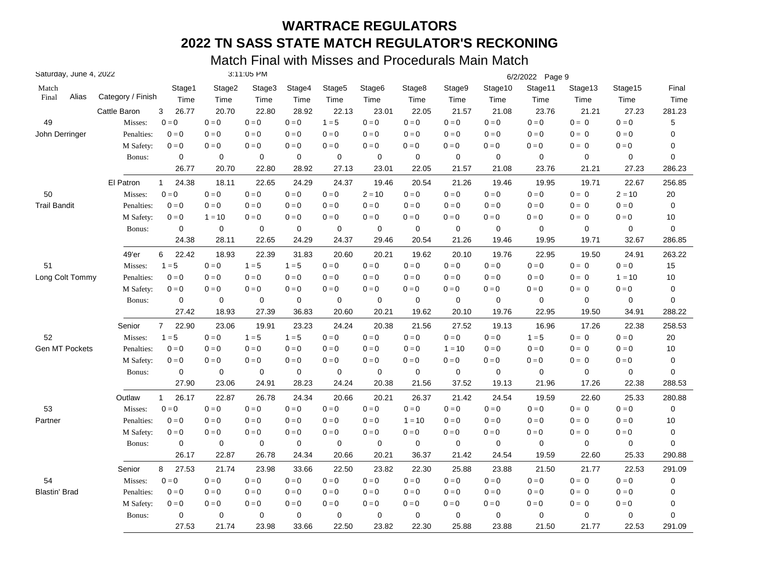# WARTRACE REGULATORS

# 2022 TN SASS STATE MATCH REGULATOR'S RECKONING

## Match Final with Misses and Procedurals Main Match

Saturday, June 4, 2022 — 3:11:05 PM — 6/2/2022

| Match Final | Alias | Category / Finish | | Stage1 Time | Stage2 Time | Stage3 Time | Stage4 Time | Stage5 Time | Stage6 Time | Stage8 Time | Stage9 Time | Stage10 Time | Stage11 Time | Stage13 Time | Stage15 Time | Final Time |
|---|---|---|---|---|---|---|---|---|---|---|---|---|---|---|---|---|
| | | Cattle Baron | 3 | 26.77 | 20.70 | 22.80 | 28.92 | 22.13 | 23.01 | 22.05 | 21.57 | 21.08 | 23.76 | 21.21 | 27.23 | 281.23 |
| 49 | | Misses: | | 0 = 0 | 0 = 0 | 0 = 0 | 0 = 0 | 1 = 5 | 0 = 0 | 0 = 0 | 0 = 0 | 0 = 0 | 0 = 0 | 0 = 0 | 0 = 0 | 5 |
| John Derringer | | Penalties: | | 0 = 0 | 0 = 0 | 0 = 0 | 0 = 0 | 0 = 0 | 0 = 0 | 0 = 0 | 0 = 0 | 0 = 0 | 0 = 0 | 0 = 0 | 0 = 0 | 0 |
| | | M Safety: | | 0 = 0 | 0 = 0 | 0 = 0 | 0 = 0 | 0 = 0 | 0 = 0 | 0 = 0 | 0 = 0 | 0 = 0 | 0 = 0 | 0 = 0 | 0 = 0 | 0 |
| | | Bonus: | | 0 | 0 | 0 | 0 | 0 | 0 | 0 | 0 | 0 | 0 | 0 | 0 | 0 |
| | | | | 26.77 | 20.70 | 22.80 | 28.92 | 27.13 | 23.01 | 22.05 | 21.57 | 21.08 | 23.76 | 21.21 | 27.23 | 286.23 |
| | | El Patron | 1 | 24.38 | 18.11 | 22.65 | 24.29 | 24.37 | 19.46 | 20.54 | 21.26 | 19.46 | 19.95 | 19.71 | 22.67 | 256.85 |
| 50 | | Misses: | | 0 = 0 | 0 = 0 | 0 = 0 | 0 = 0 | 0 = 0 | 2 = 10 | 0 = 0 | 0 = 0 | 0 = 0 | 0 = 0 | 0 = 0 | 2 = 10 | 20 |
| Trail Bandit | | Penalties: | | 0 = 0 | 0 = 0 | 0 = 0 | 0 = 0 | 0 = 0 | 0 = 0 | 0 = 0 | 0 = 0 | 0 = 0 | 0 = 0 | 0 = 0 | 0 = 0 | 0 |
| | | M Safety: | | 0 = 0 | 1 = 10 | 0 = 0 | 0 = 0 | 0 = 0 | 0 = 0 | 0 = 0 | 0 = 0 | 0 = 0 | 0 = 0 | 0 = 0 | 0 = 0 | 10 |
| | | Bonus: | | 0 | 0 | 0 | 0 | 0 | 0 | 0 | 0 | 0 | 0 | 0 | 0 | 0 |
| | | | | 24.38 | 28.11 | 22.65 | 24.29 | 24.37 | 29.46 | 20.54 | 21.26 | 19.46 | 19.95 | 19.71 | 32.67 | 286.85 |
| | | 49'er | 6 | 22.42 | 18.93 | 22.39 | 31.83 | 20.60 | 20.21 | 19.62 | 20.10 | 19.76 | 22.95 | 19.50 | 24.91 | 263.22 |
| 51 | | Misses: | | 1 = 5 | 0 = 0 | 1 = 5 | 1 = 5 | 0 = 0 | 0 = 0 | 0 = 0 | 0 = 0 | 0 = 0 | 0 = 0 | 0 = 0 | 0 = 0 | 15 |
| Long Colt Tommy | | Penalties: | | 0 = 0 | 0 = 0 | 0 = 0 | 0 = 0 | 0 = 0 | 0 = 0 | 0 = 0 | 0 = 0 | 0 = 0 | 0 = 0 | 0 = 0 | 1 = 10 | 10 |
| | | M Safety: | | 0 = 0 | 0 = 0 | 0 = 0 | 0 = 0 | 0 = 0 | 0 = 0 | 0 = 0 | 0 = 0 | 0 = 0 | 0 = 0 | 0 = 0 | 0 = 0 | 0 |
| | | Bonus: | | 0 | 0 | 0 | 0 | 0 | 0 | 0 | 0 | 0 | 0 | 0 | 0 | 0 |
| | | | | 27.42 | 18.93 | 27.39 | 36.83 | 20.60 | 20.21 | 19.62 | 20.10 | 19.76 | 22.95 | 19.50 | 34.91 | 288.22 |
| | | Senior | 7 | 22.90 | 23.06 | 19.91 | 23.23 | 24.24 | 20.38 | 21.56 | 27.52 | 19.13 | 16.96 | 17.26 | 22.38 | 258.53 |
| 52 | | Misses: | | 1 = 5 | 0 = 0 | 1 = 5 | 1 = 5 | 0 = 0 | 0 = 0 | 0 = 0 | 0 = 0 | 0 = 0 | 1 = 5 | 0 = 0 | 0 = 0 | 20 |
| Gen MT Pockets | | Penalties: | | 0 = 0 | 0 = 0 | 0 = 0 | 0 = 0 | 0 = 0 | 0 = 0 | 0 = 0 | 1 = 10 | 0 = 0 | 0 = 0 | 0 = 0 | 0 = 0 | 10 |
| | | M Safety: | | 0 = 0 | 0 = 0 | 0 = 0 | 0 = 0 | 0 = 0 | 0 = 0 | 0 = 0 | 0 = 0 | 0 = 0 | 0 = 0 | 0 = 0 | 0 = 0 | 0 |
| | | Bonus: | | 0 | 0 | 0 | 0 | 0 | 0 | 0 | 0 | 0 | 0 | 0 | 0 | 0 |
| | | | | 27.90 | 23.06 | 24.91 | 28.23 | 24.24 | 20.38 | 21.56 | 37.52 | 19.13 | 21.96 | 17.26 | 22.38 | 288.53 |
| | | Outlaw | 1 | 26.17 | 22.87 | 26.78 | 24.34 | 20.66 | 20.21 | 26.37 | 21.42 | 24.54 | 19.59 | 22.60 | 25.33 | 280.88 |
| 53 | | Misses: | | 0 = 0 | 0 = 0 | 0 = 0 | 0 = 0 | 0 = 0 | 0 = 0 | 0 = 0 | 0 = 0 | 0 = 0 | 0 = 0 | 0 = 0 | 0 = 0 | 0 |
| Partner | | Penalties: | | 0 = 0 | 0 = 0 | 0 = 0 | 0 = 0 | 0 = 0 | 0 = 0 | 1 = 10 | 0 = 0 | 0 = 0 | 0 = 0 | 0 = 0 | 0 = 0 | 10 |
| | | M Safety: | | 0 = 0 | 0 = 0 | 0 = 0 | 0 = 0 | 0 = 0 | 0 = 0 | 0 = 0 | 0 = 0 | 0 = 0 | 0 = 0 | 0 = 0 | 0 = 0 | 0 |
| | | Bonus: | | 0 | 0 | 0 | 0 | 0 | 0 | 0 | 0 | 0 | 0 | 0 | 0 | 0 |
| | | | | 26.17 | 22.87 | 26.78 | 24.34 | 20.66 | 20.21 | 36.37 | 21.42 | 24.54 | 19.59 | 22.60 | 25.33 | 290.88 |
| | | Senior | 8 | 27.53 | 21.74 | 23.98 | 33.66 | 22.50 | 23.82 | 22.30 | 25.88 | 23.88 | 21.50 | 21.77 | 22.53 | 291.09 |
| 54 | | Misses: | | 0 = 0 | 0 = 0 | 0 = 0 | 0 = 0 | 0 = 0 | 0 = 0 | 0 = 0 | 0 = 0 | 0 = 0 | 0 = 0 | 0 = 0 | 0 = 0 | 0 |
| Blastin' Brad | | Penalties: | | 0 = 0 | 0 = 0 | 0 = 0 | 0 = 0 | 0 = 0 | 0 = 0 | 0 = 0 | 0 = 0 | 0 = 0 | 0 = 0 | 0 = 0 | 0 = 0 | 0 |
| | | M Safety: | | 0 = 0 | 0 = 0 | 0 = 0 | 0 = 0 | 0 = 0 | 0 = 0 | 0 = 0 | 0 = 0 | 0 = 0 | 0 = 0 | 0 = 0 | 0 = 0 | 0 |
| | | Bonus: | | 0 | 0 | 0 | 0 | 0 | 0 | 0 | 0 | 0 | 0 | 0 | 0 | 0 |
| | | | | 27.53 | 21.74 | 23.98 | 33.66 | 22.50 | 23.82 | 22.30 | 25.88 | 23.88 | 21.50 | 21.77 | 22.53 | 291.09 |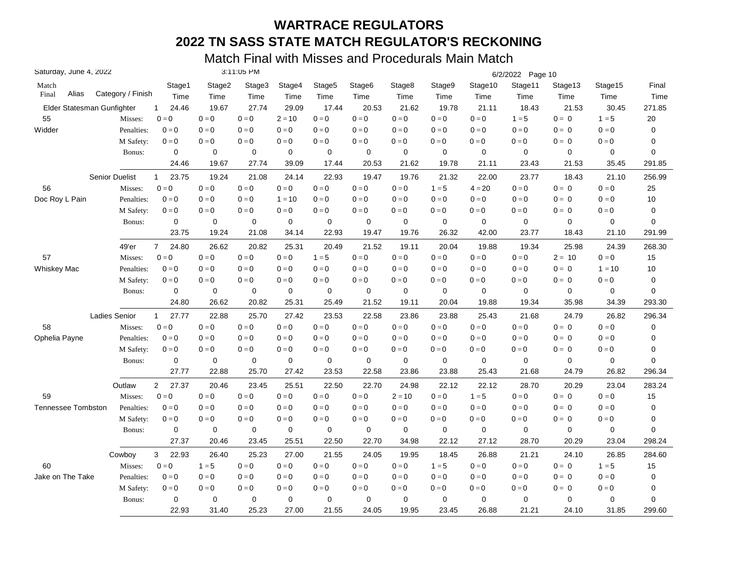# WARTRACE REGULATORS

# 2022 TN SASS STATE MATCH REGULATOR'S RECKONING

## Match Final with Misses and Procedurals Main Match

Saturday, June 4, 2022 3:11:05 PM 6/2/2022

| Match Final | Alias | Category / Finish | Stage1 Time | Stage2 Time | Stage3 Time | Stage4 Time | Stage5 Time | Stage6 Time | Stage8 Time | Stage9 Time | Stage10 Time | Stage11 Time | Stage13 Time | Stage15 Time | Final Time |
|---|---|---|---|---|---|---|---|---|---|---|---|---|---|---|---|
| | | Elder Statesman Gunfighter 1 | 24.46 | 19.67 | 27.74 | 29.09 | 17.44 | 20.53 | 21.62 | 19.78 | 21.11 | 18.43 | 21.53 | 30.45 | 271.85 |
| 55 | | Misses: | 0 = 0 | 0 = 0 | 0 = 0 | 2 = 10 | 0 = 0 | 0 = 0 | 0 = 0 | 0 = 0 | 0 = 0 | 1 = 5 | 0 = 0 | 1 = 5 | 20 |
| Widder | | Penalties: | 0 = 0 | 0 = 0 | 0 = 0 | 0 = 0 | 0 = 0 | 0 = 0 | 0 = 0 | 0 = 0 | 0 = 0 | 0 = 0 | 0 = 0 | 0 = 0 | 0 |
| | | M Safety: | 0 = 0 | 0 = 0 | 0 = 0 | 0 = 0 | 0 = 0 | 0 = 0 | 0 = 0 | 0 = 0 | 0 = 0 | 0 = 0 | 0 = 0 | 0 = 0 | 0 |
| | | Bonus: | 0 | 0 | 0 | 0 | 0 | 0 | 0 | 0 | 0 | 0 | 0 | 0 | 0 |
| | | | 24.46 | 19.67 | 27.74 | 39.09 | 17.44 | 20.53 | 21.62 | 19.78 | 21.11 | 23.43 | 21.53 | 35.45 | 291.85 |
| | | Senior Duelist 1 | 23.75 | 19.24 | 21.08 | 24.14 | 22.93 | 19.47 | 19.76 | 21.32 | 22.00 | 23.77 | 18.43 | 21.10 | 256.99 |
| 56 | | Misses: | 0 = 0 | 0 = 0 | 0 = 0 | 0 = 0 | 0 = 0 | 0 = 0 | 0 = 0 | 1 = 5 | 4 = 20 | 0 = 0 | 0 = 0 | 0 = 0 | 25 |
| Doc Roy L Pain | | Penalties: | 0 = 0 | 0 = 0 | 0 = 0 | 1 = 10 | 0 = 0 | 0 = 0 | 0 = 0 | 0 = 0 | 0 = 0 | 0 = 0 | 0 = 0 | 0 = 0 | 10 |
| | | M Safety: | 0 = 0 | 0 = 0 | 0 = 0 | 0 = 0 | 0 = 0 | 0 = 0 | 0 = 0 | 0 = 0 | 0 = 0 | 0 = 0 | 0 = 0 | 0 = 0 | 0 |
| | | Bonus: | 0 | 0 | 0 | 0 | 0 | 0 | 0 | 0 | 0 | 0 | 0 | 0 | 0 |
| | | | 23.75 | 19.24 | 21.08 | 34.14 | 22.93 | 19.47 | 19.76 | 26.32 | 42.00 | 23.77 | 18.43 | 21.10 | 291.99 |
| | | 49'er 7 | 24.80 | 26.62 | 20.82 | 25.31 | 20.49 | 21.52 | 19.11 | 20.04 | 19.88 | 19.34 | 25.98 | 24.39 | 268.30 |
| 57 | | Misses: | 0 = 0 | 0 = 0 | 0 = 0 | 0 = 0 | 1 = 5 | 0 = 0 | 0 = 0 | 0 = 0 | 0 = 0 | 0 = 0 | 2 = 10 | 0 = 0 | 15 |
| Whiskey Mac | | Penalties: | 0 = 0 | 0 = 0 | 0 = 0 | 0 = 0 | 0 = 0 | 0 = 0 | 0 = 0 | 0 = 0 | 0 = 0 | 0 = 0 | 0 = 0 | 1 = 10 | 10 |
| | | M Safety: | 0 = 0 | 0 = 0 | 0 = 0 | 0 = 0 | 0 = 0 | 0 = 0 | 0 = 0 | 0 = 0 | 0 = 0 | 0 = 0 | 0 = 0 | 0 = 0 | 0 |
| | | Bonus: | 0 | 0 | 0 | 0 | 0 | 0 | 0 | 0 | 0 | 0 | 0 | 0 | 0 |
| | | | 24.80 | 26.62 | 20.82 | 25.31 | 25.49 | 21.52 | 19.11 | 20.04 | 19.88 | 19.34 | 35.98 | 34.39 | 293.30 |
| | | Ladies Senior 1 | 27.77 | 22.88 | 25.70 | 27.42 | 23.53 | 22.58 | 23.86 | 23.88 | 25.43 | 21.68 | 24.79 | 26.82 | 296.34 |
| 58 | | Misses: | 0 = 0 | 0 = 0 | 0 = 0 | 0 = 0 | 0 = 0 | 0 = 0 | 0 = 0 | 0 = 0 | 0 = 0 | 0 = 0 | 0 = 0 | 0 = 0 | 0 |
| Ophelia Payne | | Penalties: | 0 = 0 | 0 = 0 | 0 = 0 | 0 = 0 | 0 = 0 | 0 = 0 | 0 = 0 | 0 = 0 | 0 = 0 | 0 = 0 | 0 = 0 | 0 = 0 | 0 |
| | | M Safety: | 0 = 0 | 0 = 0 | 0 = 0 | 0 = 0 | 0 = 0 | 0 = 0 | 0 = 0 | 0 = 0 | 0 = 0 | 0 = 0 | 0 = 0 | 0 = 0 | 0 |
| | | Bonus: | 0 | 0 | 0 | 0 | 0 | 0 | 0 | 0 | 0 | 0 | 0 | 0 | 0 |
| | | | 27.77 | 22.88 | 25.70 | 27.42 | 23.53 | 22.58 | 23.86 | 23.88 | 25.43 | 21.68 | 24.79 | 26.82 | 296.34 |
| | | Outlaw 2 | 27.37 | 20.46 | 23.45 | 25.51 | 22.50 | 22.70 | 24.98 | 22.12 | 22.12 | 28.70 | 20.29 | 23.04 | 283.24 |
| 59 | | Misses: | 0 = 0 | 0 = 0 | 0 = 0 | 0 = 0 | 0 = 0 | 0 = 0 | 2 = 10 | 0 = 0 | 1 = 5 | 0 = 0 | 0 = 0 | 0 = 0 | 15 |
| Tennessee Tombston | | Penalties: | 0 = 0 | 0 = 0 | 0 = 0 | 0 = 0 | 0 = 0 | 0 = 0 | 0 = 0 | 0 = 0 | 0 = 0 | 0 = 0 | 0 = 0 | 0 = 0 | 0 |
| | | M Safety: | 0 = 0 | 0 = 0 | 0 = 0 | 0 = 0 | 0 = 0 | 0 = 0 | 0 = 0 | 0 = 0 | 0 = 0 | 0 = 0 | 0 = 0 | 0 = 0 | 0 |
| | | Bonus: | 0 | 0 | 0 | 0 | 0 | 0 | 0 | 0 | 0 | 0 | 0 | 0 | 0 |
| | | | 27.37 | 20.46 | 23.45 | 25.51 | 22.50 | 22.70 | 34.98 | 22.12 | 27.12 | 28.70 | 20.29 | 23.04 | 298.24 |
| | | Cowboy 3 | 22.93 | 26.40 | 25.23 | 27.00 | 21.55 | 24.05 | 19.95 | 18.45 | 26.88 | 21.21 | 24.10 | 26.85 | 284.60 |
| 60 | | Misses: | 0 = 0 | 1 = 5 | 0 = 0 | 0 = 0 | 0 = 0 | 0 = 0 | 0 = 0 | 1 = 5 | 0 = 0 | 0 = 0 | 0 = 0 | 1 = 5 | 15 |
| Jake on The Take | | Penalties: | 0 = 0 | 0 = 0 | 0 = 0 | 0 = 0 | 0 = 0 | 0 = 0 | 0 = 0 | 0 = 0 | 0 = 0 | 0 = 0 | 0 = 0 | 0 = 0 | 0 |
| | | M Safety: | 0 = 0 | 0 = 0 | 0 = 0 | 0 = 0 | 0 = 0 | 0 = 0 | 0 = 0 | 0 = 0 | 0 = 0 | 0 = 0 | 0 = 0 | 0 = 0 | 0 |
| | | Bonus: | 0 | 0 | 0 | 0 | 0 | 0 | 0 | 0 | 0 | 0 | 0 | 0 | 0 |
| | | | 22.93 | 31.40 | 25.23 | 27.00 | 21.55 | 24.05 | 19.95 | 23.45 | 26.88 | 21.21 | 24.10 | 31.85 | 299.60 |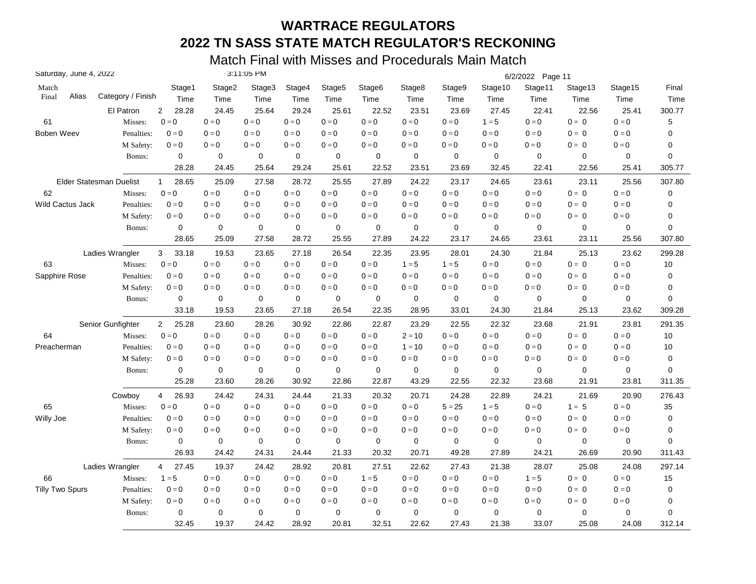# WARTRACE REGULATORS

# 2022 TN SASS STATE MATCH REGULATOR'S RECKONING

## Match Final with Misses and Procedurals Main Match

Saturday, June 4, 2022 3:11:05 PM 6/2/2022

| Match Final | Alias | Category / Finish | | Stage1 Time | Stage2 Time | Stage3 Time | Stage4 Time | Stage5 Time | Stage6 Time | Stage8 Time | Stage9 Time | Stage10 Time | Stage11 Time | Stage13 Time | Stage15 Time | Final Time |
|---|---|---|---|---|---|---|---|---|---|---|---|---|---|---|---|---|
| | | El Patron | 2 | 28.28 | 24.45 | 25.64 | 29.24 | 25.61 | 22.52 | 23.51 | 23.69 | 27.45 | 22.41 | 22.56 | 25.41 | 300.77 |
| 61 | | Misses: | | 0 = 0 | 0 = 0 | 0 = 0 | 0 = 0 | 0 = 0 | 0 = 0 | 0 = 0 | 0 = 0 | 1 = 5 | 0 = 0 | 0 = 0 | 0 = 0 | 5 |
| Boben Weev | | Penalties: | | 0 = 0 | 0 = 0 | 0 = 0 | 0 = 0 | 0 = 0 | 0 = 0 | 0 = 0 | 0 = 0 | 0 = 0 | 0 = 0 | 0 = 0 | 0 = 0 | 0 |
| | | M Safety: | | 0 = 0 | 0 = 0 | 0 = 0 | 0 = 0 | 0 = 0 | 0 = 0 | 0 = 0 | 0 = 0 | 0 = 0 | 0 = 0 | 0 = 0 | 0 = 0 | 0 |
| | | Bonus: | | 0 | 0 | 0 | 0 | 0 | 0 | 0 | 0 | 0 | 0 | 0 | 0 | 0 |
| | | | | 28.28 | 24.45 | 25.64 | 29.24 | 25.61 | 22.52 | 23.51 | 23.69 | 32.45 | 22.41 | 22.56 | 25.41 | 305.77 |
| | | Elder Statesman Duelist | 1 | 28.65 | 25.09 | 27.58 | 28.72 | 25.55 | 27.89 | 24.22 | 23.17 | 24.65 | 23.61 | 23.11 | 25.56 | 307.80 |
| 62 | | Misses: | | 0 = 0 | 0 = 0 | 0 = 0 | 0 = 0 | 0 = 0 | 0 = 0 | 0 = 0 | 0 = 0 | 0 = 0 | 0 = 0 | 0 = 0 | 0 = 0 | 0 |
| Wild Cactus Jack | | Penalties: | | 0 = 0 | 0 = 0 | 0 = 0 | 0 = 0 | 0 = 0 | 0 = 0 | 0 = 0 | 0 = 0 | 0 = 0 | 0 = 0 | 0 = 0 | 0 = 0 | 0 |
| | | M Safety: | | 0 = 0 | 0 = 0 | 0 = 0 | 0 = 0 | 0 = 0 | 0 = 0 | 0 = 0 | 0 = 0 | 0 = 0 | 0 = 0 | 0 = 0 | 0 = 0 | 0 |
| | | Bonus: | | 0 | 0 | 0 | 0 | 0 | 0 | 0 | 0 | 0 | 0 | 0 | 0 | 0 |
| | | | | 28.65 | 25.09 | 27.58 | 28.72 | 25.55 | 27.89 | 24.22 | 23.17 | 24.65 | 23.61 | 23.11 | 25.56 | 307.80 |
| | | Ladies Wrangler | 3 | 33.18 | 19.53 | 23.65 | 27.18 | 26.54 | 22.35 | 23.95 | 28.01 | 24.30 | 21.84 | 25.13 | 23.62 | 299.28 |
| 63 | | Misses: | | 0 = 0 | 0 = 0 | 0 = 0 | 0 = 0 | 0 = 0 | 0 = 0 | 1 = 5 | 1 = 5 | 0 = 0 | 0 = 0 | 0 = 0 | 0 = 0 | 10 |
| Sapphire Rose | | Penalties: | | 0 = 0 | 0 = 0 | 0 = 0 | 0 = 0 | 0 = 0 | 0 = 0 | 0 = 0 | 0 = 0 | 0 = 0 | 0 = 0 | 0 = 0 | 0 = 0 | 0 |
| | | M Safety: | | 0 = 0 | 0 = 0 | 0 = 0 | 0 = 0 | 0 = 0 | 0 = 0 | 0 = 0 | 0 = 0 | 0 = 0 | 0 = 0 | 0 = 0 | 0 = 0 | 0 |
| | | Bonus: | | 0 | 0 | 0 | 0 | 0 | 0 | 0 | 0 | 0 | 0 | 0 | 0 | 0 |
| | | | | 33.18 | 19.53 | 23.65 | 27.18 | 26.54 | 22.35 | 28.95 | 33.01 | 24.30 | 21.84 | 25.13 | 23.62 | 309.28 |
| | | Senior Gunfighter | 2 | 25.28 | 23.60 | 28.26 | 30.92 | 22.86 | 22.87 | 23.29 | 22.55 | 22.32 | 23.68 | 21.91 | 23.81 | 291.35 |
| 64 | | Misses: | | 0 = 0 | 0 = 0 | 0 = 0 | 0 = 0 | 0 = 0 | 0 = 0 | 2 = 10 | 0 = 0 | 0 = 0 | 0 = 0 | 0 = 0 | 0 = 0 | 10 |
| Preacherman | | Penalties: | | 0 = 0 | 0 = 0 | 0 = 0 | 0 = 0 | 0 = 0 | 0 = 0 | 1 = 10 | 0 = 0 | 0 = 0 | 0 = 0 | 0 = 0 | 0 = 0 | 10 |
| | | M Safety: | | 0 = 0 | 0 = 0 | 0 = 0 | 0 = 0 | 0 = 0 | 0 = 0 | 0 = 0 | 0 = 0 | 0 = 0 | 0 = 0 | 0 = 0 | 0 = 0 | 0 |
| | | Bonus: | | 0 | 0 | 0 | 0 | 0 | 0 | 0 | 0 | 0 | 0 | 0 | 0 | 0 |
| | | | | 25.28 | 23.60 | 28.26 | 30.92 | 22.86 | 22.87 | 43.29 | 22.55 | 22.32 | 23.68 | 21.91 | 23.81 | 311.35 |
| | | Cowboy | 4 | 26.93 | 24.42 | 24.31 | 24.44 | 21.33 | 20.32 | 20.71 | 24.28 | 22.89 | 24.21 | 21.69 | 20.90 | 276.43 |
| 65 | | Misses: | | 0 = 0 | 0 = 0 | 0 = 0 | 0 = 0 | 0 = 0 | 0 = 0 | 0 = 0 | 5 = 25 | 1 = 5 | 0 = 0 | 1 = 5 | 0 = 0 | 35 |
| Willy Joe | | Penalties: | | 0 = 0 | 0 = 0 | 0 = 0 | 0 = 0 | 0 = 0 | 0 = 0 | 0 = 0 | 0 = 0 | 0 = 0 | 0 = 0 | 0 = 0 | 0 = 0 | 0 |
| | | M Safety: | | 0 = 0 | 0 = 0 | 0 = 0 | 0 = 0 | 0 = 0 | 0 = 0 | 0 = 0 | 0 = 0 | 0 = 0 | 0 = 0 | 0 = 0 | 0 = 0 | 0 |
| | | Bonus: | | 0 | 0 | 0 | 0 | 0 | 0 | 0 | 0 | 0 | 0 | 0 | 0 | 0 |
| | | | | 26.93 | 24.42 | 24.31 | 24.44 | 21.33 | 20.32 | 20.71 | 49.28 | 27.89 | 24.21 | 26.69 | 20.90 | 311.43 |
| | | Ladies Wrangler | 4 | 27.45 | 19.37 | 24.42 | 28.92 | 20.81 | 27.51 | 22.62 | 27.43 | 21.38 | 28.07 | 25.08 | 24.08 | 297.14 |
| 66 | | Misses: | | 1 = 5 | 0 = 0 | 0 = 0 | 0 = 0 | 0 = 0 | 1 = 5 | 0 = 0 | 0 = 0 | 0 = 0 | 1 = 5 | 0 = 0 | 0 = 0 | 15 |
| Tilly Two Spurs | | Penalties: | | 0 = 0 | 0 = 0 | 0 = 0 | 0 = 0 | 0 = 0 | 0 = 0 | 0 = 0 | 0 = 0 | 0 = 0 | 0 = 0 | 0 = 0 | 0 = 0 | 0 |
| | | M Safety: | | 0 = 0 | 0 = 0 | 0 = 0 | 0 = 0 | 0 = 0 | 0 = 0 | 0 = 0 | 0 = 0 | 0 = 0 | 0 = 0 | 0 = 0 | 0 = 0 | 0 |
| | | Bonus: | | 0 | 0 | 0 | 0 | 0 | 0 | 0 | 0 | 0 | 0 | 0 | 0 | 0 |
| | | | | 32.45 | 19.37 | 24.42 | 28.92 | 20.81 | 32.51 | 22.62 | 27.43 | 21.38 | 33.07 | 25.08 | 24.08 | 312.14 |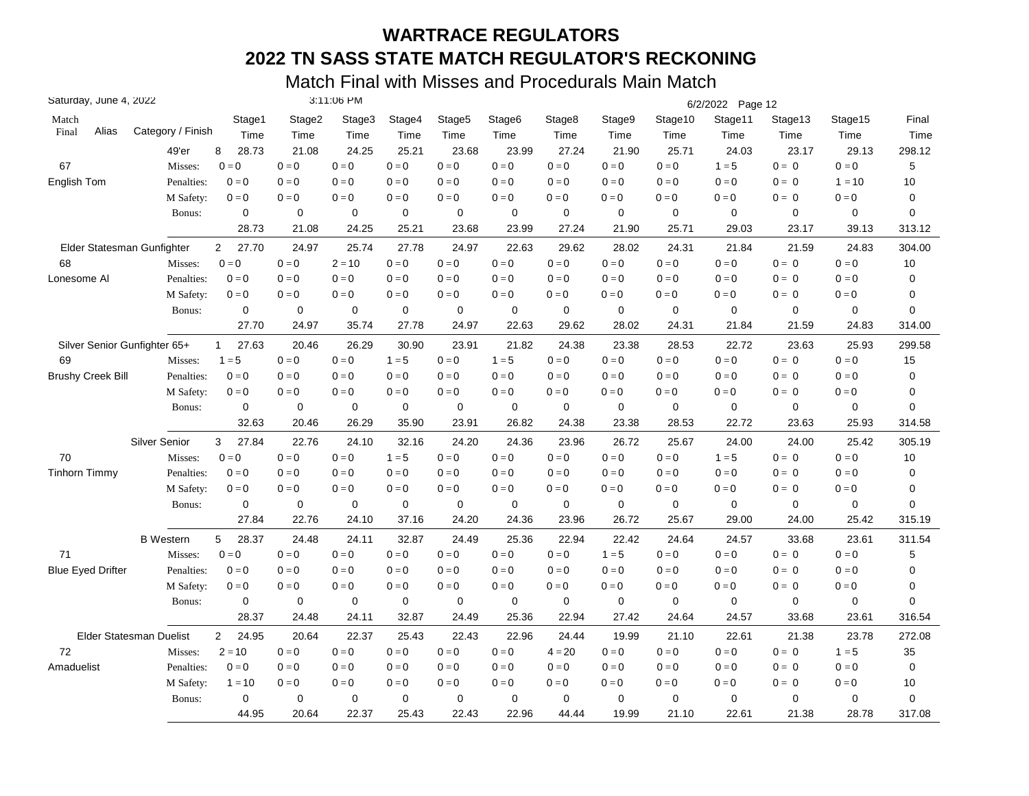# WARTRACE REGULATORS

## 2022 TN SASS STATE MATCH REGULATOR'S RECKONING

### Match Final with Misses and Procedurals Main Match

Saturday, June 4, 2022 — 3:11:06 PM — 6/2/2022 Page 12

| Match Final | Alias | Category / Finish | | Stage1 Time | Stage2 Time | Stage3 Time | Stage4 Time | Stage5 Time | Stage6 Time | Stage8 Time | Stage9 Time | Stage10 Time | Stage11 Time | Stage13 Time | Stage15 Time | Final Time |
|---|---|---|---|---|---|---|---|---|---|---|---|---|---|---|---|---|
| | | 49'er | 8 | 28.73 | 21.08 | 24.25 | 25.21 | 23.68 | 23.99 | 27.24 | 21.90 | 25.71 | 24.03 | 23.17 | 29.13 | 298.12 |
| 67 | | Misses: | | 0 = 0 | 0 = 0 | 0 = 0 | 0 = 0 | 0 = 0 | 0 = 0 | 0 = 0 | 0 = 0 | 0 = 0 | 1 = 5 | 0 = 0 | 0 = 0 | 5 |
| English Tom | | Penalties: | | 0 = 0 | 0 = 0 | 0 = 0 | 0 = 0 | 0 = 0 | 0 = 0 | 0 = 0 | 0 = 0 | 0 = 0 | 0 = 0 | 0 = 0 | 1 = 10 | 10 |
| | | M Safety: | | 0 = 0 | 0 = 0 | 0 = 0 | 0 = 0 | 0 = 0 | 0 = 0 | 0 = 0 | 0 = 0 | 0 = 0 | 0 = 0 | 0 = 0 | 0 = 0 | 0 |
| | | Bonus: | | 0 | 0 | 0 | 0 | 0 | 0 | 0 | 0 | 0 | 0 | 0 | 0 | 0 |
| | | | | 28.73 | 21.08 | 24.25 | 25.21 | 23.68 | 23.99 | 27.24 | 21.90 | 25.71 | 29.03 | 23.17 | 39.13 | 313.12 |
| | | Elder Statesman Gunfighter | 2 | 27.70 | 24.97 | 25.74 | 27.78 | 24.97 | 22.63 | 29.62 | 28.02 | 24.31 | 21.84 | 21.59 | 24.83 | 304.00 |
| 68 | | Misses: | | 0 = 0 | 0 = 0 | 2 = 10 | 0 = 0 | 0 = 0 | 0 = 0 | 0 = 0 | 0 = 0 | 0 = 0 | 0 = 0 | 0 = 0 | 0 = 0 | 10 |
| Lonesome Al | | Penalties: | | 0 = 0 | 0 = 0 | 0 = 0 | 0 = 0 | 0 = 0 | 0 = 0 | 0 = 0 | 0 = 0 | 0 = 0 | 0 = 0 | 0 = 0 | 0 = 0 | 0 |
| | | M Safety: | | 0 = 0 | 0 = 0 | 0 = 0 | 0 = 0 | 0 = 0 | 0 = 0 | 0 = 0 | 0 = 0 | 0 = 0 | 0 = 0 | 0 = 0 | 0 = 0 | 0 |
| | | Bonus: | | 0 | 0 | 0 | 0 | 0 | 0 | 0 | 0 | 0 | 0 | 0 | 0 | 0 |
| | | | | 27.70 | 24.97 | 35.74 | 27.78 | 24.97 | 22.63 | 29.62 | 28.02 | 24.31 | 21.84 | 21.59 | 24.83 | 314.00 |
| | | Silver Senior Gunfighter 65+ | 1 | 27.63 | 20.46 | 26.29 | 30.90 | 23.91 | 21.82 | 24.38 | 23.38 | 28.53 | 22.72 | 23.63 | 25.93 | 299.58 |
| 69 | | Misses: | | 1 = 5 | 0 = 0 | 0 = 0 | 1 = 5 | 0 = 0 | 1 = 5 | 0 = 0 | 0 = 0 | 0 = 0 | 0 = 0 | 0 = 0 | 0 = 0 | 15 |
| Brushy Creek Bill | | Penalties: | | 0 = 0 | 0 = 0 | 0 = 0 | 0 = 0 | 0 = 0 | 0 = 0 | 0 = 0 | 0 = 0 | 0 = 0 | 0 = 0 | 0 = 0 | 0 = 0 | 0 |
| | | M Safety: | | 0 = 0 | 0 = 0 | 0 = 0 | 0 = 0 | 0 = 0 | 0 = 0 | 0 = 0 | 0 = 0 | 0 = 0 | 0 = 0 | 0 = 0 | 0 = 0 | 0 |
| | | Bonus: | | 0 | 0 | 0 | 0 | 0 | 0 | 0 | 0 | 0 | 0 | 0 | 0 | 0 |
| | | | | 32.63 | 20.46 | 26.29 | 35.90 | 23.91 | 26.82 | 24.38 | 23.38 | 28.53 | 22.72 | 23.63 | 25.93 | 314.58 |
| | | Silver Senior | 3 | 27.84 | 22.76 | 24.10 | 32.16 | 24.20 | 24.36 | 23.96 | 26.72 | 25.67 | 24.00 | 24.00 | 25.42 | 305.19 |
| 70 | | Misses: | | 0 = 0 | 0 = 0 | 0 = 0 | 1 = 5 | 0 = 0 | 0 = 0 | 0 = 0 | 0 = 0 | 0 = 0 | 1 = 5 | 0 = 0 | 0 = 0 | 10 |
| Tinhorn Timmy | | Penalties: | | 0 = 0 | 0 = 0 | 0 = 0 | 0 = 0 | 0 = 0 | 0 = 0 | 0 = 0 | 0 = 0 | 0 = 0 | 0 = 0 | 0 = 0 | 0 = 0 | 0 |
| | | M Safety: | | 0 = 0 | 0 = 0 | 0 = 0 | 0 = 0 | 0 = 0 | 0 = 0 | 0 = 0 | 0 = 0 | 0 = 0 | 0 = 0 | 0 = 0 | 0 = 0 | 0 |
| | | Bonus: | | 0 | 0 | 0 | 0 | 0 | 0 | 0 | 0 | 0 | 0 | 0 | 0 | 0 |
| | | | | 27.84 | 22.76 | 24.10 | 37.16 | 24.20 | 24.36 | 23.96 | 26.72 | 25.67 | 29.00 | 24.00 | 25.42 | 315.19 |
| | | B Western | 5 | 28.37 | 24.48 | 24.11 | 32.87 | 24.49 | 25.36 | 22.94 | 22.42 | 24.64 | 24.57 | 33.68 | 23.61 | 311.54 |
| 71 | | Misses: | | 0 = 0 | 0 = 0 | 0 = 0 | 0 = 0 | 0 = 0 | 0 = 0 | 0 = 0 | 1 = 5 | 0 = 0 | 0 = 0 | 0 = 0 | 0 = 0 | 5 |
| Blue Eyed Drifter | | Penalties: | | 0 = 0 | 0 = 0 | 0 = 0 | 0 = 0 | 0 = 0 | 0 = 0 | 0 = 0 | 0 = 0 | 0 = 0 | 0 = 0 | 0 = 0 | 0 = 0 | 0 |
| | | M Safety: | | 0 = 0 | 0 = 0 | 0 = 0 | 0 = 0 | 0 = 0 | 0 = 0 | 0 = 0 | 0 = 0 | 0 = 0 | 0 = 0 | 0 = 0 | 0 = 0 | 0 |
| | | Bonus: | | 0 | 0 | 0 | 0 | 0 | 0 | 0 | 0 | 0 | 0 | 0 | 0 | 0 |
| | | | | 28.37 | 24.48 | 24.11 | 32.87 | 24.49 | 25.36 | 22.94 | 27.42 | 24.64 | 24.57 | 33.68 | 23.61 | 316.54 |
| | | Elder Statesman Duelist | 2 | 24.95 | 20.64 | 22.37 | 25.43 | 22.43 | 22.96 | 24.44 | 19.99 | 21.10 | 22.61 | 21.38 | 23.78 | 272.08 |
| 72 | | Misses: | | 2 = 10 | 0 = 0 | 0 = 0 | 0 = 0 | 0 = 0 | 0 = 0 | 4 = 20 | 0 = 0 | 0 = 0 | 0 = 0 | 0 = 0 | 1 = 5 | 35 |
| Amaduelist | | Penalties: | | 0 = 0 | 0 = 0 | 0 = 0 | 0 = 0 | 0 = 0 | 0 = 0 | 0 = 0 | 0 = 0 | 0 = 0 | 0 = 0 | 0 = 0 | 0 = 0 | 0 |
| | | M Safety: | | 1 = 10 | 0 = 0 | 0 = 0 | 0 = 0 | 0 = 0 | 0 = 0 | 0 = 0 | 0 = 0 | 0 = 0 | 0 = 0 | 0 = 0 | 0 = 0 | 10 |
| | | Bonus: | | 0 | 0 | 0 | 0 | 0 | 0 | 0 | 0 | 0 | 0 | 0 | 0 | 0 |
| | | | | 44.95 | 20.64 | 22.37 | 25.43 | 22.43 | 22.96 | 44.44 | 19.99 | 21.10 | 22.61 | 21.38 | 28.78 | 317.08 |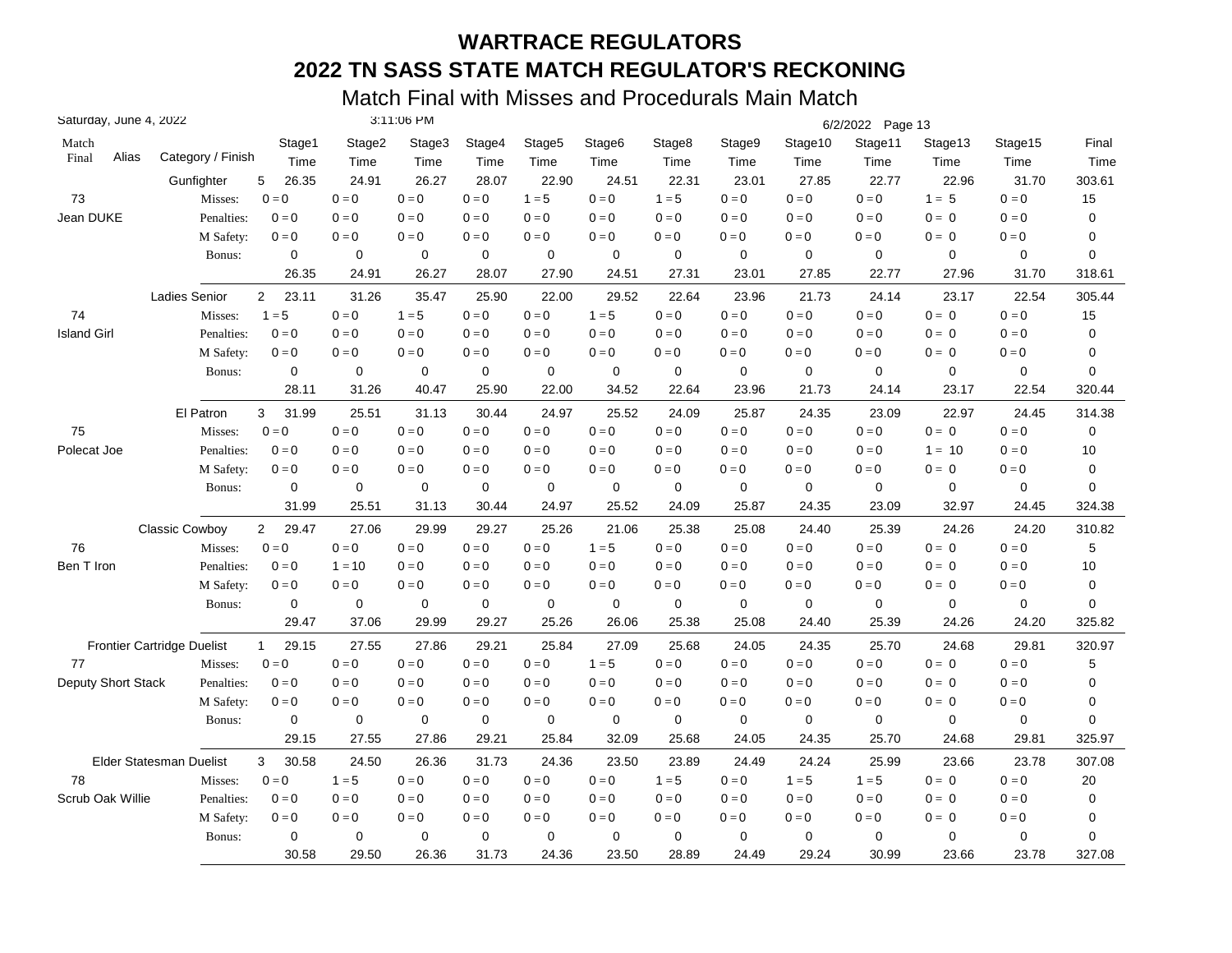# WARTRACE REGULATORS

## 2022 TN SASS STATE MATCH REGULATOR'S RECKONING

### Match Final with Misses and Procedurals Main Match

Saturday, June 4, 2022 3:11:06 PM 6/2/2022

| Match Final | Alias | Category / Finish | | Stage1 Time | Stage2 Time | Stage3 Time | Stage4 Time | Stage5 Time | Stage6 Time | Stage8 Time | Stage9 Time | Stage10 Time | Stage11 Time | Stage13 Time | Stage15 Time | Final Time |
|---|---|---|---|---|---|---|---|---|---|---|---|---|---|---|---|---|
| | | Gunfighter | 5 | 26.35 | 24.91 | 26.27 | 28.07 | 22.90 | 24.51 | 22.31 | 23.01 | 27.85 | 22.77 | 22.96 | 31.70 | 303.61 |
| 73 | | Misses: | | 0 = 0 | 0 = 0 | 0 = 0 | 0 = 0 | 1 = 5 | 0 = 0 | 1 = 5 | 0 = 0 | 0 = 0 | 0 = 0 | 1 = 5 | 0 = 0 | 15 |
| Jean DUKE | | Penalties: | | 0 = 0 | 0 = 0 | 0 = 0 | 0 = 0 | 0 = 0 | 0 = 0 | 0 = 0 | 0 = 0 | 0 = 0 | 0 = 0 | 0 = 0 | 0 = 0 | 0 |
| | | M Safety: | | 0 = 0 | 0 = 0 | 0 = 0 | 0 = 0 | 0 = 0 | 0 = 0 | 0 = 0 | 0 = 0 | 0 = 0 | 0 = 0 | 0 = 0 | 0 = 0 | 0 |
| | | Bonus: | | 0 | 0 | 0 | 0 | 0 | 0 | 0 | 0 | 0 | 0 | 0 | 0 | 0 |
| | | | | 26.35 | 24.91 | 26.27 | 28.07 | 27.90 | 24.51 | 27.31 | 23.01 | 27.85 | 22.77 | 27.96 | 31.70 | 318.61 |
| | | Ladies Senior | 2 | 23.11 | 31.26 | 35.47 | 25.90 | 22.00 | 29.52 | 22.64 | 23.96 | 21.73 | 24.14 | 23.17 | 22.54 | 305.44 |
| 74 | | Misses: | | 1 = 5 | 0 = 0 | 1 = 5 | 0 = 0 | 0 = 0 | 1 = 5 | 0 = 0 | 0 = 0 | 0 = 0 | 0 = 0 | 0 = 0 | 0 = 0 | 15 |
| Island Girl | | Penalties: | | 0 = 0 | 0 = 0 | 0 = 0 | 0 = 0 | 0 = 0 | 0 = 0 | 0 = 0 | 0 = 0 | 0 = 0 | 0 = 0 | 0 = 0 | 0 = 0 | 0 |
| | | M Safety: | | 0 = 0 | 0 = 0 | 0 = 0 | 0 = 0 | 0 = 0 | 0 = 0 | 0 = 0 | 0 = 0 | 0 = 0 | 0 = 0 | 0 = 0 | 0 = 0 | 0 |
| | | Bonus: | | 0 | 0 | 0 | 0 | 0 | 0 | 0 | 0 | 0 | 0 | 0 | 0 | 0 |
| | | | | 28.11 | 31.26 | 40.47 | 25.90 | 22.00 | 34.52 | 22.64 | 23.96 | 21.73 | 24.14 | 23.17 | 22.54 | 320.44 |
| | | El Patron | 3 | 31.99 | 25.51 | 31.13 | 30.44 | 24.97 | 25.52 | 24.09 | 25.87 | 24.35 | 23.09 | 22.97 | 24.45 | 314.38 |
| 75 | | Misses: | | 0 = 0 | 0 = 0 | 0 = 0 | 0 = 0 | 0 = 0 | 0 = 0 | 0 = 0 | 0 = 0 | 0 = 0 | 0 = 0 | 0 = 0 | 0 = 0 | 0 |
| Polecat Joe | | Penalties: | | 0 = 0 | 0 = 0 | 0 = 0 | 0 = 0 | 0 = 0 | 0 = 0 | 0 = 0 | 0 = 0 | 0 = 0 | 0 = 0 | 1 = 10 | 0 = 0 | 10 |
| | | M Safety: | | 0 = 0 | 0 = 0 | 0 = 0 | 0 = 0 | 0 = 0 | 0 = 0 | 0 = 0 | 0 = 0 | 0 = 0 | 0 = 0 | 0 = 0 | 0 = 0 | 0 |
| | | Bonus: | | 0 | 0 | 0 | 0 | 0 | 0 | 0 | 0 | 0 | 0 | 0 | 0 | 0 |
| | | | | 31.99 | 25.51 | 31.13 | 30.44 | 24.97 | 25.52 | 24.09 | 25.87 | 24.35 | 23.09 | 32.97 | 24.45 | 324.38 |
| | | Classic Cowboy | 2 | 29.47 | 27.06 | 29.99 | 29.27 | 25.26 | 21.06 | 25.38 | 25.08 | 24.40 | 25.39 | 24.26 | 24.20 | 310.82 |
| 76 | | Misses: | | 0 = 0 | 0 = 0 | 0 = 0 | 0 = 0 | 0 = 0 | 1 = 5 | 0 = 0 | 0 = 0 | 0 = 0 | 0 = 0 | 0 = 0 | 0 = 0 | 5 |
| Ben T Iron | | Penalties: | | 0 = 0 | 1 = 10 | 0 = 0 | 0 = 0 | 0 = 0 | 0 = 0 | 0 = 0 | 0 = 0 | 0 = 0 | 0 = 0 | 0 = 0 | 0 = 0 | 10 |
| | | M Safety: | | 0 = 0 | 0 = 0 | 0 = 0 | 0 = 0 | 0 = 0 | 0 = 0 | 0 = 0 | 0 = 0 | 0 = 0 | 0 = 0 | 0 = 0 | 0 = 0 | 0 |
| | | Bonus: | | 0 | 0 | 0 | 0 | 0 | 0 | 0 | 0 | 0 | 0 | 0 | 0 | 0 |
| | | | | 29.47 | 37.06 | 29.99 | 29.27 | 25.26 | 26.06 | 25.38 | 25.08 | 24.40 | 25.39 | 24.26 | 24.20 | 325.82 |
| | | Frontier Cartridge Duelist | 1 | 29.15 | 27.55 | 27.86 | 29.21 | 25.84 | 27.09 | 25.68 | 24.05 | 24.35 | 25.70 | 24.68 | 29.81 | 320.97 |
| 77 | | Misses: | | 0 = 0 | 0 = 0 | 0 = 0 | 0 = 0 | 0 = 0 | 1 = 5 | 0 = 0 | 0 = 0 | 0 = 0 | 0 = 0 | 0 = 0 | 0 = 0 | 5 |
| Deputy Short Stack | | Penalties: | | 0 = 0 | 0 = 0 | 0 = 0 | 0 = 0 | 0 = 0 | 0 = 0 | 0 = 0 | 0 = 0 | 0 = 0 | 0 = 0 | 0 = 0 | 0 = 0 | 0 |
| | | M Safety: | | 0 = 0 | 0 = 0 | 0 = 0 | 0 = 0 | 0 = 0 | 0 = 0 | 0 = 0 | 0 = 0 | 0 = 0 | 0 = 0 | 0 = 0 | 0 = 0 | 0 |
| | | Bonus: | | 0 | 0 | 0 | 0 | 0 | 0 | 0 | 0 | 0 | 0 | 0 | 0 | 0 |
| | | | | 29.15 | 27.55 | 27.86 | 29.21 | 25.84 | 32.09 | 25.68 | 24.05 | 24.35 | 25.70 | 24.68 | 29.81 | 325.97 |
| | | Elder Statesman Duelist | 3 | 30.58 | 24.50 | 26.36 | 31.73 | 24.36 | 23.50 | 23.89 | 24.49 | 24.24 | 25.99 | 23.66 | 23.78 | 307.08 |
| 78 | | Misses: | | 0 = 0 | 1 = 5 | 0 = 0 | 0 = 0 | 0 = 0 | 0 = 0 | 1 = 5 | 0 = 0 | 1 = 5 | 1 = 5 | 0 = 0 | 0 = 0 | 20 |
| Scrub Oak Willie | | Penalties: | | 0 = 0 | 0 = 0 | 0 = 0 | 0 = 0 | 0 = 0 | 0 = 0 | 0 = 0 | 0 = 0 | 0 = 0 | 0 = 0 | 0 = 0 | 0 = 0 | 0 |
| | | M Safety: | | 0 = 0 | 0 = 0 | 0 = 0 | 0 = 0 | 0 = 0 | 0 = 0 | 0 = 0 | 0 = 0 | 0 = 0 | 0 = 0 | 0 = 0 | 0 = 0 | 0 |
| | | Bonus: | | 0 | 0 | 0 | 0 | 0 | 0 | 0 | 0 | 0 | 0 | 0 | 0 | 0 |
| | | | | 30.58 | 29.50 | 26.36 | 31.73 | 24.36 | 23.50 | 28.89 | 24.49 | 29.24 | 30.99 | 23.66 | 23.78 | 327.08 |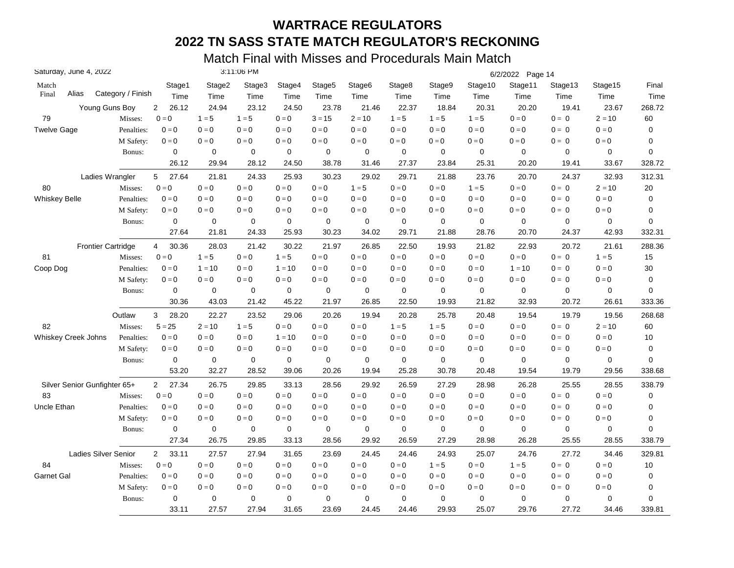# WARTRACE REGULATORS

## 2022 TN SASS STATE MATCH REGULATOR'S RECKONING

### Match Final with Misses and Procedurals Main Match

Saturday, June 4, 2022 — 3:11:06 PM — 6/2/2022 Page 14

| Match Final | Alias | Category / Finish | | Stage1 Time | Stage2 Time | Stage3 Time | Stage4 Time | Stage5 Time | Stage6 Time | Stage8 Time | Stage9 Time | Stage10 Time | Stage11 Time | Stage13 Time | Stage15 Time | Final Time |
|---|---|---|---|---|---|---|---|---|---|---|---|---|---|---|---|---|
| | | Young Guns Boy | 2 | 26.12 | 24.94 | 23.12 | 24.50 | 23.78 | 21.46 | 22.37 | 18.84 | 20.31 | 20.20 | 19.41 | 23.67 | 268.72 |
| 79 | | Misses: | | 0 = 0 | 1 = 5 | 1 = 5 | 0 = 0 | 3 = 15 | 2 = 10 | 1 = 5 | 1 = 5 | 1 = 5 | 0 = 0 | 0 = 0 | 2 = 10 | 60 |
| Twelve Gage | | Penalties: | | 0 = 0 | 0 = 0 | 0 = 0 | 0 = 0 | 0 = 0 | 0 = 0 | 0 = 0 | 0 = 0 | 0 = 0 | 0 = 0 | 0 = 0 | 0 = 0 | 0 |
| | | M Safety: | | 0 = 0 | 0 = 0 | 0 = 0 | 0 = 0 | 0 = 0 | 0 = 0 | 0 = 0 | 0 = 0 | 0 = 0 | 0 = 0 | 0 = 0 | 0 = 0 | 0 |
| | | Bonus: | | 0 | 0 | 0 | 0 | 0 | 0 | 0 | 0 | 0 | 0 | 0 | 0 | 0 |
| | | | | 26.12 | 29.94 | 28.12 | 24.50 | 38.78 | 31.46 | 27.37 | 23.84 | 25.31 | 20.20 | 19.41 | 33.67 | 328.72 |
| | | Ladies Wrangler | 5 | 27.64 | 21.81 | 24.33 | 25.93 | 30.23 | 29.02 | 29.71 | 21.88 | 23.76 | 20.70 | 24.37 | 32.93 | 312.31 |
| 80 | | Misses: | | 0 = 0 | 0 = 0 | 0 = 0 | 0 = 0 | 0 = 0 | 1 = 5 | 0 = 0 | 0 = 0 | 1 = 5 | 0 = 0 | 0 = 0 | 2 = 10 | 20 |
| Whiskey Belle | | Penalties: | | 0 = 0 | 0 = 0 | 0 = 0 | 0 = 0 | 0 = 0 | 0 = 0 | 0 = 0 | 0 = 0 | 0 = 0 | 0 = 0 | 0 = 0 | 0 = 0 | 0 |
| | | M Safety: | | 0 = 0 | 0 = 0 | 0 = 0 | 0 = 0 | 0 = 0 | 0 = 0 | 0 = 0 | 0 = 0 | 0 = 0 | 0 = 0 | 0 = 0 | 0 = 0 | 0 |
| | | Bonus: | | 0 | 0 | 0 | 0 | 0 | 0 | 0 | 0 | 0 | 0 | 0 | 0 | 0 |
| | | | | 27.64 | 21.81 | 24.33 | 25.93 | 30.23 | 34.02 | 29.71 | 21.88 | 28.76 | 20.70 | 24.37 | 42.93 | 332.31 |
| | | Frontier Cartridge | 4 | 30.36 | 28.03 | 21.42 | 30.22 | 21.97 | 26.85 | 22.50 | 19.93 | 21.82 | 22.93 | 20.72 | 21.61 | 288.36 |
| 81 | | Misses: | | 0 = 0 | 1 = 5 | 0 = 0 | 1 = 5 | 0 = 0 | 0 = 0 | 0 = 0 | 0 = 0 | 0 = 0 | 0 = 0 | 0 = 0 | 1 = 5 | 15 |
| Coop Dog | | Penalties: | | 0 = 0 | 1 = 10 | 0 = 0 | 1 = 10 | 0 = 0 | 0 = 0 | 0 = 0 | 0 = 0 | 0 = 0 | 1 = 10 | 0 = 0 | 0 = 0 | 30 |
| | | M Safety: | | 0 = 0 | 0 = 0 | 0 = 0 | 0 = 0 | 0 = 0 | 0 = 0 | 0 = 0 | 0 = 0 | 0 = 0 | 0 = 0 | 0 = 0 | 0 = 0 | 0 |
| | | Bonus: | | 0 | 0 | 0 | 0 | 0 | 0 | 0 | 0 | 0 | 0 | 0 | 0 | 0 |
| | | | | 30.36 | 43.03 | 21.42 | 45.22 | 21.97 | 26.85 | 22.50 | 19.93 | 21.82 | 32.93 | 20.72 | 26.61 | 333.36 |
| | | Outlaw | 3 | 28.20 | 22.27 | 23.52 | 29.06 | 20.26 | 19.94 | 20.28 | 25.78 | 20.48 | 19.54 | 19.79 | 19.56 | 268.68 |
| 82 | | Misses: | | 5 = 25 | 2 = 10 | 1 = 5 | 0 = 0 | 0 = 0 | 0 = 0 | 1 = 5 | 1 = 5 | 0 = 0 | 0 = 0 | 0 = 0 | 2 = 10 | 60 |
| Whiskey Creek Johns | | Penalties: | | 0 = 0 | 0 = 0 | 0 = 0 | 1 = 10 | 0 = 0 | 0 = 0 | 0 = 0 | 0 = 0 | 0 = 0 | 0 = 0 | 0 = 0 | 0 = 0 | 10 |
| | | M Safety: | | 0 = 0 | 0 = 0 | 0 = 0 | 0 = 0 | 0 = 0 | 0 = 0 | 0 = 0 | 0 = 0 | 0 = 0 | 0 = 0 | 0 = 0 | 0 = 0 | 0 |
| | | Bonus: | | 0 | 0 | 0 | 0 | 0 | 0 | 0 | 0 | 0 | 0 | 0 | 0 | 0 |
| | | | | 53.20 | 32.27 | 28.52 | 39.06 | 20.26 | 19.94 | 25.28 | 30.78 | 20.48 | 19.54 | 19.79 | 29.56 | 338.68 |
| | | Silver Senior Gunfighter 65+ | 2 | 27.34 | 26.75 | 29.85 | 33.13 | 28.56 | 29.92 | 26.59 | 27.29 | 28.98 | 26.28 | 25.55 | 28.55 | 338.79 |
| 83 | | Misses: | | 0 = 0 | 0 = 0 | 0 = 0 | 0 = 0 | 0 = 0 | 0 = 0 | 0 = 0 | 0 = 0 | 0 = 0 | 0 = 0 | 0 = 0 | 0 = 0 | 0 |
| Uncle Ethan | | Penalties: | | 0 = 0 | 0 = 0 | 0 = 0 | 0 = 0 | 0 = 0 | 0 = 0 | 0 = 0 | 0 = 0 | 0 = 0 | 0 = 0 | 0 = 0 | 0 = 0 | 0 |
| | | M Safety: | | 0 = 0 | 0 = 0 | 0 = 0 | 0 = 0 | 0 = 0 | 0 = 0 | 0 = 0 | 0 = 0 | 0 = 0 | 0 = 0 | 0 = 0 | 0 = 0 | 0 |
| | | Bonus: | | 0 | 0 | 0 | 0 | 0 | 0 | 0 | 0 | 0 | 0 | 0 | 0 | 0 |
| | | | | 27.34 | 26.75 | 29.85 | 33.13 | 28.56 | 29.92 | 26.59 | 27.29 | 28.98 | 26.28 | 25.55 | 28.55 | 338.79 |
| | | Ladies Silver Senior | 2 | 33.11 | 27.57 | 27.94 | 31.65 | 23.69 | 24.45 | 24.46 | 24.93 | 25.07 | 24.76 | 27.72 | 34.46 | 329.81 |
| 84 | | Misses: | | 0 = 0 | 0 = 0 | 0 = 0 | 0 = 0 | 0 = 0 | 0 = 0 | 0 = 0 | 1 = 5 | 0 = 0 | 1 = 5 | 0 = 0 | 0 = 0 | 10 |
| Garnet Gal | | Penalties: | | 0 = 0 | 0 = 0 | 0 = 0 | 0 = 0 | 0 = 0 | 0 = 0 | 0 = 0 | 0 = 0 | 0 = 0 | 0 = 0 | 0 = 0 | 0 = 0 | 0 |
| | | M Safety: | | 0 = 0 | 0 = 0 | 0 = 0 | 0 = 0 | 0 = 0 | 0 = 0 | 0 = 0 | 0 = 0 | 0 = 0 | 0 = 0 | 0 = 0 | 0 = 0 | 0 |
| | | Bonus: | | 0 | 0 | 0 | 0 | 0 | 0 | 0 | 0 | 0 | 0 | 0 | 0 | 0 |
| | | | | 33.11 | 27.57 | 27.94 | 31.65 | 23.69 | 24.45 | 24.46 | 29.93 | 25.07 | 29.76 | 27.72 | 34.46 | 339.81 |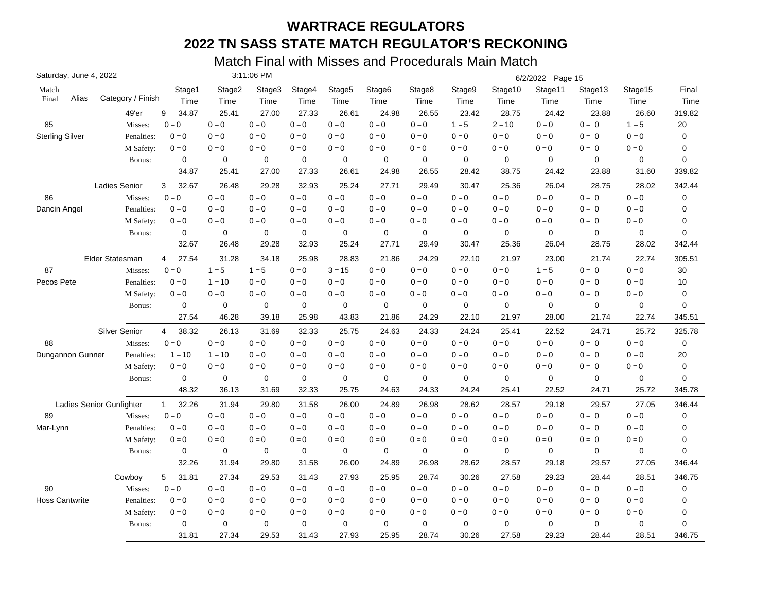# WARTRACE REGULATORS

## 2022 TN SASS STATE MATCH REGULATOR'S RECKONING

### Match Final with Misses and Procedurals Main Match

Saturday, June 4, 2022 — 3:11:06 PM — 6/2/2022

| Match Final | Alias | Category / Finish | | Stage1 Time | Stage2 Time | Stage3 Time | Stage4 Time | Stage5 Time | Stage6 Time | Stage8 Time | Stage9 Time | Stage10 Time | Stage11 Time | Stage13 Time | Stage15 Time | Final Time |
|---|---|---|---|---|---|---|---|---|---|---|---|---|---|---|---|---|
| | | 49'er | 9 | 34.87 | 25.41 | 27.00 | 27.33 | 26.61 | 24.98 | 26.55 | 23.42 | 28.75 | 24.42 | 23.88 | 26.60 | 319.82 |
| 85 | | Misses: | | 0 = 0 | 0 = 0 | 0 = 0 | 0 = 0 | 0 = 0 | 0 = 0 | 0 = 0 | 1 = 5 | 2 = 10 | 0 = 0 | 0 = 0 | 1 = 5 | 20 |
| Sterling Silver | | Penalties: | | 0 = 0 | 0 = 0 | 0 = 0 | 0 = 0 | 0 = 0 | 0 = 0 | 0 = 0 | 0 = 0 | 0 = 0 | 0 = 0 | 0 = 0 | 0 = 0 | 0 |
| | | M Safety: | | 0 = 0 | 0 = 0 | 0 = 0 | 0 = 0 | 0 = 0 | 0 = 0 | 0 = 0 | 0 = 0 | 0 = 0 | 0 = 0 | 0 = 0 | 0 = 0 | 0 |
| | | Bonus: | | 0 | 0 | 0 | 0 | 0 | 0 | 0 | 0 | 0 | 0 | 0 | 0 | 0 |
| | | | | 34.87 | 25.41 | 27.00 | 27.33 | 26.61 | 24.98 | 26.55 | 28.42 | 38.75 | 24.42 | 23.88 | 31.60 | 339.82 |
| | | Ladies Senior | 3 | 32.67 | 26.48 | 29.28 | 32.93 | 25.24 | 27.71 | 29.49 | 30.47 | 25.36 | 26.04 | 28.75 | 28.02 | 342.44 |
| 86 | | Misses: | | 0 = 0 | 0 = 0 | 0 = 0 | 0 = 0 | 0 = 0 | 0 = 0 | 0 = 0 | 0 = 0 | 0 = 0 | 0 = 0 | 0 = 0 | 0 = 0 | 0 |
| Dancin Angel | | Penalties: | | 0 = 0 | 0 = 0 | 0 = 0 | 0 = 0 | 0 = 0 | 0 = 0 | 0 = 0 | 0 = 0 | 0 = 0 | 0 = 0 | 0 = 0 | 0 = 0 | 0 |
| | | M Safety: | | 0 = 0 | 0 = 0 | 0 = 0 | 0 = 0 | 0 = 0 | 0 = 0 | 0 = 0 | 0 = 0 | 0 = 0 | 0 = 0 | 0 = 0 | 0 = 0 | 0 |
| | | Bonus: | | 0 | 0 | 0 | 0 | 0 | 0 | 0 | 0 | 0 | 0 | 0 | 0 | 0 |
| | | | | 32.67 | 26.48 | 29.28 | 32.93 | 25.24 | 27.71 | 29.49 | 30.47 | 25.36 | 26.04 | 28.75 | 28.02 | 342.44 |
| | | Elder Statesman | 4 | 27.54 | 31.28 | 34.18 | 25.98 | 28.83 | 21.86 | 24.29 | 22.10 | 21.97 | 23.00 | 21.74 | 22.74 | 305.51 |
| 87 | | Misses: | | 0 = 0 | 1 = 5 | 1 = 5 | 0 = 0 | 3 = 15 | 0 = 0 | 0 = 0 | 0 = 0 | 0 = 0 | 1 = 5 | 0 = 0 | 0 = 0 | 30 |
| Pecos Pete | | Penalties: | | 0 = 0 | 1 = 10 | 0 = 0 | 0 = 0 | 0 = 0 | 0 = 0 | 0 = 0 | 0 = 0 | 0 = 0 | 0 = 0 | 0 = 0 | 0 = 0 | 10 |
| | | M Safety: | | 0 = 0 | 0 = 0 | 0 = 0 | 0 = 0 | 0 = 0 | 0 = 0 | 0 = 0 | 0 = 0 | 0 = 0 | 0 = 0 | 0 = 0 | 0 = 0 | 0 |
| | | Bonus: | | 0 | 0 | 0 | 0 | 0 | 0 | 0 | 0 | 0 | 0 | 0 | 0 | 0 |
| | | | | 27.54 | 46.28 | 39.18 | 25.98 | 43.83 | 21.86 | 24.29 | 22.10 | 21.97 | 28.00 | 21.74 | 22.74 | 345.51 |
| | | Silver Senior | 4 | 38.32 | 26.13 | 31.69 | 32.33 | 25.75 | 24.63 | 24.33 | 24.24 | 25.41 | 22.52 | 24.71 | 25.72 | 325.78 |
| 88 | | Misses: | | 0 = 0 | 0 = 0 | 0 = 0 | 0 = 0 | 0 = 0 | 0 = 0 | 0 = 0 | 0 = 0 | 0 = 0 | 0 = 0 | 0 = 0 | 0 = 0 | 0 |
| Dungannon Gunner | | Penalties: | | 1 = 10 | 1 = 10 | 0 = 0 | 0 = 0 | 0 = 0 | 0 = 0 | 0 = 0 | 0 = 0 | 0 = 0 | 0 = 0 | 0 = 0 | 0 = 0 | 20 |
| | | M Safety: | | 0 = 0 | 0 = 0 | 0 = 0 | 0 = 0 | 0 = 0 | 0 = 0 | 0 = 0 | 0 = 0 | 0 = 0 | 0 = 0 | 0 = 0 | 0 = 0 | 0 |
| | | Bonus: | | 0 | 0 | 0 | 0 | 0 | 0 | 0 | 0 | 0 | 0 | 0 | 0 | 0 |
| | | | | 48.32 | 36.13 | 31.69 | 32.33 | 25.75 | 24.63 | 24.33 | 24.24 | 25.41 | 22.52 | 24.71 | 25.72 | 345.78 |
| | | Ladies Senior Gunfighter | 1 | 32.26 | 31.94 | 29.80 | 31.58 | 26.00 | 24.89 | 26.98 | 28.62 | 28.57 | 29.18 | 29.57 | 27.05 | 346.44 |
| 89 | | Misses: | | 0 = 0 | 0 = 0 | 0 = 0 | 0 = 0 | 0 = 0 | 0 = 0 | 0 = 0 | 0 = 0 | 0 = 0 | 0 = 0 | 0 = 0 | 0 = 0 | 0 |
| Mar-Lynn | | Penalties: | | 0 = 0 | 0 = 0 | 0 = 0 | 0 = 0 | 0 = 0 | 0 = 0 | 0 = 0 | 0 = 0 | 0 = 0 | 0 = 0 | 0 = 0 | 0 = 0 | 0 |
| | | M Safety: | | 0 = 0 | 0 = 0 | 0 = 0 | 0 = 0 | 0 = 0 | 0 = 0 | 0 = 0 | 0 = 0 | 0 = 0 | 0 = 0 | 0 = 0 | 0 = 0 | 0 |
| | | Bonus: | | 0 | 0 | 0 | 0 | 0 | 0 | 0 | 0 | 0 | 0 | 0 | 0 | 0 |
| | | | | 32.26 | 31.94 | 29.80 | 31.58 | 26.00 | 24.89 | 26.98 | 28.62 | 28.57 | 29.18 | 29.57 | 27.05 | 346.44 |
| | | Cowboy | 5 | 31.81 | 27.34 | 29.53 | 31.43 | 27.93 | 25.95 | 28.74 | 30.26 | 27.58 | 29.23 | 28.44 | 28.51 | 346.75 |
| 90 | | Misses: | | 0 = 0 | 0 = 0 | 0 = 0 | 0 = 0 | 0 = 0 | 0 = 0 | 0 = 0 | 0 = 0 | 0 = 0 | 0 = 0 | 0 = 0 | 0 = 0 | 0 |
| Hoss Cantwrite | | Penalties: | | 0 = 0 | 0 = 0 | 0 = 0 | 0 = 0 | 0 = 0 | 0 = 0 | 0 = 0 | 0 = 0 | 0 = 0 | 0 = 0 | 0 = 0 | 0 = 0 | 0 |
| | | M Safety: | | 0 = 0 | 0 = 0 | 0 = 0 | 0 = 0 | 0 = 0 | 0 = 0 | 0 = 0 | 0 = 0 | 0 = 0 | 0 = 0 | 0 = 0 | 0 = 0 | 0 |
| | | Bonus: | | 0 | 0 | 0 | 0 | 0 | 0 | 0 | 0 | 0 | 0 | 0 | 0 | 0 |
| | | | | 31.81 | 27.34 | 29.53 | 31.43 | 27.93 | 25.95 | 28.74 | 30.26 | 27.58 | 29.23 | 28.44 | 28.51 | 346.75 |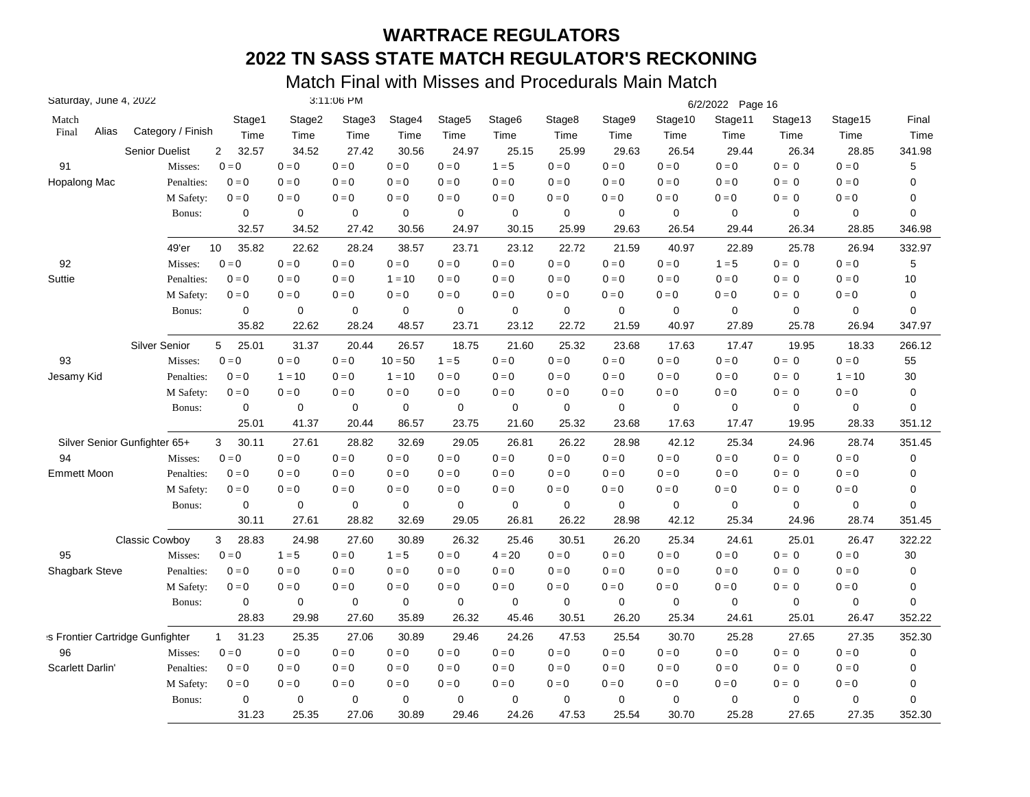# WARTRACE REGULATORS

## 2022 TN SASS STATE MATCH REGULATOR'S RECKONING

### Match Final with Misses and Procedurals Main Match

Saturday, June 4, 2022 | 3:11:06 PM | 6/2/2022

| Match Final | Alias | Category / Finish | | Stage1 Time | Stage2 Time | Stage3 Time | Stage4 Time | Stage5 Time | Stage6 Time | Stage8 Time | Stage9 Time | Stage10 Time | Stage11 Time | Stage13 Time | Stage15 Time | Final Time |
|---|---|---|---|---|---|---|---|---|---|---|---|---|---|---|---|---|
| | | Senior Duelist | 2 | 32.57 | 34.52 | 27.42 | 30.56 | 24.97 | 25.15 | 25.99 | 29.63 | 26.54 | 29.44 | 26.34 | 28.85 | 341.98 |
| 91 | | Misses: | | 0 = 0 | 0 = 0 | 0 = 0 | 0 = 0 | 0 = 0 | 1 = 5 | 0 = 0 | 0 = 0 | 0 = 0 | 0 = 0 | 0 = 0 | 0 = 0 | 5 |
| Hopalong Mac | | Penalties: | | 0 = 0 | 0 = 0 | 0 = 0 | 0 = 0 | 0 = 0 | 0 = 0 | 0 = 0 | 0 = 0 | 0 = 0 | 0 = 0 | 0 = 0 | 0 = 0 | 0 |
| | | M Safety: | | 0 = 0 | 0 = 0 | 0 = 0 | 0 = 0 | 0 = 0 | 0 = 0 | 0 = 0 | 0 = 0 | 0 = 0 | 0 = 0 | 0 = 0 | 0 = 0 | 0 |
| | | Bonus: | | 0 | 0 | 0 | 0 | 0 | 0 | 0 | 0 | 0 | 0 | 0 | 0 | 0 |
| | | | | 32.57 | 34.52 | 27.42 | 30.56 | 24.97 | 30.15 | 25.99 | 29.63 | 26.54 | 29.44 | 26.34 | 28.85 | 346.98 |
| | | 49'er | 10 | 35.82 | 22.62 | 28.24 | 38.57 | 23.71 | 23.12 | 22.72 | 21.59 | 40.97 | 22.89 | 25.78 | 26.94 | 332.97 |
| 92 | | Misses: | | 0 = 0 | 0 = 0 | 0 = 0 | 0 = 0 | 0 = 0 | 0 = 0 | 0 = 0 | 0 = 0 | 0 = 0 | 1 = 5 | 0 = 0 | 0 = 0 | 5 |
| Suttie | | Penalties: | | 0 = 0 | 0 = 0 | 0 = 0 | 1 = 10 | 0 = 0 | 0 = 0 | 0 = 0 | 0 = 0 | 0 = 0 | 0 = 0 | 0 = 0 | 0 = 0 | 10 |
| | | M Safety: | | 0 = 0 | 0 = 0 | 0 = 0 | 0 = 0 | 0 = 0 | 0 = 0 | 0 = 0 | 0 = 0 | 0 = 0 | 0 = 0 | 0 = 0 | 0 = 0 | 0 |
| | | Bonus: | | 0 | 0 | 0 | 0 | 0 | 0 | 0 | 0 | 0 | 0 | 0 | 0 | 0 |
| | | | | 35.82 | 22.62 | 28.24 | 48.57 | 23.71 | 23.12 | 22.72 | 21.59 | 40.97 | 27.89 | 25.78 | 26.94 | 347.97 |
| | | Silver Senior | 5 | 25.01 | 31.37 | 20.44 | 26.57 | 18.75 | 21.60 | 25.32 | 23.68 | 17.63 | 17.47 | 19.95 | 18.33 | 266.12 |
| 93 | | Misses: | | 0 = 0 | 0 = 0 | 0 = 0 | 10 = 50 | 1 = 5 | 0 = 0 | 0 = 0 | 0 = 0 | 0 = 0 | 0 = 0 | 0 = 0 | 0 = 0 | 55 |
| Jesamy Kid | | Penalties: | | 0 = 0 | 1 = 10 | 0 = 0 | 1 = 10 | 0 = 0 | 0 = 0 | 0 = 0 | 0 = 0 | 0 = 0 | 0 = 0 | 0 = 0 | 1 = 10 | 30 |
| | | M Safety: | | 0 = 0 | 0 = 0 | 0 = 0 | 0 = 0 | 0 = 0 | 0 = 0 | 0 = 0 | 0 = 0 | 0 = 0 | 0 = 0 | 0 = 0 | 0 = 0 | 0 |
| | | Bonus: | | 0 | 0 | 0 | 0 | 0 | 0 | 0 | 0 | 0 | 0 | 0 | 0 | 0 |
| | | | | 25.01 | 41.37 | 20.44 | 86.57 | 23.75 | 21.60 | 25.32 | 23.68 | 17.63 | 17.47 | 19.95 | 28.33 | 351.12 |
| | | Silver Senior Gunfighter 65+ | 3 | 30.11 | 27.61 | 28.82 | 32.69 | 29.05 | 26.81 | 26.22 | 28.98 | 42.12 | 25.34 | 24.96 | 28.74 | 351.45 |
| 94 | | Misses: | | 0 = 0 | 0 = 0 | 0 = 0 | 0 = 0 | 0 = 0 | 0 = 0 | 0 = 0 | 0 = 0 | 0 = 0 | 0 = 0 | 0 = 0 | 0 = 0 | 0 |
| Emmett Moon | | Penalties: | | 0 = 0 | 0 = 0 | 0 = 0 | 0 = 0 | 0 = 0 | 0 = 0 | 0 = 0 | 0 = 0 | 0 = 0 | 0 = 0 | 0 = 0 | 0 = 0 | 0 |
| | | M Safety: | | 0 = 0 | 0 = 0 | 0 = 0 | 0 = 0 | 0 = 0 | 0 = 0 | 0 = 0 | 0 = 0 | 0 = 0 | 0 = 0 | 0 = 0 | 0 = 0 | 0 |
| | | Bonus: | | 0 | 0 | 0 | 0 | 0 | 0 | 0 | 0 | 0 | 0 | 0 | 0 | 0 |
| | | | | 30.11 | 27.61 | 28.82 | 32.69 | 29.05 | 26.81 | 26.22 | 28.98 | 42.12 | 25.34 | 24.96 | 28.74 | 351.45 |
| | | Classic Cowboy | 3 | 28.83 | 24.98 | 27.60 | 30.89 | 26.32 | 25.46 | 30.51 | 26.20 | 25.34 | 24.61 | 25.01 | 26.47 | 322.22 |
| 95 | | Misses: | | 0 = 0 | 1 = 5 | 0 = 0 | 1 = 5 | 0 = 0 | 4 = 20 | 0 = 0 | 0 = 0 | 0 = 0 | 0 = 0 | 0 = 0 | 0 = 0 | 30 |
| Shagbark Steve | | Penalties: | | 0 = 0 | 0 = 0 | 0 = 0 | 0 = 0 | 0 = 0 | 0 = 0 | 0 = 0 | 0 = 0 | 0 = 0 | 0 = 0 | 0 = 0 | 0 = 0 | 0 |
| | | M Safety: | | 0 = 0 | 0 = 0 | 0 = 0 | 0 = 0 | 0 = 0 | 0 = 0 | 0 = 0 | 0 = 0 | 0 = 0 | 0 = 0 | 0 = 0 | 0 = 0 | 0 |
| | | Bonus: | | 0 | 0 | 0 | 0 | 0 | 0 | 0 | 0 | 0 | 0 | 0 | 0 | 0 |
| | | | | 28.83 | 29.98 | 27.60 | 35.89 | 26.32 | 45.46 | 30.51 | 26.20 | 25.34 | 24.61 | 25.01 | 26.47 | 352.22 |
| | | :s Frontier Cartridge Gunfighter | 1 | 31.23 | 25.35 | 27.06 | 30.89 | 29.46 | 24.26 | 47.53 | 25.54 | 30.70 | 25.28 | 27.65 | 27.35 | 352.30 |
| 96 | | Misses: | | 0 = 0 | 0 = 0 | 0 = 0 | 0 = 0 | 0 = 0 | 0 = 0 | 0 = 0 | 0 = 0 | 0 = 0 | 0 = 0 | 0 = 0 | 0 = 0 | 0 |
| Scarlett Darlin' | | Penalties: | | 0 = 0 | 0 = 0 | 0 = 0 | 0 = 0 | 0 = 0 | 0 = 0 | 0 = 0 | 0 = 0 | 0 = 0 | 0 = 0 | 0 = 0 | 0 = 0 | 0 |
| | | M Safety: | | 0 = 0 | 0 = 0 | 0 = 0 | 0 = 0 | 0 = 0 | 0 = 0 | 0 = 0 | 0 = 0 | 0 = 0 | 0 = 0 | 0 = 0 | 0 = 0 | 0 |
| | | Bonus: | | 0 | 0 | 0 | 0 | 0 | 0 | 0 | 0 | 0 | 0 | 0 | 0 | 0 |
| | | | | 31.23 | 25.35 | 27.06 | 30.89 | 29.46 | 24.26 | 47.53 | 25.54 | 30.70 | 25.28 | 27.65 | 27.35 | 352.30 |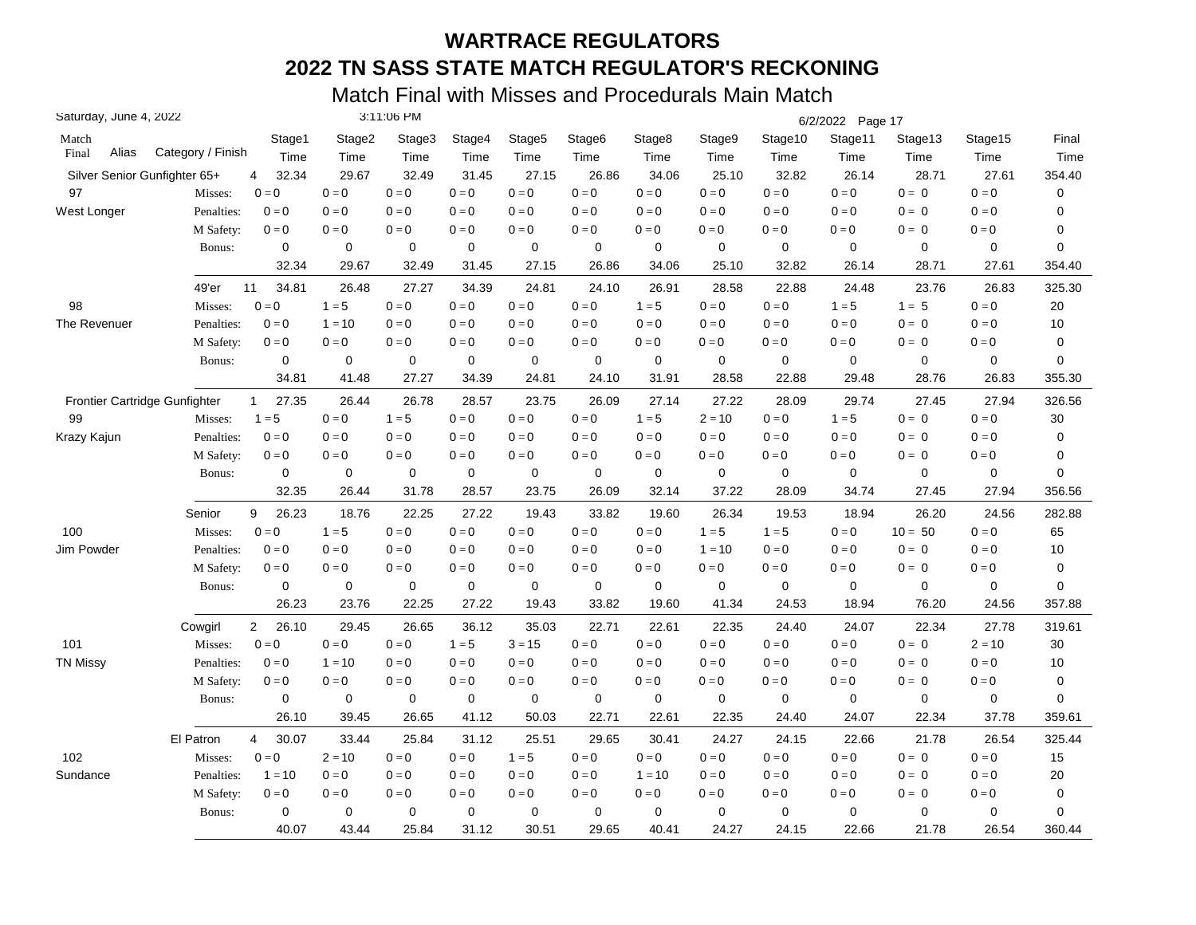# WARTRACE REGULATORS

# 2022 TN SASS STATE MATCH REGULATOR'S RECKONING

## Match Final with Misses and Procedurals Main Match

Saturday, June 4, 2022 3:11:06 PM 6/2/2022 Page 17

| Match Final | Alias | Category / Finish | | Stage1 Time | Stage2 Time | Stage3 Time | Stage4 Time | Stage5 Time | Stage6 Time | Stage8 Time | Stage9 Time | Stage10 Time | Stage11 Time | Stage13 Time | Stage15 Time | Final Time |
|---|---|---|---|---|---|---|---|---|---|---|---|---|---|---|---|---|
| | Silver Senior Gunfighter 65+ | | 4 | 32.34 | 29.67 | 32.49 | 31.45 | 27.15 | 26.86 | 34.06 | 25.10 | 32.82 | 26.14 | 28.71 | 27.61 | 354.40 |
| 97 | | Misses: | | 0 = 0 | 0 = 0 | 0 = 0 | 0 = 0 | 0 = 0 | 0 = 0 | 0 = 0 | 0 = 0 | 0 = 0 | 0 = 0 | 0 = 0 | 0 = 0 | 0 |
| West Longer | | Penalties: | | 0 = 0 | 0 = 0 | 0 = 0 | 0 = 0 | 0 = 0 | 0 = 0 | 0 = 0 | 0 = 0 | 0 = 0 | 0 = 0 | 0 = 0 | 0 = 0 | 0 |
| | | M Safety: | | 0 = 0 | 0 = 0 | 0 = 0 | 0 = 0 | 0 = 0 | 0 = 0 | 0 = 0 | 0 = 0 | 0 = 0 | 0 = 0 | 0 = 0 | 0 = 0 | 0 |
| | | Bonus: | | 0 | 0 | 0 | 0 | 0 | 0 | 0 | 0 | 0 | 0 | 0 | 0 | 0 |
| | | | | 32.34 | 29.67 | 32.49 | 31.45 | 27.15 | 26.86 | 34.06 | 25.10 | 32.82 | 26.14 | 28.71 | 27.61 | 354.40 |
| | | 49'er | 11 | 34.81 | 26.48 | 27.27 | 34.39 | 24.81 | 24.10 | 26.91 | 28.58 | 22.88 | 24.48 | 23.76 | 26.83 | 325.30 |
| 98 | | Misses: | | 0 = 0 | 1 = 5 | 0 = 0 | 0 = 0 | 0 = 0 | 0 = 0 | 1 = 5 | 0 = 0 | 0 = 0 | 1 = 5 | 1 = 5 | 0 = 0 | 20 |
| The Revenuer | | Penalties: | | 0 = 0 | 1 = 10 | 0 = 0 | 0 = 0 | 0 = 0 | 0 = 0 | 0 = 0 | 0 = 0 | 0 = 0 | 0 = 0 | 0 = 0 | 0 = 0 | 10 |
| | | M Safety: | | 0 = 0 | 0 = 0 | 0 = 0 | 0 = 0 | 0 = 0 | 0 = 0 | 0 = 0 | 0 = 0 | 0 = 0 | 0 = 0 | 0 = 0 | 0 = 0 | 0 |
| | | Bonus: | | 0 | 0 | 0 | 0 | 0 | 0 | 0 | 0 | 0 | 0 | 0 | 0 | 0 |
| | | | | 34.81 | 41.48 | 27.27 | 34.39 | 24.81 | 24.10 | 31.91 | 28.58 | 22.88 | 29.48 | 28.76 | 26.83 | 355.30 |
| | Frontier Cartridge Gunfighter | | 1 | 27.35 | 26.44 | 26.78 | 28.57 | 23.75 | 26.09 | 27.14 | 27.22 | 28.09 | 29.74 | 27.45 | 27.94 | 326.56 |
| 99 | | Misses: | | 1 = 5 | 0 = 0 | 1 = 5 | 0 = 0 | 0 = 0 | 0 = 0 | 1 = 5 | 2 = 10 | 0 = 0 | 1 = 5 | 0 = 0 | 0 = 0 | 30 |
| Krazy Kajun | | Penalties: | | 0 = 0 | 0 = 0 | 0 = 0 | 0 = 0 | 0 = 0 | 0 = 0 | 0 = 0 | 0 = 0 | 0 = 0 | 0 = 0 | 0 = 0 | 0 = 0 | 0 |
| | | M Safety: | | 0 = 0 | 0 = 0 | 0 = 0 | 0 = 0 | 0 = 0 | 0 = 0 | 0 = 0 | 0 = 0 | 0 = 0 | 0 = 0 | 0 = 0 | 0 = 0 | 0 |
| | | Bonus: | | 0 | 0 | 0 | 0 | 0 | 0 | 0 | 0 | 0 | 0 | 0 | 0 | 0 |
| | | | | 32.35 | 26.44 | 31.78 | 28.57 | 23.75 | 26.09 | 32.14 | 37.22 | 28.09 | 34.74 | 27.45 | 27.94 | 356.56 |
| | | Senior | 9 | 26.23 | 18.76 | 22.25 | 27.22 | 19.43 | 33.82 | 19.60 | 26.34 | 19.53 | 18.94 | 26.20 | 24.56 | 282.88 |
| 100 | | Misses: | | 0 = 0 | 1 = 5 | 0 = 0 | 0 = 0 | 0 = 0 | 0 = 0 | 0 = 0 | 1 = 5 | 1 = 5 | 0 = 0 | 10 = 50 | 0 = 0 | 65 |
| Jim Powder | | Penalties: | | 0 = 0 | 0 = 0 | 0 = 0 | 0 = 0 | 0 = 0 | 0 = 0 | 0 = 0 | 1 = 10 | 0 = 0 | 0 = 0 | 0 = 0 | 0 = 0 | 10 |
| | | M Safety: | | 0 = 0 | 0 = 0 | 0 = 0 | 0 = 0 | 0 = 0 | 0 = 0 | 0 = 0 | 0 = 0 | 0 = 0 | 0 = 0 | 0 = 0 | 0 = 0 | 0 |
| | | Bonus: | | 0 | 0 | 0 | 0 | 0 | 0 | 0 | 0 | 0 | 0 | 0 | 0 | 0 |
| | | | | 26.23 | 23.76 | 22.25 | 27.22 | 19.43 | 33.82 | 19.60 | 41.34 | 24.53 | 18.94 | 76.20 | 24.56 | 357.88 |
| | | Cowgirl | 2 | 26.10 | 29.45 | 26.65 | 36.12 | 35.03 | 22.71 | 22.61 | 22.35 | 24.40 | 24.07 | 22.34 | 27.78 | 319.61 |
| 101 | | Misses: | | 0 = 0 | 0 = 0 | 0 = 0 | 1 = 5 | 3 = 15 | 0 = 0 | 0 = 0 | 0 = 0 | 0 = 0 | 0 = 0 | 0 = 0 | 2 = 10 | 30 |
| TN Missy | | Penalties: | | 0 = 0 | 1 = 10 | 0 = 0 | 0 = 0 | 0 = 0 | 0 = 0 | 0 = 0 | 0 = 0 | 0 = 0 | 0 = 0 | 0 = 0 | 0 = 0 | 10 |
| | | M Safety: | | 0 = 0 | 0 = 0 | 0 = 0 | 0 = 0 | 0 = 0 | 0 = 0 | 0 = 0 | 0 = 0 | 0 = 0 | 0 = 0 | 0 = 0 | 0 = 0 | 0 |
| | | Bonus: | | 0 | 0 | 0 | 0 | 0 | 0 | 0 | 0 | 0 | 0 | 0 | 0 | 0 |
| | | | | 26.10 | 39.45 | 26.65 | 41.12 | 50.03 | 22.71 | 22.61 | 22.35 | 24.40 | 24.07 | 22.34 | 37.78 | 359.61 |
| | | El Patron | 4 | 30.07 | 33.44 | 25.84 | 31.12 | 25.51 | 29.65 | 30.41 | 24.27 | 24.15 | 22.66 | 21.78 | 26.54 | 325.44 |
| 102 | | Misses: | | 0 = 0 | 2 = 10 | 0 = 0 | 0 = 0 | 1 = 5 | 0 = 0 | 0 = 0 | 0 = 0 | 0 = 0 | 0 = 0 | 0 = 0 | 0 = 0 | 15 |
| Sundance | | Penalties: | | 1 = 10 | 0 = 0 | 0 = 0 | 0 = 0 | 0 = 0 | 0 = 0 | 1 = 10 | 0 = 0 | 0 = 0 | 0 = 0 | 0 = 0 | 0 = 0 | 20 |
| | | M Safety: | | 0 = 0 | 0 = 0 | 0 = 0 | 0 = 0 | 0 = 0 | 0 = 0 | 0 = 0 | 0 = 0 | 0 = 0 | 0 = 0 | 0 = 0 | 0 = 0 | 0 |
| | | Bonus: | | 0 | 0 | 0 | 0 | 0 | 0 | 0 | 0 | 0 | 0 | 0 | 0 | 0 |
| | | | | 40.07 | 43.44 | 25.84 | 31.12 | 30.51 | 29.65 | 40.41 | 24.27 | 24.15 | 22.66 | 21.78 | 26.54 | 360.44 |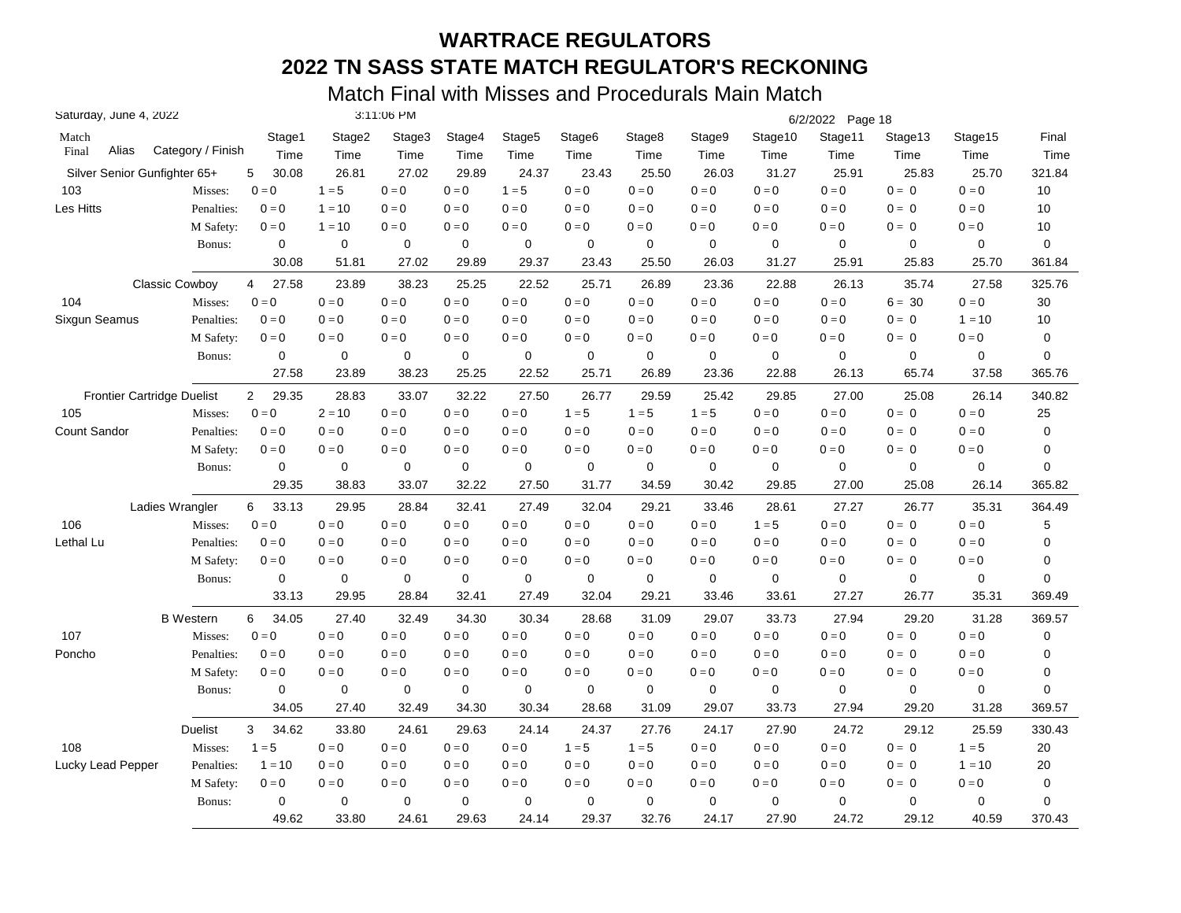# WARTRACE REGULATORS

## 2022 TN SASS STATE MATCH REGULATOR'S RECKONING

### Match Final with Misses and Procedurals Main Match

Saturday, June 4, 2022 — 3:11:06 PM — 6/2/2022

| Match Final | Alias | Category / Finish | Stage1 Time | Stage2 Time | Stage3 Time | Stage4 Time | Stage5 Time | Stage6 Time | Stage8 Time | Stage9 Time | Stage10 Time | Stage11 Time | Stage13 Time | Stage15 Time | Final Time |
|---|---|---|---|---|---|---|---|---|---|---|---|---|---|---|---|
| | | Silver Senior Gunfighter 65+ 5 | 30.08 | 26.81 | 27.02 | 29.89 | 24.37 | 23.43 | 25.50 | 26.03 | 31.27 | 25.91 | 25.83 | 25.70 | 321.84 |
| 103 | | Misses: | 0 = 0 | 1 = 5 | 0 = 0 | 0 = 0 | 1 = 5 | 0 = 0 | 0 = 0 | 0 = 0 | 0 = 0 | 0 = 0 | 0 = 0 | 0 = 0 | 10 |
| Les Hitts | | Penalties: | 0 = 0 | 1 = 10 | 0 = 0 | 0 = 0 | 0 = 0 | 0 = 0 | 0 = 0 | 0 = 0 | 0 = 0 | 0 = 0 | 0 = 0 | 0 = 0 | 10 |
| | | M Safety: | 0 = 0 | 1 = 10 | 0 = 0 | 0 = 0 | 0 = 0 | 0 = 0 | 0 = 0 | 0 = 0 | 0 = 0 | 0 = 0 | 0 = 0 | 0 = 0 | 10 |
| | | Bonus: | 0 | 0 | 0 | 0 | 0 | 0 | 0 | 0 | 0 | 0 | 0 | 0 | 0 |
| | | | 30.08 | 51.81 | 27.02 | 29.89 | 29.37 | 23.43 | 25.50 | 26.03 | 31.27 | 25.91 | 25.83 | 25.70 | 361.84 |
| | | Classic Cowboy 4 | 27.58 | 23.89 | 38.23 | 25.25 | 22.52 | 25.71 | 26.89 | 23.36 | 22.88 | 26.13 | 35.74 | 27.58 | 325.76 |
| 104 | | Misses: | 0 = 0 | 0 = 0 | 0 = 0 | 0 = 0 | 0 = 0 | 0 = 0 | 0 = 0 | 0 = 0 | 0 = 0 | 0 = 0 | 6 = 30 | 0 = 0 | 30 |
| Sixgun Seamus | | Penalties: | 0 = 0 | 0 = 0 | 0 = 0 | 0 = 0 | 0 = 0 | 0 = 0 | 0 = 0 | 0 = 0 | 0 = 0 | 0 = 0 | 0 = 0 | 1 = 10 | 10 |
| | | M Safety: | 0 = 0 | 0 = 0 | 0 = 0 | 0 = 0 | 0 = 0 | 0 = 0 | 0 = 0 | 0 = 0 | 0 = 0 | 0 = 0 | 0 = 0 | 0 = 0 | 0 |
| | | Bonus: | 0 | 0 | 0 | 0 | 0 | 0 | 0 | 0 | 0 | 0 | 0 | 0 | 0 |
| | | | 27.58 | 23.89 | 38.23 | 25.25 | 22.52 | 25.71 | 26.89 | 23.36 | 22.88 | 26.13 | 65.74 | 37.58 | 365.76 |
| | | Frontier Cartridge Duelist 2 | 29.35 | 28.83 | 33.07 | 32.22 | 27.50 | 26.77 | 29.59 | 25.42 | 29.85 | 27.00 | 25.08 | 26.14 | 340.82 |
| 105 | | Misses: | 0 = 0 | 2 = 10 | 0 = 0 | 0 = 0 | 0 = 0 | 1 = 5 | 1 = 5 | 1 = 5 | 0 = 0 | 0 = 0 | 0 = 0 | 0 = 0 | 25 |
| Count Sandor | | Penalties: | 0 = 0 | 0 = 0 | 0 = 0 | 0 = 0 | 0 = 0 | 0 = 0 | 0 = 0 | 0 = 0 | 0 = 0 | 0 = 0 | 0 = 0 | 0 = 0 | 0 |
| | | M Safety: | 0 = 0 | 0 = 0 | 0 = 0 | 0 = 0 | 0 = 0 | 0 = 0 | 0 = 0 | 0 = 0 | 0 = 0 | 0 = 0 | 0 = 0 | 0 = 0 | 0 |
| | | Bonus: | 0 | 0 | 0 | 0 | 0 | 0 | 0 | 0 | 0 | 0 | 0 | 0 | 0 |
| | | | 29.35 | 38.83 | 33.07 | 32.22 | 27.50 | 31.77 | 34.59 | 30.42 | 29.85 | 27.00 | 25.08 | 26.14 | 365.82 |
| | | Ladies Wrangler 6 | 33.13 | 29.95 | 28.84 | 32.41 | 27.49 | 32.04 | 29.21 | 33.46 | 28.61 | 27.27 | 26.77 | 35.31 | 364.49 |
| 106 | | Misses: | 0 = 0 | 0 = 0 | 0 = 0 | 0 = 0 | 0 = 0 | 0 = 0 | 0 = 0 | 0 = 0 | 1 = 5 | 0 = 0 | 0 = 0 | 0 = 0 | 5 |
| Lethal Lu | | Penalties: | 0 = 0 | 0 = 0 | 0 = 0 | 0 = 0 | 0 = 0 | 0 = 0 | 0 = 0 | 0 = 0 | 0 = 0 | 0 = 0 | 0 = 0 | 0 = 0 | 0 |
| | | M Safety: | 0 = 0 | 0 = 0 | 0 = 0 | 0 = 0 | 0 = 0 | 0 = 0 | 0 = 0 | 0 = 0 | 0 = 0 | 0 = 0 | 0 = 0 | 0 = 0 | 0 |
| | | Bonus: | 0 | 0 | 0 | 0 | 0 | 0 | 0 | 0 | 0 | 0 | 0 | 0 | 0 |
| | | | 33.13 | 29.95 | 28.84 | 32.41 | 27.49 | 32.04 | 29.21 | 33.46 | 33.61 | 27.27 | 26.77 | 35.31 | 369.49 |
| | | B Western 6 | 34.05 | 27.40 | 32.49 | 34.30 | 30.34 | 28.68 | 31.09 | 29.07 | 33.73 | 27.94 | 29.20 | 31.28 | 369.57 |
| 107 | | Misses: | 0 = 0 | 0 = 0 | 0 = 0 | 0 = 0 | 0 = 0 | 0 = 0 | 0 = 0 | 0 = 0 | 0 = 0 | 0 = 0 | 0 = 0 | 0 = 0 | 0 |
| Poncho | | Penalties: | 0 = 0 | 0 = 0 | 0 = 0 | 0 = 0 | 0 = 0 | 0 = 0 | 0 = 0 | 0 = 0 | 0 = 0 | 0 = 0 | 0 = 0 | 0 = 0 | 0 |
| | | M Safety: | 0 = 0 | 0 = 0 | 0 = 0 | 0 = 0 | 0 = 0 | 0 = 0 | 0 = 0 | 0 = 0 | 0 = 0 | 0 = 0 | 0 = 0 | 0 = 0 | 0 |
| | | Bonus: | 0 | 0 | 0 | 0 | 0 | 0 | 0 | 0 | 0 | 0 | 0 | 0 | 0 |
| | | | 34.05 | 27.40 | 32.49 | 34.30 | 30.34 | 28.68 | 31.09 | 29.07 | 33.73 | 27.94 | 29.20 | 31.28 | 369.57 |
| | | Duelist 3 | 34.62 | 33.80 | 24.61 | 29.63 | 24.14 | 24.37 | 27.76 | 24.17 | 27.90 | 24.72 | 29.12 | 25.59 | 330.43 |
| 108 | | Misses: | 1 = 5 | 0 = 0 | 0 = 0 | 0 = 0 | 0 = 0 | 1 = 5 | 1 = 5 | 0 = 0 | 0 = 0 | 0 = 0 | 0 = 0 | 1 = 5 | 20 |
| Lucky Lead Pepper | | Penalties: | 1 = 10 | 0 = 0 | 0 = 0 | 0 = 0 | 0 = 0 | 0 = 0 | 0 = 0 | 0 = 0 | 0 = 0 | 0 = 0 | 0 = 0 | 1 = 10 | 20 |
| | | M Safety: | 0 = 0 | 0 = 0 | 0 = 0 | 0 = 0 | 0 = 0 | 0 = 0 | 0 = 0 | 0 = 0 | 0 = 0 | 0 = 0 | 0 = 0 | 0 = 0 | 0 |
| | | Bonus: | 0 | 0 | 0 | 0 | 0 | 0 | 0 | 0 | 0 | 0 | 0 | 0 | 0 |
| | | | 49.62 | 33.80 | 24.61 | 29.63 | 24.14 | 29.37 | 32.76 | 24.17 | 27.90 | 24.72 | 29.12 | 40.59 | 370.43 |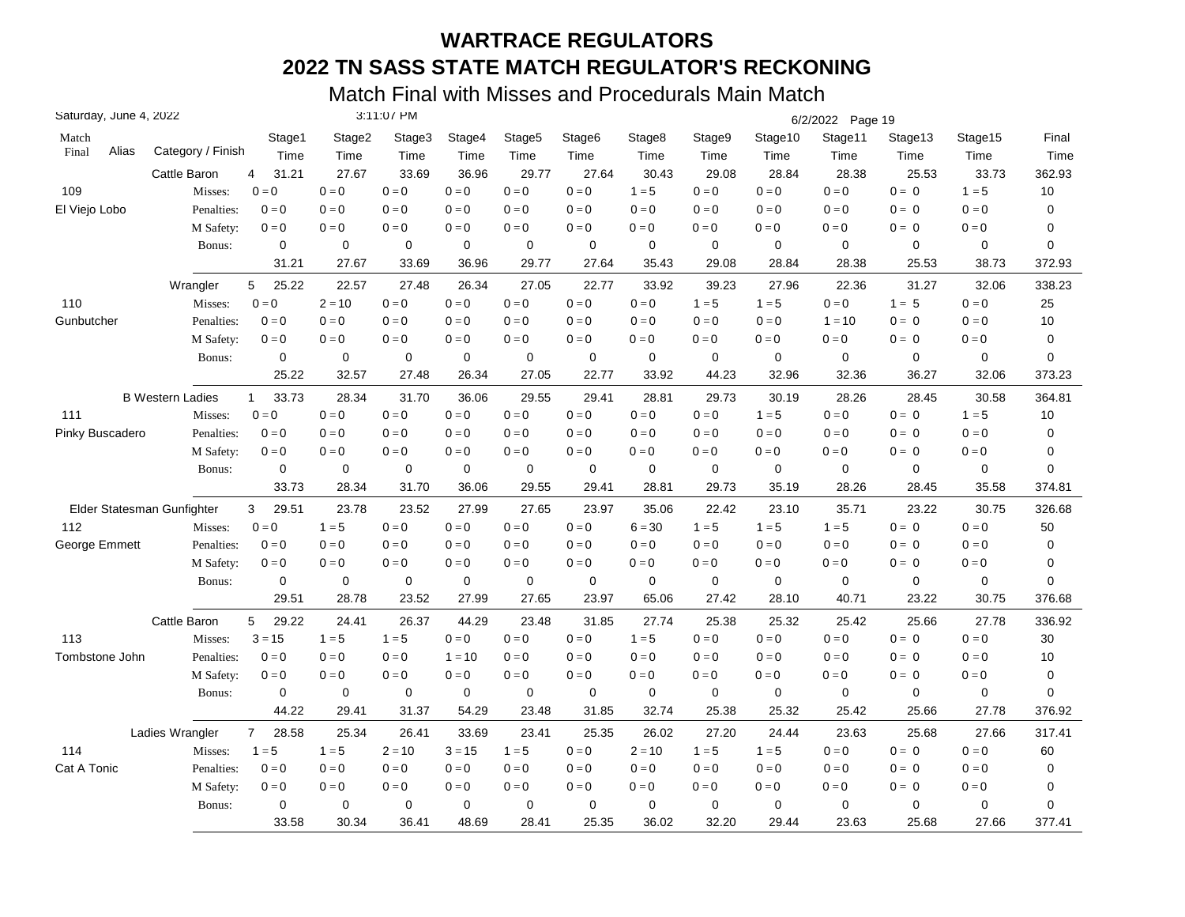# WARTRACE REGULATORS

# 2022 TN SASS STATE MATCH REGULATOR'S RECKONING

## Match Final with Misses and Procedurals Main Match

Saturday, June 4, 2022 3:11:07 PM 6/2/2022

| Match Final | Alias | Category / Finish | | Stage1 Time | Stage2 Time | Stage3 Time | Stage4 Time | Stage5 Time | Stage6 Time | Stage8 Time | Stage9 Time | Stage10 Time | Stage11 Time | Stage13 Time | Stage15 Time | Final Time |
|---|---|---|---|---|---|---|---|---|---|---|---|---|---|---|---|---|
| | | Cattle Baron | 4 | 31.21 | 27.67 | 33.69 | 36.96 | 29.77 | 27.64 | 30.43 | 29.08 | 28.84 | 28.38 | 25.53 | 33.73 | 362.93 |
| 109 | | Misses: | | 0 = 0 | 0 = 0 | 0 = 0 | 0 = 0 | 0 = 0 | 0 = 0 | 1 = 5 | 0 = 0 | 0 = 0 | 0 = 0 | 0 = 0 | 1 = 5 | 10 |
| El Viejo Lobo | | Penalties: | | 0 = 0 | 0 = 0 | 0 = 0 | 0 = 0 | 0 = 0 | 0 = 0 | 0 = 0 | 0 = 0 | 0 = 0 | 0 = 0 | 0 = 0 | 0 = 0 | 0 |
| | | M Safety: | | 0 = 0 | 0 = 0 | 0 = 0 | 0 = 0 | 0 = 0 | 0 = 0 | 0 = 0 | 0 = 0 | 0 = 0 | 0 = 0 | 0 = 0 | 0 = 0 | 0 |
| | | Bonus: | | 0 | 0 | 0 | 0 | 0 | 0 | 0 | 0 | 0 | 0 | 0 | 0 | 0 |
| | | | | 31.21 | 27.67 | 33.69 | 36.96 | 29.77 | 27.64 | 35.43 | 29.08 | 28.84 | 28.38 | 25.53 | 38.73 | 372.93 |
| | | Wrangler | 5 | 25.22 | 22.57 | 27.48 | 26.34 | 27.05 | 22.77 | 33.92 | 39.23 | 27.96 | 22.36 | 31.27 | 32.06 | 338.23 |
| 110 | | Misses: | | 0 = 0 | 2 = 10 | 0 = 0 | 0 = 0 | 0 = 0 | 0 = 0 | 0 = 0 | 1 = 5 | 1 = 5 | 0 = 0 | 1 = 5 | 0 = 0 | 25 |
| Gunbutcher | | Penalties: | | 0 = 0 | 0 = 0 | 0 = 0 | 0 = 0 | 0 = 0 | 0 = 0 | 0 = 0 | 0 = 0 | 0 = 0 | 1 = 10 | 0 = 0 | 0 = 0 | 10 |
| | | M Safety: | | 0 = 0 | 0 = 0 | 0 = 0 | 0 = 0 | 0 = 0 | 0 = 0 | 0 = 0 | 0 = 0 | 0 = 0 | 0 = 0 | 0 = 0 | 0 = 0 | 0 |
| | | Bonus: | | 0 | 0 | 0 | 0 | 0 | 0 | 0 | 0 | 0 | 0 | 0 | 0 | 0 |
| | | | | 25.22 | 32.57 | 27.48 | 26.34 | 27.05 | 22.77 | 33.92 | 44.23 | 32.96 | 32.36 | 36.27 | 32.06 | 373.23 |
| | | B Western Ladies | 1 | 33.73 | 28.34 | 31.70 | 36.06 | 29.55 | 29.41 | 28.81 | 29.73 | 30.19 | 28.26 | 28.45 | 30.58 | 364.81 |
| 111 | | Misses: | | 0 = 0 | 0 = 0 | 0 = 0 | 0 = 0 | 0 = 0 | 0 = 0 | 0 = 0 | 0 = 0 | 1 = 5 | 0 = 0 | 0 = 0 | 1 = 5 | 10 |
| Pinky Buscadero | | Penalties: | | 0 = 0 | 0 = 0 | 0 = 0 | 0 = 0 | 0 = 0 | 0 = 0 | 0 = 0 | 0 = 0 | 0 = 0 | 0 = 0 | 0 = 0 | 0 = 0 | 0 |
| | | M Safety: | | 0 = 0 | 0 = 0 | 0 = 0 | 0 = 0 | 0 = 0 | 0 = 0 | 0 = 0 | 0 = 0 | 0 = 0 | 0 = 0 | 0 = 0 | 0 = 0 | 0 |
| | | Bonus: | | 0 | 0 | 0 | 0 | 0 | 0 | 0 | 0 | 0 | 0 | 0 | 0 | 0 |
| | | | | 33.73 | 28.34 | 31.70 | 36.06 | 29.55 | 29.41 | 28.81 | 29.73 | 35.19 | 28.26 | 28.45 | 35.58 | 374.81 |
| | | Elder Statesman Gunfighter | 3 | 29.51 | 23.78 | 23.52 | 27.99 | 27.65 | 23.97 | 35.06 | 22.42 | 23.10 | 35.71 | 23.22 | 30.75 | 326.68 |
| 112 | | Misses: | | 0 = 0 | 1 = 5 | 0 = 0 | 0 = 0 | 0 = 0 | 0 = 0 | 6 = 30 | 1 = 5 | 1 = 5 | 1 = 5 | 0 = 0 | 0 = 0 | 50 |
| George Emmett | | Penalties: | | 0 = 0 | 0 = 0 | 0 = 0 | 0 = 0 | 0 = 0 | 0 = 0 | 0 = 0 | 0 = 0 | 0 = 0 | 0 = 0 | 0 = 0 | 0 = 0 | 0 |
| | | M Safety: | | 0 = 0 | 0 = 0 | 0 = 0 | 0 = 0 | 0 = 0 | 0 = 0 | 0 = 0 | 0 = 0 | 0 = 0 | 0 = 0 | 0 = 0 | 0 = 0 | 0 |
| | | Bonus: | | 0 | 0 | 0 | 0 | 0 | 0 | 0 | 0 | 0 | 0 | 0 | 0 | 0 |
| | | | | 29.51 | 28.78 | 23.52 | 27.99 | 27.65 | 23.97 | 65.06 | 27.42 | 28.10 | 40.71 | 23.22 | 30.75 | 376.68 |
| | | Cattle Baron | 5 | 29.22 | 24.41 | 26.37 | 44.29 | 23.48 | 31.85 | 27.74 | 25.38 | 25.32 | 25.42 | 25.66 | 27.78 | 336.92 |
| 113 | | Misses: | | 3 = 15 | 1 = 5 | 1 = 5 | 0 = 0 | 0 = 0 | 0 = 0 | 1 = 5 | 0 = 0 | 0 = 0 | 0 = 0 | 0 = 0 | 0 = 0 | 30 |
| Tombstone John | | Penalties: | | 0 = 0 | 0 = 0 | 0 = 0 | 1 = 10 | 0 = 0 | 0 = 0 | 0 = 0 | 0 = 0 | 0 = 0 | 0 = 0 | 0 = 0 | 0 = 0 | 10 |
| | | M Safety: | | 0 = 0 | 0 = 0 | 0 = 0 | 0 = 0 | 0 = 0 | 0 = 0 | 0 = 0 | 0 = 0 | 0 = 0 | 0 = 0 | 0 = 0 | 0 = 0 | 0 |
| | | Bonus: | | 0 | 0 | 0 | 0 | 0 | 0 | 0 | 0 | 0 | 0 | 0 | 0 | 0 |
| | | | | 44.22 | 29.41 | 31.37 | 54.29 | 23.48 | 31.85 | 32.74 | 25.38 | 25.32 | 25.42 | 25.66 | 27.78 | 376.92 |
| | | Ladies Wrangler | 7 | 28.58 | 25.34 | 26.41 | 33.69 | 23.41 | 25.35 | 26.02 | 27.20 | 24.44 | 23.63 | 25.68 | 27.66 | 317.41 |
| 114 | | Misses: | | 1 = 5 | 1 = 5 | 2 = 10 | 3 = 15 | 1 = 5 | 0 = 0 | 2 = 10 | 1 = 5 | 1 = 5 | 0 = 0 | 0 = 0 | 0 = 0 | 60 |
| Cat A Tonic | | Penalties: | | 0 = 0 | 0 = 0 | 0 = 0 | 0 = 0 | 0 = 0 | 0 = 0 | 0 = 0 | 0 = 0 | 0 = 0 | 0 = 0 | 0 = 0 | 0 = 0 | 0 |
| | | M Safety: | | 0 = 0 | 0 = 0 | 0 = 0 | 0 = 0 | 0 = 0 | 0 = 0 | 0 = 0 | 0 = 0 | 0 = 0 | 0 = 0 | 0 = 0 | 0 = 0 | 0 |
| | | Bonus: | | 0 | 0 | 0 | 0 | 0 | 0 | 0 | 0 | 0 | 0 | 0 | 0 | 0 |
| | | | | 33.58 | 30.34 | 36.41 | 48.69 | 28.41 | 25.35 | 36.02 | 32.20 | 29.44 | 23.63 | 25.68 | 27.66 | 377.41 |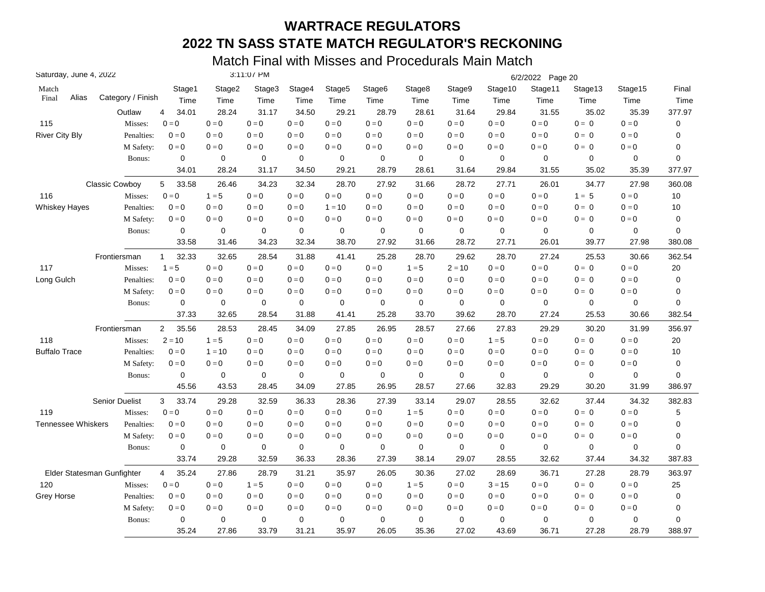# WARTRACE REGULATORS

# 2022 TN SASS STATE MATCH REGULATOR'S RECKONING

## Match Final with Misses and Procedurals Main Match

Saturday, June 4, 2022 3:11:07 PM 6/2/2022 Page 20

| Match Final | Alias | Category / Finish | | Stage1 Time | Stage2 Time | Stage3 Time | Stage4 Time | Stage5 Time | Stage6 Time | Stage8 Time | Stage9 Time | Stage10 Time | Stage11 Time | Stage13 Time | Stage15 Time | Final Time |
|---|---|---|---|---|---|---|---|---|---|---|---|---|---|---|---|---|
| | | Outlaw | 4 | 34.01 | 28.24 | 31.17 | 34.50 | 29.21 | 28.79 | 28.61 | 31.64 | 29.84 | 31.55 | 35.02 | 35.39 | 377.97 |
| 115 | | Misses: | | 0 = 0 | 0 = 0 | 0 = 0 | 0 = 0 | 0 = 0 | 0 = 0 | 0 = 0 | 0 = 0 | 0 = 0 | 0 = 0 | 0 = 0 | 0 = 0 | 0 |
| River City Bly | | Penalties: | | 0 = 0 | 0 = 0 | 0 = 0 | 0 = 0 | 0 = 0 | 0 = 0 | 0 = 0 | 0 = 0 | 0 = 0 | 0 = 0 | 0 = 0 | 0 = 0 | 0 |
| | | M Safety: | | 0 = 0 | 0 = 0 | 0 = 0 | 0 = 0 | 0 = 0 | 0 = 0 | 0 = 0 | 0 = 0 | 0 = 0 | 0 = 0 | 0 = 0 | 0 = 0 | 0 |
| | | Bonus: | | 0 | 0 | 0 | 0 | 0 | 0 | 0 | 0 | 0 | 0 | 0 | 0 | 0 |
| | | | | 34.01 | 28.24 | 31.17 | 34.50 | 29.21 | 28.79 | 28.61 | 31.64 | 29.84 | 31.55 | 35.02 | 35.39 | 377.97 |
| | | Classic Cowboy | 5 | 33.58 | 26.46 | 34.23 | 32.34 | 28.70 | 27.92 | 31.66 | 28.72 | 27.71 | 26.01 | 34.77 | 27.98 | 360.08 |
| 116 | | Misses: | | 0 = 0 | 1 = 5 | 0 = 0 | 0 = 0 | 0 = 0 | 0 = 0 | 0 = 0 | 0 = 0 | 0 = 0 | 0 = 0 | 1 = 5 | 0 = 0 | 10 |
| Whiskey Hayes | | Penalties: | | 0 = 0 | 0 = 0 | 0 = 0 | 0 = 0 | 1 = 10 | 0 = 0 | 0 = 0 | 0 = 0 | 0 = 0 | 0 = 0 | 0 = 0 | 0 = 0 | 10 |
| | | M Safety: | | 0 = 0 | 0 = 0 | 0 = 0 | 0 = 0 | 0 = 0 | 0 = 0 | 0 = 0 | 0 = 0 | 0 = 0 | 0 = 0 | 0 = 0 | 0 = 0 | 0 |
| | | Bonus: | | 0 | 0 | 0 | 0 | 0 | 0 | 0 | 0 | 0 | 0 | 0 | 0 | 0 |
| | | | | 33.58 | 31.46 | 34.23 | 32.34 | 38.70 | 27.92 | 31.66 | 28.72 | 27.71 | 26.01 | 39.77 | 27.98 | 380.08 |
| | | Frontiersman | 1 | 32.33 | 32.65 | 28.54 | 31.88 | 41.41 | 25.28 | 28.70 | 29.62 | 28.70 | 27.24 | 25.53 | 30.66 | 362.54 |
| 117 | | Misses: | | 1 = 5 | 0 = 0 | 0 = 0 | 0 = 0 | 0 = 0 | 0 = 0 | 1 = 5 | 2 = 10 | 0 = 0 | 0 = 0 | 0 = 0 | 0 = 0 | 20 |
| Long Gulch | | Penalties: | | 0 = 0 | 0 = 0 | 0 = 0 | 0 = 0 | 0 = 0 | 0 = 0 | 0 = 0 | 0 = 0 | 0 = 0 | 0 = 0 | 0 = 0 | 0 = 0 | 0 |
| | | M Safety: | | 0 = 0 | 0 = 0 | 0 = 0 | 0 = 0 | 0 = 0 | 0 = 0 | 0 = 0 | 0 = 0 | 0 = 0 | 0 = 0 | 0 = 0 | 0 = 0 | 0 |
| | | Bonus: | | 0 | 0 | 0 | 0 | 0 | 0 | 0 | 0 | 0 | 0 | 0 | 0 | 0 |
| | | | | 37.33 | 32.65 | 28.54 | 31.88 | 41.41 | 25.28 | 33.70 | 39.62 | 28.70 | 27.24 | 25.53 | 30.66 | 382.54 |
| | | Frontiersman | 2 | 35.56 | 28.53 | 28.45 | 34.09 | 27.85 | 26.95 | 28.57 | 27.66 | 27.83 | 29.29 | 30.20 | 31.99 | 356.97 |
| 118 | | Misses: | | 2 = 10 | 1 = 5 | 0 = 0 | 0 = 0 | 0 = 0 | 0 = 0 | 0 = 0 | 0 = 0 | 1 = 5 | 0 = 0 | 0 = 0 | 0 = 0 | 20 |
| Buffalo Trace | | Penalties: | | 0 = 0 | 1 = 10 | 0 = 0 | 0 = 0 | 0 = 0 | 0 = 0 | 0 = 0 | 0 = 0 | 0 = 0 | 0 = 0 | 0 = 0 | 0 = 0 | 10 |
| | | M Safety: | | 0 = 0 | 0 = 0 | 0 = 0 | 0 = 0 | 0 = 0 | 0 = 0 | 0 = 0 | 0 = 0 | 0 = 0 | 0 = 0 | 0 = 0 | 0 = 0 | 0 |
| | | Bonus: | | 0 | 0 | 0 | 0 | 0 | 0 | 0 | 0 | 0 | 0 | 0 | 0 | 0 |
| | | | | 45.56 | 43.53 | 28.45 | 34.09 | 27.85 | 26.95 | 28.57 | 27.66 | 32.83 | 29.29 | 30.20 | 31.99 | 386.97 |
| | | Senior Duelist | 3 | 33.74 | 29.28 | 32.59 | 36.33 | 28.36 | 27.39 | 33.14 | 29.07 | 28.55 | 32.62 | 37.44 | 34.32 | 382.83 |
| 119 | | Misses: | | 0 = 0 | 0 = 0 | 0 = 0 | 0 = 0 | 0 = 0 | 0 = 0 | 1 = 5 | 0 = 0 | 0 = 0 | 0 = 0 | 0 = 0 | 0 = 0 | 5 |
| Tennessee Whiskers | | Penalties: | | 0 = 0 | 0 = 0 | 0 = 0 | 0 = 0 | 0 = 0 | 0 = 0 | 0 = 0 | 0 = 0 | 0 = 0 | 0 = 0 | 0 = 0 | 0 = 0 | 0 |
| | | M Safety: | | 0 = 0 | 0 = 0 | 0 = 0 | 0 = 0 | 0 = 0 | 0 = 0 | 0 = 0 | 0 = 0 | 0 = 0 | 0 = 0 | 0 = 0 | 0 = 0 | 0 |
| | | Bonus: | | 0 | 0 | 0 | 0 | 0 | 0 | 0 | 0 | 0 | 0 | 0 | 0 | 0 |
| | | | | 33.74 | 29.28 | 32.59 | 36.33 | 28.36 | 27.39 | 38.14 | 29.07 | 28.55 | 32.62 | 37.44 | 34.32 | 387.83 |
| | | Elder Statesman Gunfighter | 4 | 35.24 | 27.86 | 28.79 | 31.21 | 35.97 | 26.05 | 30.36 | 27.02 | 28.69 | 36.71 | 27.28 | 28.79 | 363.97 |
| 120 | | Misses: | | 0 = 0 | 0 = 0 | 1 = 5 | 0 = 0 | 0 = 0 | 0 = 0 | 1 = 5 | 0 = 0 | 3 = 15 | 0 = 0 | 0 = 0 | 0 = 0 | 25 |
| Grey Horse | | Penalties: | | 0 = 0 | 0 = 0 | 0 = 0 | 0 = 0 | 0 = 0 | 0 = 0 | 0 = 0 | 0 = 0 | 0 = 0 | 0 = 0 | 0 = 0 | 0 = 0 | 0 |
| | | M Safety: | | 0 = 0 | 0 = 0 | 0 = 0 | 0 = 0 | 0 = 0 | 0 = 0 | 0 = 0 | 0 = 0 | 0 = 0 | 0 = 0 | 0 = 0 | 0 = 0 | 0 |
| | | Bonus: | | 0 | 0 | 0 | 0 | 0 | 0 | 0 | 0 | 0 | 0 | 0 | 0 | 0 |
| | | | | 35.24 | 27.86 | 33.79 | 31.21 | 35.97 | 26.05 | 35.36 | 27.02 | 43.69 | 36.71 | 27.28 | 28.79 | 388.97 |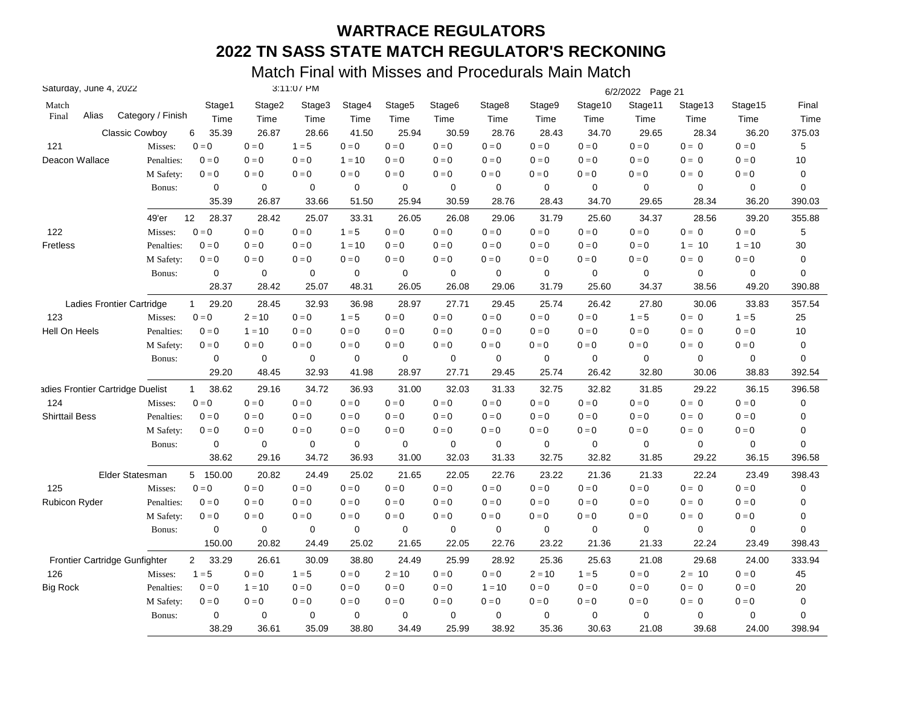# WARTRACE REGULATORS

## 2022 TN SASS STATE MATCH REGULATOR'S RECKONING

### Match Final with Misses and Procedurals Main Match

Saturday, June 4, 2022 3:11:07 PM 6/2/2022 Page 21

| Match Final | Alias | Category / Finish | | Stage1 Time | Stage2 Time | Stage3 Time | Stage4 Time | Stage5 Time | Stage6 Time | Stage8 Time | Stage9 Time | Stage10 Time | Stage11 Time | Stage13 Time | Stage15 Time | Final Time |
|---|---|---|---|---|---|---|---|---|---|---|---|---|---|---|---|---|
| | | Classic Cowboy | 6 | 35.39 | 26.87 | 28.66 | 41.50 | 25.94 | 30.59 | 28.76 | 28.43 | 34.70 | 29.65 | 28.34 | 36.20 | 375.03 |
| 121 | | Misses: | | 0 = 0 | 0 = 0 | 1 = 5 | 0 = 0 | 0 = 0 | 0 = 0 | 0 = 0 | 0 = 0 | 0 = 0 | 0 = 0 | 0 = 0 | 0 = 0 | 5 |
| Deacon Wallace | | Penalties: | | 0 = 0 | 0 = 0 | 0 = 0 | 1 = 10 | 0 = 0 | 0 = 0 | 0 = 0 | 0 = 0 | 0 = 0 | 0 = 0 | 0 = 0 | 0 = 0 | 10 |
| | | M Safety: | | 0 = 0 | 0 = 0 | 0 = 0 | 0 = 0 | 0 = 0 | 0 = 0 | 0 = 0 | 0 = 0 | 0 = 0 | 0 = 0 | 0 = 0 | 0 = 0 | 0 |
| | | Bonus: | | 0 | 0 | 0 | 0 | 0 | 0 | 0 | 0 | 0 | 0 | 0 | 0 | 0 |
| | | | | 35.39 | 26.87 | 33.66 | 51.50 | 25.94 | 30.59 | 28.76 | 28.43 | 34.70 | 29.65 | 28.34 | 36.20 | 390.03 |
| | | 49'er | 12 | 28.37 | 28.42 | 25.07 | 33.31 | 26.05 | 26.08 | 29.06 | 31.79 | 25.60 | 34.37 | 28.56 | 39.20 | 355.88 |
| 122 | | Misses: | | 0 = 0 | 0 = 0 | 0 = 0 | 1 = 5 | 0 = 0 | 0 = 0 | 0 = 0 | 0 = 0 | 0 = 0 | 0 = 0 | 0 = 0 | 0 = 0 | 5 |
| Fretless | | Penalties: | | 0 = 0 | 0 = 0 | 0 = 0 | 1 = 10 | 0 = 0 | 0 = 0 | 0 = 0 | 0 = 0 | 0 = 0 | 0 = 0 | 1 = 10 | 1 = 10 | 30 |
| | | M Safety: | | 0 = 0 | 0 = 0 | 0 = 0 | 0 = 0 | 0 = 0 | 0 = 0 | 0 = 0 | 0 = 0 | 0 = 0 | 0 = 0 | 0 = 0 | 0 = 0 | 0 |
| | | Bonus: | | 0 | 0 | 0 | 0 | 0 | 0 | 0 | 0 | 0 | 0 | 0 | 0 | 0 |
| | | | | 28.37 | 28.42 | 25.07 | 48.31 | 26.05 | 26.08 | 29.06 | 31.79 | 25.60 | 34.37 | 38.56 | 49.20 | 390.88 |
| | | Ladies Frontier Cartridge | 1 | 29.20 | 28.45 | 32.93 | 36.98 | 28.97 | 27.71 | 29.45 | 25.74 | 26.42 | 27.80 | 30.06 | 33.83 | 357.54 |
| 123 | | Misses: | | 0 = 0 | 2 = 10 | 0 = 0 | 1 = 5 | 0 = 0 | 0 = 0 | 0 = 0 | 0 = 0 | 0 = 0 | 1 = 5 | 0 = 0 | 1 = 5 | 25 |
| Hell On Heels | | Penalties: | | 0 = 0 | 1 = 10 | 0 = 0 | 0 = 0 | 0 = 0 | 0 = 0 | 0 = 0 | 0 = 0 | 0 = 0 | 0 = 0 | 0 = 0 | 0 = 0 | 10 |
| | | M Safety: | | 0 = 0 | 0 = 0 | 0 = 0 | 0 = 0 | 0 = 0 | 0 = 0 | 0 = 0 | 0 = 0 | 0 = 0 | 0 = 0 | 0 = 0 | 0 = 0 | 0 |
| | | Bonus: | | 0 | 0 | 0 | 0 | 0 | 0 | 0 | 0 | 0 | 0 | 0 | 0 | 0 |
| | | | | 29.20 | 48.45 | 32.93 | 41.98 | 28.97 | 27.71 | 29.45 | 25.74 | 26.42 | 32.80 | 30.06 | 38.83 | 392.54 |
| | | Ladies Frontier Cartridge Duelist | 1 | 38.62 | 29.16 | 34.72 | 36.93 | 31.00 | 32.03 | 31.33 | 32.75 | 32.82 | 31.85 | 29.22 | 36.15 | 396.58 |
| 124 | | Misses: | | 0 = 0 | 0 = 0 | 0 = 0 | 0 = 0 | 0 = 0 | 0 = 0 | 0 = 0 | 0 = 0 | 0 = 0 | 0 = 0 | 0 = 0 | 0 = 0 | 0 |
| Shirttail Bess | | Penalties: | | 0 = 0 | 0 = 0 | 0 = 0 | 0 = 0 | 0 = 0 | 0 = 0 | 0 = 0 | 0 = 0 | 0 = 0 | 0 = 0 | 0 = 0 | 0 = 0 | 0 |
| | | M Safety: | | 0 = 0 | 0 = 0 | 0 = 0 | 0 = 0 | 0 = 0 | 0 = 0 | 0 = 0 | 0 = 0 | 0 = 0 | 0 = 0 | 0 = 0 | 0 = 0 | 0 |
| | | Bonus: | | 0 | 0 | 0 | 0 | 0 | 0 | 0 | 0 | 0 | 0 | 0 | 0 | 0 |
| | | | | 38.62 | 29.16 | 34.72 | 36.93 | 31.00 | 32.03 | 31.33 | 32.75 | 32.82 | 31.85 | 29.22 | 36.15 | 396.58 |
| | | Elder Statesman | 5 | 150.00 | 20.82 | 24.49 | 25.02 | 21.65 | 22.05 | 22.76 | 23.22 | 21.36 | 21.33 | 22.24 | 23.49 | 398.43 |
| 125 | | Misses: | | 0 = 0 | 0 = 0 | 0 = 0 | 0 = 0 | 0 = 0 | 0 = 0 | 0 = 0 | 0 = 0 | 0 = 0 | 0 = 0 | 0 = 0 | 0 = 0 | 0 |
| Rubicon Ryder | | Penalties: | | 0 = 0 | 0 = 0 | 0 = 0 | 0 = 0 | 0 = 0 | 0 = 0 | 0 = 0 | 0 = 0 | 0 = 0 | 0 = 0 | 0 = 0 | 0 = 0 | 0 |
| | | M Safety: | | 0 = 0 | 0 = 0 | 0 = 0 | 0 = 0 | 0 = 0 | 0 = 0 | 0 = 0 | 0 = 0 | 0 = 0 | 0 = 0 | 0 = 0 | 0 = 0 | 0 |
| | | Bonus: | | 0 | 0 | 0 | 0 | 0 | 0 | 0 | 0 | 0 | 0 | 0 | 0 | 0 |
| | | | | 150.00 | 20.82 | 24.49 | 25.02 | 21.65 | 22.05 | 22.76 | 23.22 | 21.36 | 21.33 | 22.24 | 23.49 | 398.43 |
| | | Frontier Cartridge Gunfighter | 2 | 33.29 | 26.61 | 30.09 | 38.80 | 24.49 | 25.99 | 28.92 | 25.36 | 25.63 | 21.08 | 29.68 | 24.00 | 333.94 |
| 126 | | Misses: | | 1 = 5 | 0 = 0 | 1 = 5 | 0 = 0 | 2 = 10 | 0 = 0 | 0 = 0 | 2 = 10 | 1 = 5 | 0 = 0 | 2 = 10 | 0 = 0 | 45 |
| Big Rock | | Penalties: | | 0 = 0 | 1 = 10 | 0 = 0 | 0 = 0 | 0 = 0 | 0 = 0 | 1 = 10 | 0 = 0 | 0 = 0 | 0 = 0 | 0 = 0 | 0 = 0 | 20 |
| | | M Safety: | | 0 = 0 | 0 = 0 | 0 = 0 | 0 = 0 | 0 = 0 | 0 = 0 | 0 = 0 | 0 = 0 | 0 = 0 | 0 = 0 | 0 = 0 | 0 = 0 | 0 |
| | | Bonus: | | 0 | 0 | 0 | 0 | 0 | 0 | 0 | 0 | 0 | 0 | 0 | 0 | 0 |
| | | | | 38.29 | 36.61 | 35.09 | 38.80 | 34.49 | 25.99 | 38.92 | 35.36 | 30.63 | 21.08 | 39.68 | 24.00 | 398.94 |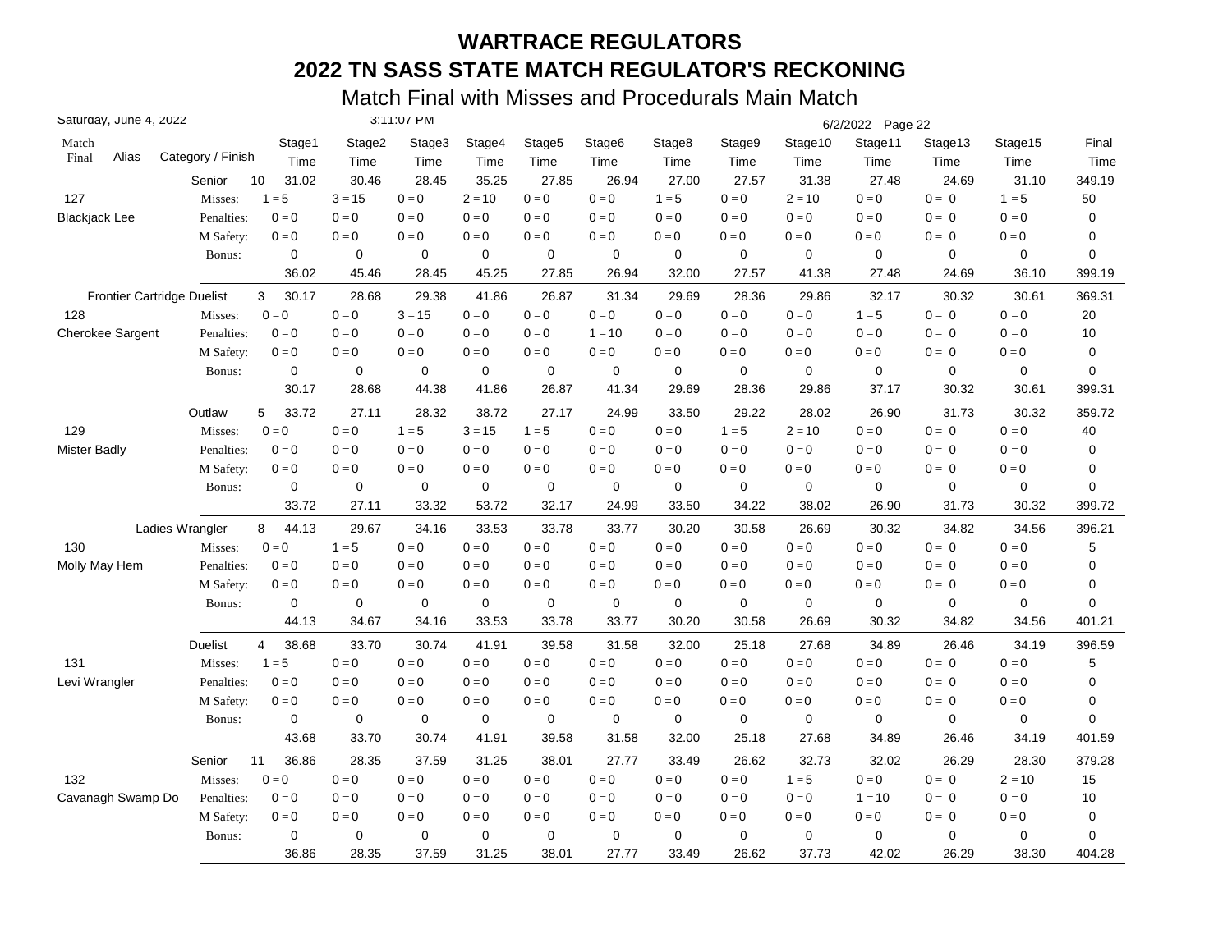# WARTRACE REGULATORS

# 2022 TN SASS STATE MATCH REGULATOR'S RECKONING

## Match Final with Misses and Procedurals Main Match

Saturday, June 4, 2022 3:11:07 PM 6/2/2022

| Match Final | Alias | Category / Finish | Stage1 Time | Stage2 Time | Stage3 Time | Stage4 Time | Stage5 Time | Stage6 Time | Stage8 Time | Stage9 Time | Stage10 Time | Stage11 Time | Stage13 Time | Stage15 Time | Final Time |
|---|---|---|---|---|---|---|---|---|---|---|---|---|---|---|---|
| | | Senior 10 | 31.02 | 30.46 | 28.45 | 35.25 | 27.85 | 26.94 | 27.00 | 27.57 | 31.38 | 27.48 | 24.69 | 31.10 | 349.19 |
| 127 | | Misses: | 1 = 5 | 3 = 15 | 0 = 0 | 2 = 10 | 0 = 0 | 0 = 0 | 1 = 5 | 0 = 0 | 2 = 10 | 0 = 0 | 0 = 0 | 1 = 5 | 50 |
| Blackjack Lee | | Penalties: | 0 = 0 | 0 = 0 | 0 = 0 | 0 = 0 | 0 = 0 | 0 = 0 | 0 = 0 | 0 = 0 | 0 = 0 | 0 = 0 | 0 = 0 | 0 = 0 | 0 |
| | | M Safety: | 0 = 0 | 0 = 0 | 0 = 0 | 0 = 0 | 0 = 0 | 0 = 0 | 0 = 0 | 0 = 0 | 0 = 0 | 0 = 0 | 0 = 0 | 0 = 0 | 0 |
| | | Bonus: | 0 | 0 | 0 | 0 | 0 | 0 | 0 | 0 | 0 | 0 | 0 | 0 | 0 |
| | | | 36.02 | 45.46 | 28.45 | 45.25 | 27.85 | 26.94 | 32.00 | 27.57 | 41.38 | 27.48 | 24.69 | 36.10 | 399.19 |
| | | Frontier Cartridge Duelist 3 | 30.17 | 28.68 | 29.38 | 41.86 | 26.87 | 31.34 | 29.69 | 28.36 | 29.86 | 32.17 | 30.32 | 30.61 | 369.31 |
| 128 | | Misses: | 0 = 0 | 0 = 0 | 3 = 15 | 0 = 0 | 0 = 0 | 0 = 0 | 0 = 0 | 0 = 0 | 0 = 0 | 1 = 5 | 0 = 0 | 0 = 0 | 20 |
| Cherokee Sargent | | Penalties: | 0 = 0 | 0 = 0 | 0 = 0 | 0 = 0 | 0 = 0 | 1 = 10 | 0 = 0 | 0 = 0 | 0 = 0 | 0 = 0 | 0 = 0 | 0 = 0 | 10 |
| | | M Safety: | 0 = 0 | 0 = 0 | 0 = 0 | 0 = 0 | 0 = 0 | 0 = 0 | 0 = 0 | 0 = 0 | 0 = 0 | 0 = 0 | 0 = 0 | 0 = 0 | 0 |
| | | Bonus: | 0 | 0 | 0 | 0 | 0 | 0 | 0 | 0 | 0 | 0 | 0 | 0 | 0 |
| | | | 30.17 | 28.68 | 44.38 | 41.86 | 26.87 | 41.34 | 29.69 | 28.36 | 29.86 | 37.17 | 30.32 | 30.61 | 399.31 |
| | | Outlaw 5 | 33.72 | 27.11 | 28.32 | 38.72 | 27.17 | 24.99 | 33.50 | 29.22 | 28.02 | 26.90 | 31.73 | 30.32 | 359.72 |
| 129 | | Misses: | 0 = 0 | 0 = 0 | 1 = 5 | 3 = 15 | 1 = 5 | 0 = 0 | 0 = 0 | 1 = 5 | 2 = 10 | 0 = 0 | 0 = 0 | 0 = 0 | 40 |
| Mister Badly | | Penalties: | 0 = 0 | 0 = 0 | 0 = 0 | 0 = 0 | 0 = 0 | 0 = 0 | 0 = 0 | 0 = 0 | 0 = 0 | 0 = 0 | 0 = 0 | 0 = 0 | 0 |
| | | M Safety: | 0 = 0 | 0 = 0 | 0 = 0 | 0 = 0 | 0 = 0 | 0 = 0 | 0 = 0 | 0 = 0 | 0 = 0 | 0 = 0 | 0 = 0 | 0 = 0 | 0 |
| | | Bonus: | 0 | 0 | 0 | 0 | 0 | 0 | 0 | 0 | 0 | 0 | 0 | 0 | 0 |
| | | | 33.72 | 27.11 | 33.32 | 53.72 | 32.17 | 24.99 | 33.50 | 34.22 | 38.02 | 26.90 | 31.73 | 30.32 | 399.72 |
| | | Ladies Wrangler 8 | 44.13 | 29.67 | 34.16 | 33.53 | 33.78 | 33.77 | 30.20 | 30.58 | 26.69 | 30.32 | 34.82 | 34.56 | 396.21 |
| 130 | | Misses: | 0 = 0 | 1 = 5 | 0 = 0 | 0 = 0 | 0 = 0 | 0 = 0 | 0 = 0 | 0 = 0 | 0 = 0 | 0 = 0 | 0 = 0 | 0 = 0 | 5 |
| Molly May Hem | | Penalties: | 0 = 0 | 0 = 0 | 0 = 0 | 0 = 0 | 0 = 0 | 0 = 0 | 0 = 0 | 0 = 0 | 0 = 0 | 0 = 0 | 0 = 0 | 0 = 0 | 0 |
| | | M Safety: | 0 = 0 | 0 = 0 | 0 = 0 | 0 = 0 | 0 = 0 | 0 = 0 | 0 = 0 | 0 = 0 | 0 = 0 | 0 = 0 | 0 = 0 | 0 = 0 | 0 |
| | | Bonus: | 0 | 0 | 0 | 0 | 0 | 0 | 0 | 0 | 0 | 0 | 0 | 0 | 0 |
| | | | 44.13 | 34.67 | 34.16 | 33.53 | 33.78 | 33.77 | 30.20 | 30.58 | 26.69 | 30.32 | 34.82 | 34.56 | 401.21 |
| | | Duelist 4 | 38.68 | 33.70 | 30.74 | 41.91 | 39.58 | 31.58 | 32.00 | 25.18 | 27.68 | 34.89 | 26.46 | 34.19 | 396.59 |
| 131 | | Misses: | 1 = 5 | 0 = 0 | 0 = 0 | 0 = 0 | 0 = 0 | 0 = 0 | 0 = 0 | 0 = 0 | 0 = 0 | 0 = 0 | 0 = 0 | 0 = 0 | 5 |
| Levi Wrangler | | Penalties: | 0 = 0 | 0 = 0 | 0 = 0 | 0 = 0 | 0 = 0 | 0 = 0 | 0 = 0 | 0 = 0 | 0 = 0 | 0 = 0 | 0 = 0 | 0 = 0 | 0 |
| | | M Safety: | 0 = 0 | 0 = 0 | 0 = 0 | 0 = 0 | 0 = 0 | 0 = 0 | 0 = 0 | 0 = 0 | 0 = 0 | 0 = 0 | 0 = 0 | 0 = 0 | 0 |
| | | Bonus: | 0 | 0 | 0 | 0 | 0 | 0 | 0 | 0 | 0 | 0 | 0 | 0 | 0 |
| | | | 43.68 | 33.70 | 30.74 | 41.91 | 39.58 | 31.58 | 32.00 | 25.18 | 27.68 | 34.89 | 26.46 | 34.19 | 401.59 |
| | | Senior 11 | 36.86 | 28.35 | 37.59 | 31.25 | 38.01 | 27.77 | 33.49 | 26.62 | 32.73 | 32.02 | 26.29 | 28.30 | 379.28 |
| 132 | | Misses: | 0 = 0 | 0 = 0 | 0 = 0 | 0 = 0 | 0 = 0 | 0 = 0 | 0 = 0 | 0 = 0 | 1 = 5 | 0 = 0 | 0 = 0 | 2 = 10 | 15 |
| Cavanagh Swamp Do | | Penalties: | 0 = 0 | 0 = 0 | 0 = 0 | 0 = 0 | 0 = 0 | 0 = 0 | 0 = 0 | 0 = 0 | 0 = 0 | 1 = 10 | 0 = 0 | 0 = 0 | 10 |
| | | M Safety: | 0 = 0 | 0 = 0 | 0 = 0 | 0 = 0 | 0 = 0 | 0 = 0 | 0 = 0 | 0 = 0 | 0 = 0 | 0 = 0 | 0 = 0 | 0 = 0 | 0 |
| | | Bonus: | 0 | 0 | 0 | 0 | 0 | 0 | 0 | 0 | 0 | 0 | 0 | 0 | 0 |
| | | | 36.86 | 28.35 | 37.59 | 31.25 | 38.01 | 27.77 | 33.49 | 26.62 | 37.73 | 42.02 | 26.29 | 38.30 | 404.28 |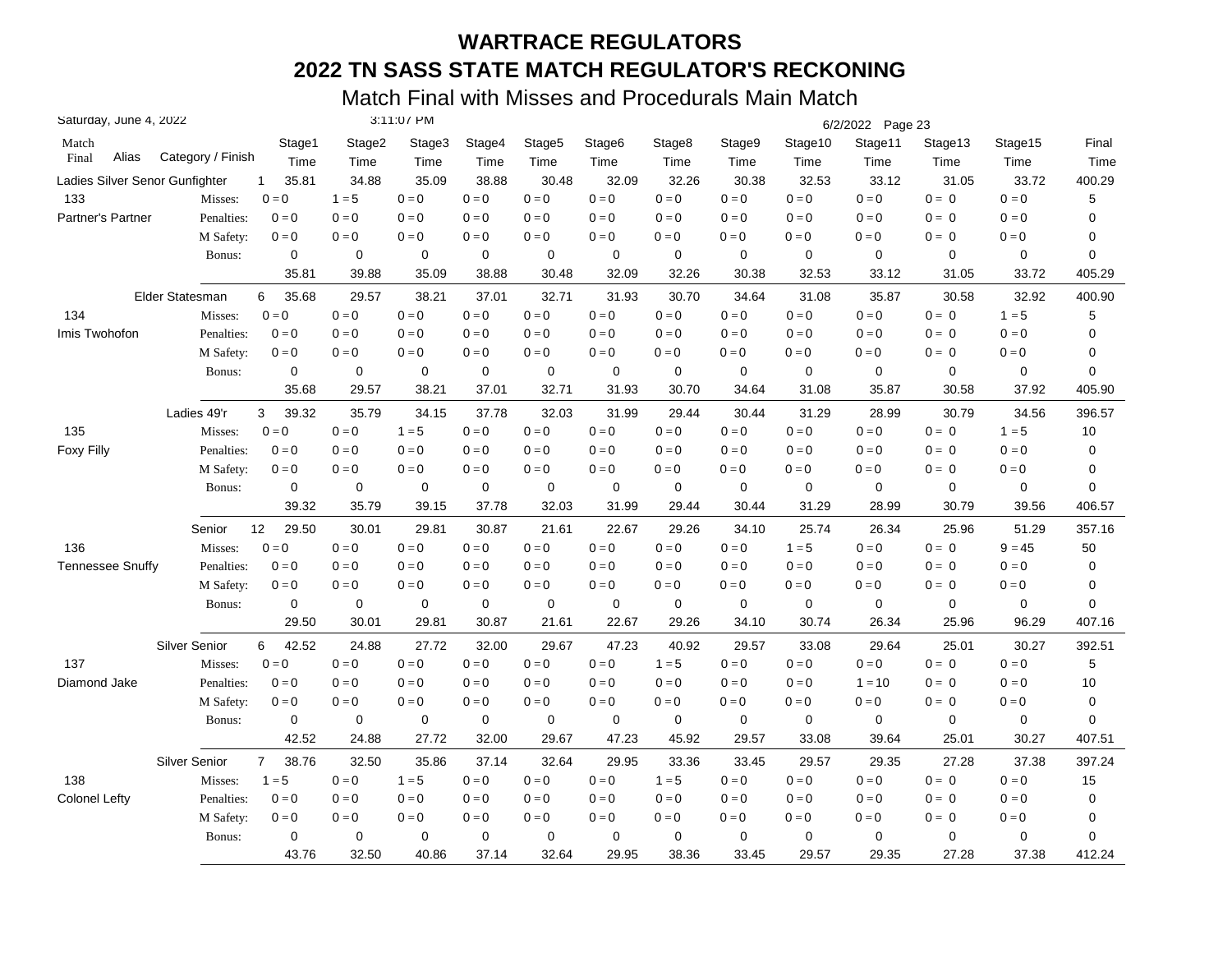# WARTRACE REGULATORS

# 2022 TN SASS STATE MATCH REGULATOR'S RECKONING

## Match Final with Misses and Procedurals Main Match

Saturday, June 4, 2022 3:11:07 PM 6/2/2022 Page 23

| Match Final | Alias | Category / Finish | | Stage1 Time | Stage2 Time | Stage3 Time | Stage4 Time | Stage5 Time | Stage6 Time | Stage8 Time | Stage9 Time | Stage10 Time | Stage11 Time | Stage13 Time | Stage15 Time | Final Time |
|---|---|---|---|---|---|---|---|---|---|---|---|---|---|---|---|---|
| | | Ladies Silver Senor Gunfighter | 1 | 35.81 | 34.88 | 35.09 | 38.88 | 30.48 | 32.09 | 32.26 | 30.38 | 32.53 | 33.12 | 31.05 | 33.72 | 400.29 |
| 133 | | Misses: | | 0 = 0 | 1 = 5 | 0 = 0 | 0 = 0 | 0 = 0 | 0 = 0 | 0 = 0 | 0 = 0 | 0 = 0 | 0 = 0 | 0 = 0 | 0 = 0 | 5 |
| Partner's Partner | | Penalties: | | 0 = 0 | 0 = 0 | 0 = 0 | 0 = 0 | 0 = 0 | 0 = 0 | 0 = 0 | 0 = 0 | 0 = 0 | 0 = 0 | 0 = 0 | 0 = 0 | 0 |
| | | M Safety: | | 0 = 0 | 0 = 0 | 0 = 0 | 0 = 0 | 0 = 0 | 0 = 0 | 0 = 0 | 0 = 0 | 0 = 0 | 0 = 0 | 0 = 0 | 0 = 0 | 0 |
| | | Bonus: | | 0 | 0 | 0 | 0 | 0 | 0 | 0 | 0 | 0 | 0 | 0 | 0 | 0 |
| | | | | 35.81 | 39.88 | 35.09 | 38.88 | 30.48 | 32.09 | 32.26 | 30.38 | 32.53 | 33.12 | 31.05 | 33.72 | 405.29 |
| | | Elder Statesman | 6 | 35.68 | 29.57 | 38.21 | 37.01 | 32.71 | 31.93 | 30.70 | 34.64 | 31.08 | 35.87 | 30.58 | 32.92 | 400.90 |
| 134 | | Misses: | | 0 = 0 | 0 = 0 | 0 = 0 | 0 = 0 | 0 = 0 | 0 = 0 | 0 = 0 | 0 = 0 | 0 = 0 | 0 = 0 | 0 = 0 | 1 = 5 | 5 |
| Imis Twohofon | | Penalties: | | 0 = 0 | 0 = 0 | 0 = 0 | 0 = 0 | 0 = 0 | 0 = 0 | 0 = 0 | 0 = 0 | 0 = 0 | 0 = 0 | 0 = 0 | 0 = 0 | 0 |
| | | M Safety: | | 0 = 0 | 0 = 0 | 0 = 0 | 0 = 0 | 0 = 0 | 0 = 0 | 0 = 0 | 0 = 0 | 0 = 0 | 0 = 0 | 0 = 0 | 0 = 0 | 0 |
| | | Bonus: | | 0 | 0 | 0 | 0 | 0 | 0 | 0 | 0 | 0 | 0 | 0 | 0 | 0 |
| | | | | 35.68 | 29.57 | 38.21 | 37.01 | 32.71 | 31.93 | 30.70 | 34.64 | 31.08 | 35.87 | 30.58 | 37.92 | 405.90 |
| | | Ladies 49'r | 3 | 39.32 | 35.79 | 34.15 | 37.78 | 32.03 | 31.99 | 29.44 | 30.44 | 31.29 | 28.99 | 30.79 | 34.56 | 396.57 |
| 135 | | Misses: | | 0 = 0 | 0 = 0 | 1 = 5 | 0 = 0 | 0 = 0 | 0 = 0 | 0 = 0 | 0 = 0 | 0 = 0 | 0 = 0 | 0 = 0 | 1 = 5 | 10 |
| Foxy Filly | | Penalties: | | 0 = 0 | 0 = 0 | 0 = 0 | 0 = 0 | 0 = 0 | 0 = 0 | 0 = 0 | 0 = 0 | 0 = 0 | 0 = 0 | 0 = 0 | 0 = 0 | 0 |
| | | M Safety: | | 0 = 0 | 0 = 0 | 0 = 0 | 0 = 0 | 0 = 0 | 0 = 0 | 0 = 0 | 0 = 0 | 0 = 0 | 0 = 0 | 0 = 0 | 0 = 0 | 0 |
| | | Bonus: | | 0 | 0 | 0 | 0 | 0 | 0 | 0 | 0 | 0 | 0 | 0 | 0 | 0 |
| | | | | 39.32 | 35.79 | 39.15 | 37.78 | 32.03 | 31.99 | 29.44 | 30.44 | 31.29 | 28.99 | 30.79 | 39.56 | 406.57 |
| | | Senior | 12 | 29.50 | 30.01 | 29.81 | 30.87 | 21.61 | 22.67 | 29.26 | 34.10 | 25.74 | 26.34 | 25.96 | 51.29 | 357.16 |
| 136 | | Misses: | | 0 = 0 | 0 = 0 | 0 = 0 | 0 = 0 | 0 = 0 | 0 = 0 | 0 = 0 | 0 = 0 | 1 = 5 | 0 = 0 | 0 = 0 | 9 = 45 | 50 |
| Tennessee Snuffy | | Penalties: | | 0 = 0 | 0 = 0 | 0 = 0 | 0 = 0 | 0 = 0 | 0 = 0 | 0 = 0 | 0 = 0 | 0 = 0 | 0 = 0 | 0 = 0 | 0 = 0 | 0 |
| | | M Safety: | | 0 = 0 | 0 = 0 | 0 = 0 | 0 = 0 | 0 = 0 | 0 = 0 | 0 = 0 | 0 = 0 | 0 = 0 | 0 = 0 | 0 = 0 | 0 = 0 | 0 |
| | | Bonus: | | 0 | 0 | 0 | 0 | 0 | 0 | 0 | 0 | 0 | 0 | 0 | 0 | 0 |
| | | | | 29.50 | 30.01 | 29.81 | 30.87 | 21.61 | 22.67 | 29.26 | 34.10 | 30.74 | 26.34 | 25.96 | 96.29 | 407.16 |
| | | Silver Senior | 6 | 42.52 | 24.88 | 27.72 | 32.00 | 29.67 | 47.23 | 40.92 | 29.57 | 33.08 | 29.64 | 25.01 | 30.27 | 392.51 |
| 137 | | Misses: | | 0 = 0 | 0 = 0 | 0 = 0 | 0 = 0 | 0 = 0 | 0 = 0 | 1 = 5 | 0 = 0 | 0 = 0 | 0 = 0 | 0 = 0 | 0 = 0 | 5 |
| Diamond Jake | | Penalties: | | 0 = 0 | 0 = 0 | 0 = 0 | 0 = 0 | 0 = 0 | 0 = 0 | 0 = 0 | 0 = 0 | 0 = 0 | 1 = 10 | 0 = 0 | 0 = 0 | 10 |
| | | M Safety: | | 0 = 0 | 0 = 0 | 0 = 0 | 0 = 0 | 0 = 0 | 0 = 0 | 0 = 0 | 0 = 0 | 0 = 0 | 0 = 0 | 0 = 0 | 0 = 0 | 0 |
| | | Bonus: | | 0 | 0 | 0 | 0 | 0 | 0 | 0 | 0 | 0 | 0 | 0 | 0 | 0 |
| | | | | 42.52 | 24.88 | 27.72 | 32.00 | 29.67 | 47.23 | 45.92 | 29.57 | 33.08 | 39.64 | 25.01 | 30.27 | 407.51 |
| | | Silver Senior | 7 | 38.76 | 32.50 | 35.86 | 37.14 | 32.64 | 29.95 | 33.36 | 33.45 | 29.57 | 29.35 | 27.28 | 37.38 | 397.24 |
| 138 | | Misses: | | 1 = 5 | 0 = 0 | 1 = 5 | 0 = 0 | 0 = 0 | 0 = 0 | 1 = 5 | 0 = 0 | 0 = 0 | 0 = 0 | 0 = 0 | 0 = 0 | 15 |
| Colonel Lefty | | Penalties: | | 0 = 0 | 0 = 0 | 0 = 0 | 0 = 0 | 0 = 0 | 0 = 0 | 0 = 0 | 0 = 0 | 0 = 0 | 0 = 0 | 0 = 0 | 0 = 0 | 0 |
| | | M Safety: | | 0 = 0 | 0 = 0 | 0 = 0 | 0 = 0 | 0 = 0 | 0 = 0 | 0 = 0 | 0 = 0 | 0 = 0 | 0 = 0 | 0 = 0 | 0 = 0 | 0 |
| | | Bonus: | | 0 | 0 | 0 | 0 | 0 | 0 | 0 | 0 | 0 | 0 | 0 | 0 | 0 |
| | | | | 43.76 | 32.50 | 40.86 | 37.14 | 32.64 | 29.95 | 38.36 | 33.45 | 29.57 | 29.35 | 27.28 | 37.38 | 412.24 |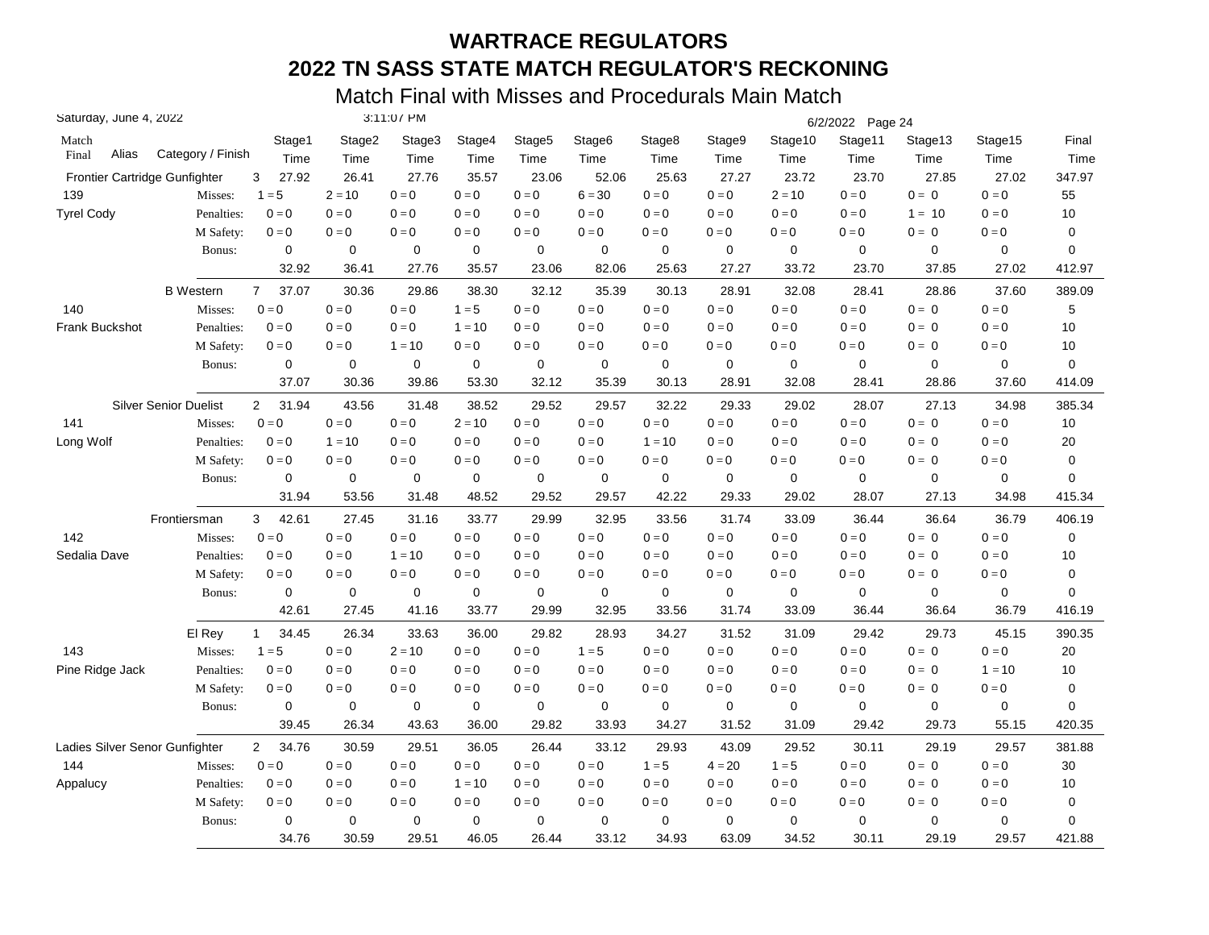# WARTRACE REGULATORS

## 2022 TN SASS STATE MATCH REGULATOR'S RECKONING

### Match Final with Misses and Procedurals Main Match

Saturday, June 4, 2022 — 3:11:07 PM — 6/2/2022 Page 24

| Match Final | Alias | Category / Finish | | Stage1 Time | Stage2 Time | Stage3 Time | Stage4 Time | Stage5 Time | Stage6 Time | Stage8 Time | Stage9 Time | Stage10 Time | Stage11 Time | Stage13 Time | Stage15 Time | Final Time |
|---|---|---|---|---|---|---|---|---|---|---|---|---|---|---|---|---|
| | | Frontier Cartridge Gunfighter | 3 | 27.92 | 26.41 | 27.76 | 35.57 | 23.06 | 52.06 | 25.63 | 27.27 | 23.72 | 23.70 | 27.85 | 27.02 | 347.97 |
| 139 | | Misses: | | 1 = 5 | 2 = 10 | 0 = 0 | 0 = 0 | 0 = 0 | 6 = 30 | 0 = 0 | 0 = 0 | 2 = 10 | 0 = 0 | 0 = 0 | 0 = 0 | 55 |
| Tyrel Cody | | Penalties: | | 0 = 0 | 0 = 0 | 0 = 0 | 0 = 0 | 0 = 0 | 0 = 0 | 0 = 0 | 0 = 0 | 0 = 0 | 0 = 0 | 1 = 10 | 0 = 0 | 10 |
| | | M Safety: | | 0 = 0 | 0 = 0 | 0 = 0 | 0 = 0 | 0 = 0 | 0 = 0 | 0 = 0 | 0 = 0 | 0 = 0 | 0 = 0 | 0 = 0 | 0 = 0 | 0 |
| | | Bonus: | | 0 | 0 | 0 | 0 | 0 | 0 | 0 | 0 | 0 | 0 | 0 | 0 | 0 |
| | | | | 32.92 | 36.41 | 27.76 | 35.57 | 23.06 | 82.06 | 25.63 | 27.27 | 33.72 | 23.70 | 37.85 | 27.02 | 412.97 |
| | | B Western | 7 | 37.07 | 30.36 | 29.86 | 38.30 | 32.12 | 35.39 | 30.13 | 28.91 | 32.08 | 28.41 | 28.86 | 37.60 | 389.09 |
| 140 | | Misses: | | 0 = 0 | 0 = 0 | 0 = 0 | 1 = 5 | 0 = 0 | 0 = 0 | 0 = 0 | 0 = 0 | 0 = 0 | 0 = 0 | 0 = 0 | 0 = 0 | 5 |
| Frank Buckshot | | Penalties: | | 0 = 0 | 0 = 0 | 0 = 0 | 1 = 10 | 0 = 0 | 0 = 0 | 0 = 0 | 0 = 0 | 0 = 0 | 0 = 0 | 0 = 0 | 0 = 0 | 10 |
| | | M Safety: | | 0 = 0 | 0 = 0 | 1 = 10 | 0 = 0 | 0 = 0 | 0 = 0 | 0 = 0 | 0 = 0 | 0 = 0 | 0 = 0 | 0 = 0 | 0 = 0 | 10 |
| | | Bonus: | | 0 | 0 | 0 | 0 | 0 | 0 | 0 | 0 | 0 | 0 | 0 | 0 | 0 |
| | | | | 37.07 | 30.36 | 39.86 | 53.30 | 32.12 | 35.39 | 30.13 | 28.91 | 32.08 | 28.41 | 28.86 | 37.60 | 414.09 |
| | | Silver Senior Duelist | 2 | 31.94 | 43.56 | 31.48 | 38.52 | 29.52 | 29.57 | 32.22 | 29.33 | 29.02 | 28.07 | 27.13 | 34.98 | 385.34 |
| 141 | | Misses: | | 0 = 0 | 0 = 0 | 0 = 0 | 2 = 10 | 0 = 0 | 0 = 0 | 0 = 0 | 0 = 0 | 0 = 0 | 0 = 0 | 0 = 0 | 0 = 0 | 10 |
| Long Wolf | | Penalties: | | 0 = 0 | 1 = 10 | 0 = 0 | 0 = 0 | 0 = 0 | 0 = 0 | 1 = 10 | 0 = 0 | 0 = 0 | 0 = 0 | 0 = 0 | 0 = 0 | 20 |
| | | M Safety: | | 0 = 0 | 0 = 0 | 0 = 0 | 0 = 0 | 0 = 0 | 0 = 0 | 0 = 0 | 0 = 0 | 0 = 0 | 0 = 0 | 0 = 0 | 0 = 0 | 0 |
| | | Bonus: | | 0 | 0 | 0 | 0 | 0 | 0 | 0 | 0 | 0 | 0 | 0 | 0 | 0 |
| | | | | 31.94 | 53.56 | 31.48 | 48.52 | 29.52 | 29.57 | 42.22 | 29.33 | 29.02 | 28.07 | 27.13 | 34.98 | 415.34 |
| | | Frontiersman | 3 | 42.61 | 27.45 | 31.16 | 33.77 | 29.99 | 32.95 | 33.56 | 31.74 | 33.09 | 36.44 | 36.64 | 36.79 | 406.19 |
| 142 | | Misses: | | 0 = 0 | 0 = 0 | 0 = 0 | 0 = 0 | 0 = 0 | 0 = 0 | 0 = 0 | 0 = 0 | 0 = 0 | 0 = 0 | 0 = 0 | 0 = 0 | 0 |
| Sedalia Dave | | Penalties: | | 0 = 0 | 0 = 0 | 1 = 10 | 0 = 0 | 0 = 0 | 0 = 0 | 0 = 0 | 0 = 0 | 0 = 0 | 0 = 0 | 0 = 0 | 0 = 0 | 10 |
| | | M Safety: | | 0 = 0 | 0 = 0 | 0 = 0 | 0 = 0 | 0 = 0 | 0 = 0 | 0 = 0 | 0 = 0 | 0 = 0 | 0 = 0 | 0 = 0 | 0 = 0 | 0 |
| | | Bonus: | | 0 | 0 | 0 | 0 | 0 | 0 | 0 | 0 | 0 | 0 | 0 | 0 | 0 |
| | | | | 42.61 | 27.45 | 41.16 | 33.77 | 29.99 | 32.95 | 33.56 | 31.74 | 33.09 | 36.44 | 36.64 | 36.79 | 416.19 |
| | | El Rey | 1 | 34.45 | 26.34 | 33.63 | 36.00 | 29.82 | 28.93 | 34.27 | 31.52 | 31.09 | 29.42 | 29.73 | 45.15 | 390.35 |
| 143 | | Misses: | | 1 = 5 | 0 = 0 | 2 = 10 | 0 = 0 | 0 = 0 | 1 = 5 | 0 = 0 | 0 = 0 | 0 = 0 | 0 = 0 | 0 = 0 | 0 = 0 | 20 |
| Pine Ridge Jack | | Penalties: | | 0 = 0 | 0 = 0 | 0 = 0 | 0 = 0 | 0 = 0 | 0 = 0 | 0 = 0 | 0 = 0 | 0 = 0 | 0 = 0 | 0 = 0 | 1 = 10 | 10 |
| | | M Safety: | | 0 = 0 | 0 = 0 | 0 = 0 | 0 = 0 | 0 = 0 | 0 = 0 | 0 = 0 | 0 = 0 | 0 = 0 | 0 = 0 | 0 = 0 | 0 = 0 | 0 |
| | | Bonus: | | 0 | 0 | 0 | 0 | 0 | 0 | 0 | 0 | 0 | 0 | 0 | 0 | 0 |
| | | | | 39.45 | 26.34 | 43.63 | 36.00 | 29.82 | 33.93 | 34.27 | 31.52 | 31.09 | 29.42 | 29.73 | 55.15 | 420.35 |
| | | Ladies Silver Senor Gunfighter | 2 | 34.76 | 30.59 | 29.51 | 36.05 | 26.44 | 33.12 | 29.93 | 43.09 | 29.52 | 30.11 | 29.19 | 29.57 | 381.88 |
| 144 | | Misses: | | 0 = 0 | 0 = 0 | 0 = 0 | 0 = 0 | 0 = 0 | 0 = 0 | 1 = 5 | 4 = 20 | 1 = 5 | 0 = 0 | 0 = 0 | 0 = 0 | 30 |
| Appalucy | | Penalties: | | 0 = 0 | 0 = 0 | 0 = 0 | 1 = 10 | 0 = 0 | 0 = 0 | 0 = 0 | 0 = 0 | 0 = 0 | 0 = 0 | 0 = 0 | 0 = 0 | 10 |
| | | M Safety: | | 0 = 0 | 0 = 0 | 0 = 0 | 0 = 0 | 0 = 0 | 0 = 0 | 0 = 0 | 0 = 0 | 0 = 0 | 0 = 0 | 0 = 0 | 0 = 0 | 0 |
| | | Bonus: | | 0 | 0 | 0 | 0 | 0 | 0 | 0 | 0 | 0 | 0 | 0 | 0 | 0 |
| | | | | 34.76 | 30.59 | 29.51 | 46.05 | 26.44 | 33.12 | 34.93 | 63.09 | 34.52 | 30.11 | 29.19 | 29.57 | 421.88 |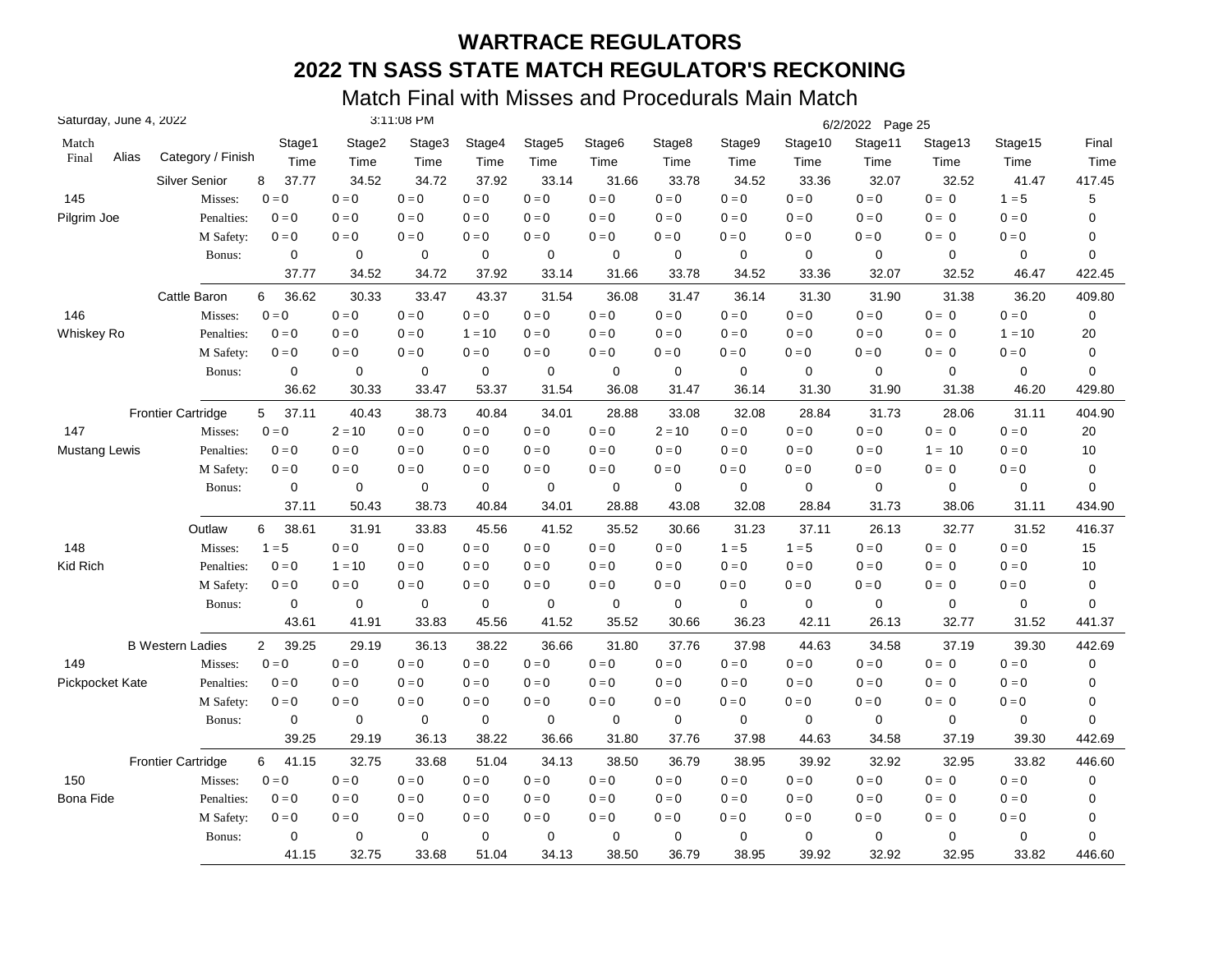# WARTRACE REGULATORS

# 2022 TN SASS STATE MATCH REGULATOR'S RECKONING

## Match Final with Misses and Procedurals Main Match

Saturday, June 4, 2022 3:11:08 PM 6/2/2022

| Match Final | Alias | Category / Finish | | Stage1 Time | Stage2 Time | Stage3 Time | Stage4 Time | Stage5 Time | Stage6 Time | Stage8 Time | Stage9 Time | Stage10 Time | Stage11 Time | Stage13 Time | Stage15 Time | Final Time |
|---|---|---|---|---|---|---|---|---|---|---|---|---|---|---|---|---|
| | | Silver Senior | 8 | 37.77 | 34.52 | 34.72 | 37.92 | 33.14 | 31.66 | 33.78 | 34.52 | 33.36 | 32.07 | 32.52 | 41.47 | 417.45 |
| 145 | | Misses: | | 0 = 0 | 0 = 0 | 0 = 0 | 0 = 0 | 0 = 0 | 0 = 0 | 0 = 0 | 0 = 0 | 0 = 0 | 0 = 0 | 0 = 0 | 1 = 5 | 5 |
| Pilgrim Joe | | Penalties: | | 0 = 0 | 0 = 0 | 0 = 0 | 0 = 0 | 0 = 0 | 0 = 0 | 0 = 0 | 0 = 0 | 0 = 0 | 0 = 0 | 0 = 0 | 0 = 0 | 0 |
| | | M Safety: | | 0 = 0 | 0 = 0 | 0 = 0 | 0 = 0 | 0 = 0 | 0 = 0 | 0 = 0 | 0 = 0 | 0 = 0 | 0 = 0 | 0 = 0 | 0 = 0 | 0 |
| | | Bonus: | | 0 | 0 | 0 | 0 | 0 | 0 | 0 | 0 | 0 | 0 | 0 | 0 | 0 |
| | | | | 37.77 | 34.52 | 34.72 | 37.92 | 33.14 | 31.66 | 33.78 | 34.52 | 33.36 | 32.07 | 32.52 | 46.47 | 422.45 |
| | | Cattle Baron | 6 | 36.62 | 30.33 | 33.47 | 43.37 | 31.54 | 36.08 | 31.47 | 36.14 | 31.30 | 31.90 | 31.38 | 36.20 | 409.80 |
| 146 | | Misses: | | 0 = 0 | 0 = 0 | 0 = 0 | 0 = 0 | 0 = 0 | 0 = 0 | 0 = 0 | 0 = 0 | 0 = 0 | 0 = 0 | 0 = 0 | 0 = 0 | 0 |
| Whiskey Ro | | Penalties: | | 0 = 0 | 0 = 0 | 0 = 0 | 1 = 10 | 0 = 0 | 0 = 0 | 0 = 0 | 0 = 0 | 0 = 0 | 0 = 0 | 0 = 0 | 1 = 10 | 20 |
| | | M Safety: | | 0 = 0 | 0 = 0 | 0 = 0 | 0 = 0 | 0 = 0 | 0 = 0 | 0 = 0 | 0 = 0 | 0 = 0 | 0 = 0 | 0 = 0 | 0 = 0 | 0 |
| | | Bonus: | | 0 | 0 | 0 | 0 | 0 | 0 | 0 | 0 | 0 | 0 | 0 | 0 | 0 |
| | | | | 36.62 | 30.33 | 33.47 | 53.37 | 31.54 | 36.08 | 31.47 | 36.14 | 31.30 | 31.90 | 31.38 | 46.20 | 429.80 |
| | | Frontier Cartridge | 5 | 37.11 | 40.43 | 38.73 | 40.84 | 34.01 | 28.88 | 33.08 | 32.08 | 28.84 | 31.73 | 28.06 | 31.11 | 404.90 |
| 147 | | Misses: | | 0 = 0 | 2 = 10 | 0 = 0 | 0 = 0 | 0 = 0 | 0 = 0 | 2 = 10 | 0 = 0 | 0 = 0 | 0 = 0 | 0 = 0 | 0 = 0 | 20 |
| Mustang Lewis | | Penalties: | | 0 = 0 | 0 = 0 | 0 = 0 | 0 = 0 | 0 = 0 | 0 = 0 | 0 = 0 | 0 = 0 | 0 = 0 | 0 = 0 | 1 = 10 | 0 = 0 | 10 |
| | | M Safety: | | 0 = 0 | 0 = 0 | 0 = 0 | 0 = 0 | 0 = 0 | 0 = 0 | 0 = 0 | 0 = 0 | 0 = 0 | 0 = 0 | 0 = 0 | 0 = 0 | 0 |
| | | Bonus: | | 0 | 0 | 0 | 0 | 0 | 0 | 0 | 0 | 0 | 0 | 0 | 0 | 0 |
| | | | | 37.11 | 50.43 | 38.73 | 40.84 | 34.01 | 28.88 | 43.08 | 32.08 | 28.84 | 31.73 | 38.06 | 31.11 | 434.90 |
| | | Outlaw | 6 | 38.61 | 31.91 | 33.83 | 45.56 | 41.52 | 35.52 | 30.66 | 31.23 | 37.11 | 26.13 | 32.77 | 31.52 | 416.37 |
| 148 | | Misses: | | 1 = 5 | 0 = 0 | 0 = 0 | 0 = 0 | 0 = 0 | 0 = 0 | 0 = 0 | 1 = 5 | 1 = 5 | 0 = 0 | 0 = 0 | 0 = 0 | 15 |
| Kid Rich | | Penalties: | | 0 = 0 | 1 = 10 | 0 = 0 | 0 = 0 | 0 = 0 | 0 = 0 | 0 = 0 | 0 = 0 | 0 = 0 | 0 = 0 | 0 = 0 | 0 = 0 | 10 |
| | | M Safety: | | 0 = 0 | 0 = 0 | 0 = 0 | 0 = 0 | 0 = 0 | 0 = 0 | 0 = 0 | 0 = 0 | 0 = 0 | 0 = 0 | 0 = 0 | 0 = 0 | 0 |
| | | Bonus: | | 0 | 0 | 0 | 0 | 0 | 0 | 0 | 0 | 0 | 0 | 0 | 0 | 0 |
| | | | | 43.61 | 41.91 | 33.83 | 45.56 | 41.52 | 35.52 | 30.66 | 36.23 | 42.11 | 26.13 | 32.77 | 31.52 | 441.37 |
| | | B Western Ladies | 2 | 39.25 | 29.19 | 36.13 | 38.22 | 36.66 | 31.80 | 37.76 | 37.98 | 44.63 | 34.58 | 37.19 | 39.30 | 442.69 |
| 149 | | Misses: | | 0 = 0 | 0 = 0 | 0 = 0 | 0 = 0 | 0 = 0 | 0 = 0 | 0 = 0 | 0 = 0 | 0 = 0 | 0 = 0 | 0 = 0 | 0 = 0 | 0 |
| Pickpocket Kate | | Penalties: | | 0 = 0 | 0 = 0 | 0 = 0 | 0 = 0 | 0 = 0 | 0 = 0 | 0 = 0 | 0 = 0 | 0 = 0 | 0 = 0 | 0 = 0 | 0 = 0 | 0 |
| | | M Safety: | | 0 = 0 | 0 = 0 | 0 = 0 | 0 = 0 | 0 = 0 | 0 = 0 | 0 = 0 | 0 = 0 | 0 = 0 | 0 = 0 | 0 = 0 | 0 = 0 | 0 |
| | | Bonus: | | 0 | 0 | 0 | 0 | 0 | 0 | 0 | 0 | 0 | 0 | 0 | 0 | 0 |
| | | | | 39.25 | 29.19 | 36.13 | 38.22 | 36.66 | 31.80 | 37.76 | 37.98 | 44.63 | 34.58 | 37.19 | 39.30 | 442.69 |
| | | Frontier Cartridge | 6 | 41.15 | 32.75 | 33.68 | 51.04 | 34.13 | 38.50 | 36.79 | 38.95 | 39.92 | 32.92 | 32.95 | 33.82 | 446.60 |
| 150 | | Misses: | | 0 = 0 | 0 = 0 | 0 = 0 | 0 = 0 | 0 = 0 | 0 = 0 | 0 = 0 | 0 = 0 | 0 = 0 | 0 = 0 | 0 = 0 | 0 = 0 | 0 |
| Bona Fide | | Penalties: | | 0 = 0 | 0 = 0 | 0 = 0 | 0 = 0 | 0 = 0 | 0 = 0 | 0 = 0 | 0 = 0 | 0 = 0 | 0 = 0 | 0 = 0 | 0 = 0 | 0 |
| | | M Safety: | | 0 = 0 | 0 = 0 | 0 = 0 | 0 = 0 | 0 = 0 | 0 = 0 | 0 = 0 | 0 = 0 | 0 = 0 | 0 = 0 | 0 = 0 | 0 = 0 | 0 |
| | | Bonus: | | 0 | 0 | 0 | 0 | 0 | 0 | 0 | 0 | 0 | 0 | 0 | 0 | 0 |
| | | | | 41.15 | 32.75 | 33.68 | 51.04 | 34.13 | 38.50 | 36.79 | 38.95 | 39.92 | 32.92 | 32.95 | 33.82 | 446.60 |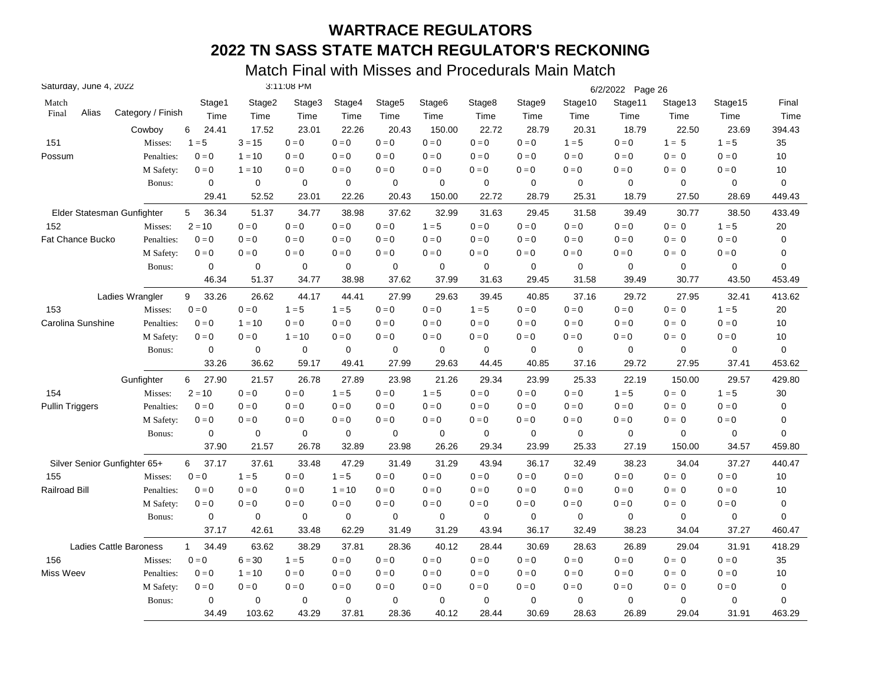# WARTRACE REGULATORS

## 2022 TN SASS STATE MATCH REGULATOR'S RECKONING

### Match Final with Misses and Procedurals Main Match

Saturday, June 4, 2022 3:11:08 PM 6/2/2022

| Match Final | Alias | Category / Finish | | Stage1 Time | Stage2 Time | Stage3 Time | Stage4 Time | Stage5 Time | Stage6 Time | Stage8 Time | Stage9 Time | Stage10 Time | Stage11 Time | Stage13 Time | Stage15 Time | Final Time |
|---|---|---|---|---|---|---|---|---|---|---|---|---|---|---|---|---|
| | | Cowboy | 6 | 24.41 | 17.52 | 23.01 | 22.26 | 20.43 | 150.00 | 22.72 | 28.79 | 20.31 | 18.79 | 22.50 | 23.69 | 394.43 |
| 151 | | Misses: | | 1 = 5 | 3 = 15 | 0 = 0 | 0 = 0 | 0 = 0 | 0 = 0 | 0 = 0 | 0 = 0 | 1 = 5 | 0 = 0 | 1 = 5 | 1 = 5 | 35 |
| Possum | | Penalties: | | 0 = 0 | 1 = 10 | 0 = 0 | 0 = 0 | 0 = 0 | 0 = 0 | 0 = 0 | 0 = 0 | 0 = 0 | 0 = 0 | 0 = 0 | 0 = 0 | 10 |
| | | M Safety: | | 0 = 0 | 1 = 10 | 0 = 0 | 0 = 0 | 0 = 0 | 0 = 0 | 0 = 0 | 0 = 0 | 0 = 0 | 0 = 0 | 0 = 0 | 0 = 0 | 10 |
| | | Bonus: | | 0 | 0 | 0 | 0 | 0 | 0 | 0 | 0 | 0 | 0 | 0 | 0 | 0 |
| | | | | 29.41 | 52.52 | 23.01 | 22.26 | 20.43 | 150.00 | 22.72 | 28.79 | 25.31 | 18.79 | 27.50 | 28.69 | 449.43 |
| | | Elder Statesman Gunfighter | 5 | 36.34 | 51.37 | 34.77 | 38.98 | 37.62 | 32.99 | 31.63 | 29.45 | 31.58 | 39.49 | 30.77 | 38.50 | 433.49 |
| 152 | | Misses: | | 2 = 10 | 0 = 0 | 0 = 0 | 0 = 0 | 0 = 0 | 1 = 5 | 0 = 0 | 0 = 0 | 0 = 0 | 0 = 0 | 0 = 0 | 1 = 5 | 20 |
| Fat Chance Bucko | | Penalties: | | 0 = 0 | 0 = 0 | 0 = 0 | 0 = 0 | 0 = 0 | 0 = 0 | 0 = 0 | 0 = 0 | 0 = 0 | 0 = 0 | 0 = 0 | 0 = 0 | 0 |
| | | M Safety: | | 0 = 0 | 0 = 0 | 0 = 0 | 0 = 0 | 0 = 0 | 0 = 0 | 0 = 0 | 0 = 0 | 0 = 0 | 0 = 0 | 0 = 0 | 0 = 0 | 0 |
| | | Bonus: | | 0 | 0 | 0 | 0 | 0 | 0 | 0 | 0 | 0 | 0 | 0 | 0 | 0 |
| | | | | 46.34 | 51.37 | 34.77 | 38.98 | 37.62 | 37.99 | 31.63 | 29.45 | 31.58 | 39.49 | 30.77 | 43.50 | 453.49 |
| | | Ladies Wrangler | 9 | 33.26 | 26.62 | 44.17 | 44.41 | 27.99 | 29.63 | 39.45 | 40.85 | 37.16 | 29.72 | 27.95 | 32.41 | 413.62 |
| 153 | | Misses: | | 0 = 0 | 0 = 0 | 1 = 5 | 1 = 5 | 0 = 0 | 0 = 0 | 1 = 5 | 0 = 0 | 0 = 0 | 0 = 0 | 0 = 0 | 1 = 5 | 20 |
| Carolina Sunshine | | Penalties: | | 0 = 0 | 1 = 10 | 0 = 0 | 0 = 0 | 0 = 0 | 0 = 0 | 0 = 0 | 0 = 0 | 0 = 0 | 0 = 0 | 0 = 0 | 0 = 0 | 10 |
| | | M Safety: | | 0 = 0 | 0 = 0 | 1 = 10 | 0 = 0 | 0 = 0 | 0 = 0 | 0 = 0 | 0 = 0 | 0 = 0 | 0 = 0 | 0 = 0 | 0 = 0 | 10 |
| | | Bonus: | | 0 | 0 | 0 | 0 | 0 | 0 | 0 | 0 | 0 | 0 | 0 | 0 | 0 |
| | | | | 33.26 | 36.62 | 59.17 | 49.41 | 27.99 | 29.63 | 44.45 | 40.85 | 37.16 | 29.72 | 27.95 | 37.41 | 453.62 |
| | | Gunfighter | 6 | 27.90 | 21.57 | 26.78 | 27.89 | 23.98 | 21.26 | 29.34 | 23.99 | 25.33 | 22.19 | 150.00 | 29.57 | 429.80 |
| 154 | | Misses: | | 2 = 10 | 0 = 0 | 0 = 0 | 1 = 5 | 0 = 0 | 1 = 5 | 0 = 0 | 0 = 0 | 0 = 0 | 1 = 5 | 0 = 0 | 1 = 5 | 30 |
| Pullin Triggers | | Penalties: | | 0 = 0 | 0 = 0 | 0 = 0 | 0 = 0 | 0 = 0 | 0 = 0 | 0 = 0 | 0 = 0 | 0 = 0 | 0 = 0 | 0 = 0 | 0 = 0 | 0 |
| | | M Safety: | | 0 = 0 | 0 = 0 | 0 = 0 | 0 = 0 | 0 = 0 | 0 = 0 | 0 = 0 | 0 = 0 | 0 = 0 | 0 = 0 | 0 = 0 | 0 = 0 | 0 |
| | | Bonus: | | 0 | 0 | 0 | 0 | 0 | 0 | 0 | 0 | 0 | 0 | 0 | 0 | 0 |
| | | | | 37.90 | 21.57 | 26.78 | 32.89 | 23.98 | 26.26 | 29.34 | 23.99 | 25.33 | 27.19 | 150.00 | 34.57 | 459.80 |
| | | Silver Senior Gunfighter 65+ | 6 | 37.17 | 37.61 | 33.48 | 47.29 | 31.49 | 31.29 | 43.94 | 36.17 | 32.49 | 38.23 | 34.04 | 37.27 | 440.47 |
| 155 | | Misses: | | 0 = 0 | 1 = 5 | 0 = 0 | 1 = 5 | 0 = 0 | 0 = 0 | 0 = 0 | 0 = 0 | 0 = 0 | 0 = 0 | 0 = 0 | 0 = 0 | 10 |
| Railroad Bill | | Penalties: | | 0 = 0 | 0 = 0 | 0 = 0 | 1 = 10 | 0 = 0 | 0 = 0 | 0 = 0 | 0 = 0 | 0 = 0 | 0 = 0 | 0 = 0 | 0 = 0 | 10 |
| | | M Safety: | | 0 = 0 | 0 = 0 | 0 = 0 | 0 = 0 | 0 = 0 | 0 = 0 | 0 = 0 | 0 = 0 | 0 = 0 | 0 = 0 | 0 = 0 | 0 = 0 | 0 |
| | | Bonus: | | 0 | 0 | 0 | 0 | 0 | 0 | 0 | 0 | 0 | 0 | 0 | 0 | 0 |
| | | | | 37.17 | 42.61 | 33.48 | 62.29 | 31.49 | 31.29 | 43.94 | 36.17 | 32.49 | 38.23 | 34.04 | 37.27 | 460.47 |
| | | Ladies Cattle Baroness | 1 | 34.49 | 63.62 | 38.29 | 37.81 | 28.36 | 40.12 | 28.44 | 30.69 | 28.63 | 26.89 | 29.04 | 31.91 | 418.29 |
| 156 | | Misses: | | 0 = 0 | 6 = 30 | 1 = 5 | 0 = 0 | 0 = 0 | 0 = 0 | 0 = 0 | 0 = 0 | 0 = 0 | 0 = 0 | 0 = 0 | 0 = 0 | 35 |
| Miss Weev | | Penalties: | | 0 = 0 | 1 = 10 | 0 = 0 | 0 = 0 | 0 = 0 | 0 = 0 | 0 = 0 | 0 = 0 | 0 = 0 | 0 = 0 | 0 = 0 | 0 = 0 | 10 |
| | | M Safety: | | 0 = 0 | 0 = 0 | 0 = 0 | 0 = 0 | 0 = 0 | 0 = 0 | 0 = 0 | 0 = 0 | 0 = 0 | 0 = 0 | 0 = 0 | 0 = 0 | 0 |
| | | Bonus: | | 0 | 0 | 0 | 0 | 0 | 0 | 0 | 0 | 0 | 0 | 0 | 0 | 0 |
| | | | | 34.49 | 103.62 | 43.29 | 37.81 | 28.36 | 40.12 | 28.44 | 30.69 | 28.63 | 26.89 | 29.04 | 31.91 | 463.29 |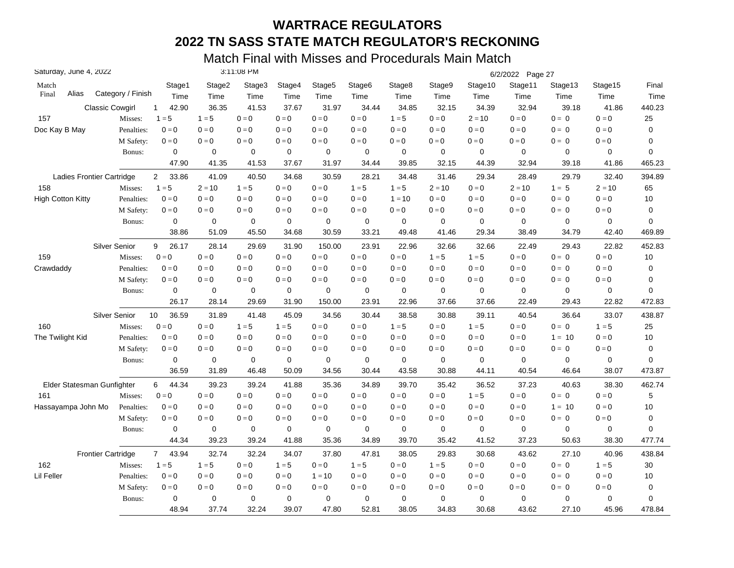# WARTRACE REGULATORS

# 2022 TN SASS STATE MATCH REGULATOR'S RECKONING

## Match Final with Misses and Procedurals Main Match

Saturday, June 4, 2022 — 3:11:08 PM — 6/2/2022 Page 27

| Match Final | Alias | Category / Finish | | Stage1 Time | Stage2 Time | Stage3 Time | Stage4 Time | Stage5 Time | Stage6 Time | Stage8 Time | Stage9 Time | Stage10 Time | Stage11 Time | Stage13 Time | Stage15 Time | Final Time |
|---|---|---|---|---|---|---|---|---|---|---|---|---|---|---|---|---|
| | | Classic Cowgirl | 1 | 42.90 | 36.35 | 41.53 | 37.67 | 31.97 | 34.44 | 34.85 | 32.15 | 34.39 | 32.94 | 39.18 | 41.86 | 440.23 |
| 157 | | Misses: | | 1 = 5 | 1 = 5 | 0 = 0 | 0 = 0 | 0 = 0 | 0 = 0 | 1 = 5 | 0 = 0 | 2 = 10 | 0 = 0 | 0 = 0 | 0 = 0 | 25 |
| Doc Kay B May | | Penalties: | | 0 = 0 | 0 = 0 | 0 = 0 | 0 = 0 | 0 = 0 | 0 = 0 | 0 = 0 | 0 = 0 | 0 = 0 | 0 = 0 | 0 = 0 | 0 = 0 | 0 |
| | | M Safety: | | 0 = 0 | 0 = 0 | 0 = 0 | 0 = 0 | 0 = 0 | 0 = 0 | 0 = 0 | 0 = 0 | 0 = 0 | 0 = 0 | 0 = 0 | 0 = 0 | 0 |
| | | Bonus: | | 0 | 0 | 0 | 0 | 0 | 0 | 0 | 0 | 0 | 0 | 0 | 0 | 0 |
| | | | | 47.90 | 41.35 | 41.53 | 37.67 | 31.97 | 34.44 | 39.85 | 32.15 | 44.39 | 32.94 | 39.18 | 41.86 | 465.23 |
| | | Ladies Frontier Cartridge | 2 | 33.86 | 41.09 | 40.50 | 34.68 | 30.59 | 28.21 | 34.48 | 31.46 | 29.34 | 28.49 | 29.79 | 32.40 | 394.89 |
| 158 | | Misses: | | 1 = 5 | 2 = 10 | 1 = 5 | 0 = 0 | 0 = 0 | 1 = 5 | 1 = 5 | 2 = 10 | 0 = 0 | 2 = 10 | 1 = 5 | 2 = 10 | 65 |
| High Cotton Kitty | | Penalties: | | 0 = 0 | 0 = 0 | 0 = 0 | 0 = 0 | 0 = 0 | 0 = 0 | 1 = 10 | 0 = 0 | 0 = 0 | 0 = 0 | 0 = 0 | 0 = 0 | 10 |
| | | M Safety: | | 0 = 0 | 0 = 0 | 0 = 0 | 0 = 0 | 0 = 0 | 0 = 0 | 0 = 0 | 0 = 0 | 0 = 0 | 0 = 0 | 0 = 0 | 0 = 0 | 0 |
| | | Bonus: | | 0 | 0 | 0 | 0 | 0 | 0 | 0 | 0 | 0 | 0 | 0 | 0 | 0 |
| | | | | 38.86 | 51.09 | 45.50 | 34.68 | 30.59 | 33.21 | 49.48 | 41.46 | 29.34 | 38.49 | 34.79 | 42.40 | 469.89 |
| | | Silver Senior | 9 | 26.17 | 28.14 | 29.69 | 31.90 | 150.00 | 23.91 | 22.96 | 32.66 | 32.66 | 22.49 | 29.43 | 22.82 | 452.83 |
| 159 | | Misses: | | 0 = 0 | 0 = 0 | 0 = 0 | 0 = 0 | 0 = 0 | 0 = 0 | 0 = 0 | 1 = 5 | 1 = 5 | 0 = 0 | 0 = 0 | 0 = 0 | 10 |
| Crawdaddy | | Penalties: | | 0 = 0 | 0 = 0 | 0 = 0 | 0 = 0 | 0 = 0 | 0 = 0 | 0 = 0 | 0 = 0 | 0 = 0 | 0 = 0 | 0 = 0 | 0 = 0 | 0 |
| | | M Safety: | | 0 = 0 | 0 = 0 | 0 = 0 | 0 = 0 | 0 = 0 | 0 = 0 | 0 = 0 | 0 = 0 | 0 = 0 | 0 = 0 | 0 = 0 | 0 = 0 | 0 |
| | | Bonus: | | 0 | 0 | 0 | 0 | 0 | 0 | 0 | 0 | 0 | 0 | 0 | 0 | 0 |
| | | | | 26.17 | 28.14 | 29.69 | 31.90 | 150.00 | 23.91 | 22.96 | 37.66 | 37.66 | 22.49 | 29.43 | 22.82 | 472.83 |
| | | Silver Senior | 10 | 36.59 | 31.89 | 41.48 | 45.09 | 34.56 | 30.44 | 38.58 | 30.88 | 39.11 | 40.54 | 36.64 | 33.07 | 438.87 |
| 160 | | Misses: | | 0 = 0 | 0 = 0 | 1 = 5 | 1 = 5 | 0 = 0 | 0 = 0 | 1 = 5 | 0 = 0 | 1 = 5 | 0 = 0 | 0 = 0 | 1 = 5 | 25 |
| The Twilight Kid | | Penalties: | | 0 = 0 | 0 = 0 | 0 = 0 | 0 = 0 | 0 = 0 | 0 = 0 | 0 = 0 | 0 = 0 | 0 = 0 | 0 = 0 | 1 = 10 | 0 = 0 | 10 |
| | | M Safety: | | 0 = 0 | 0 = 0 | 0 = 0 | 0 = 0 | 0 = 0 | 0 = 0 | 0 = 0 | 0 = 0 | 0 = 0 | 0 = 0 | 0 = 0 | 0 = 0 | 0 |
| | | Bonus: | | 0 | 0 | 0 | 0 | 0 | 0 | 0 | 0 | 0 | 0 | 0 | 0 | 0 |
| | | | | 36.59 | 31.89 | 46.48 | 50.09 | 34.56 | 30.44 | 43.58 | 30.88 | 44.11 | 40.54 | 46.64 | 38.07 | 473.87 |
| | | Elder Statesman Gunfighter | 6 | 44.34 | 39.23 | 39.24 | 41.88 | 35.36 | 34.89 | 39.70 | 35.42 | 36.52 | 37.23 | 40.63 | 38.30 | 462.74 |
| 161 | | Misses: | | 0 = 0 | 0 = 0 | 0 = 0 | 0 = 0 | 0 = 0 | 0 = 0 | 0 = 0 | 0 = 0 | 1 = 5 | 0 = 0 | 0 = 0 | 0 = 0 | 5 |
| Hassayampa John Mo | | Penalties: | | 0 = 0 | 0 = 0 | 0 = 0 | 0 = 0 | 0 = 0 | 0 = 0 | 0 = 0 | 0 = 0 | 0 = 0 | 0 = 0 | 1 = 10 | 0 = 0 | 10 |
| | | M Safety: | | 0 = 0 | 0 = 0 | 0 = 0 | 0 = 0 | 0 = 0 | 0 = 0 | 0 = 0 | 0 = 0 | 0 = 0 | 0 = 0 | 0 = 0 | 0 = 0 | 0 |
| | | Bonus: | | 0 | 0 | 0 | 0 | 0 | 0 | 0 | 0 | 0 | 0 | 0 | 0 | 0 |
| | | | | 44.34 | 39.23 | 39.24 | 41.88 | 35.36 | 34.89 | 39.70 | 35.42 | 41.52 | 37.23 | 50.63 | 38.30 | 477.74 |
| | | Frontier Cartridge | 7 | 43.94 | 32.74 | 32.24 | 34.07 | 37.80 | 47.81 | 38.05 | 29.83 | 30.68 | 43.62 | 27.10 | 40.96 | 438.84 |
| 162 | | Misses: | | 1 = 5 | 1 = 5 | 0 = 0 | 1 = 5 | 0 = 0 | 1 = 5 | 0 = 0 | 1 = 5 | 0 = 0 | 0 = 0 | 0 = 0 | 1 = 5 | 30 |
| Lil Feller | | Penalties: | | 0 = 0 | 0 = 0 | 0 = 0 | 0 = 0 | 1 = 10 | 0 = 0 | 0 = 0 | 0 = 0 | 0 = 0 | 0 = 0 | 0 = 0 | 0 = 0 | 10 |
| | | M Safety: | | 0 = 0 | 0 = 0 | 0 = 0 | 0 = 0 | 0 = 0 | 0 = 0 | 0 = 0 | 0 = 0 | 0 = 0 | 0 = 0 | 0 = 0 | 0 = 0 | 0 |
| | | Bonus: | | 0 | 0 | 0 | 0 | 0 | 0 | 0 | 0 | 0 | 0 | 0 | 0 | 0 |
| | | | | 48.94 | 37.74 | 32.24 | 39.07 | 47.80 | 52.81 | 38.05 | 34.83 | 30.68 | 43.62 | 27.10 | 45.96 | 478.84 |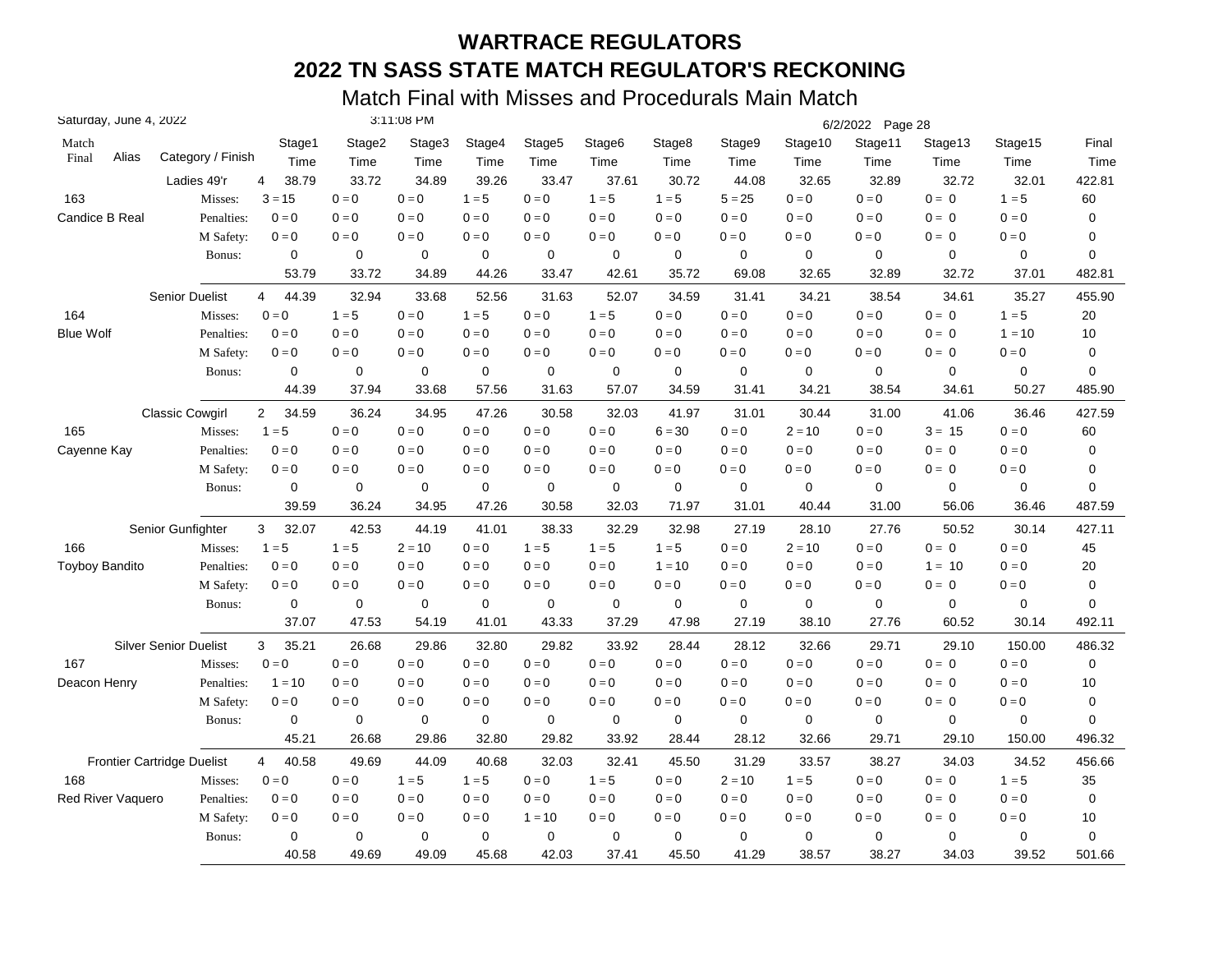# WARTRACE REGULATORS

## 2022 TN SASS STATE MATCH REGULATOR'S RECKONING

### Match Final with Misses and Procedurals Main Match

Saturday, June 4, 2022 — 3:11:08 PM — 6/2/2022 Page 28

| Match Final | Alias | Category / Finish | | Stage1 Time | Stage2 Time | Stage3 Time | Stage4 Time | Stage5 Time | Stage6 Time | Stage8 Time | Stage9 Time | Stage10 Time | Stage11 Time | Stage13 Time | Stage15 Time | Final Time |
|---|---|---|---|---|---|---|---|---|---|---|---|---|---|---|---|---|
| | | Ladies 49'r | 4 | 38.79 | 33.72 | 34.89 | 39.26 | 33.47 | 37.61 | 30.72 | 44.08 | 32.65 | 32.89 | 32.72 | 32.01 | 422.81 |
| 163 | | Misses: | | 3 = 15 | 0 = 0 | 0 = 0 | 1 = 5 | 0 = 0 | 1 = 5 | 1 = 5 | 5 = 25 | 0 = 0 | 0 = 0 | 0 = 0 | 1 = 5 | 60 |
| Candice B Real | | Penalties: | | 0 = 0 | 0 = 0 | 0 = 0 | 0 = 0 | 0 = 0 | 0 = 0 | 0 = 0 | 0 = 0 | 0 = 0 | 0 = 0 | 0 = 0 | 0 = 0 | 0 |
| | | M Safety: | | 0 = 0 | 0 = 0 | 0 = 0 | 0 = 0 | 0 = 0 | 0 = 0 | 0 = 0 | 0 = 0 | 0 = 0 | 0 = 0 | 0 = 0 | 0 = 0 | 0 |
| | | Bonus: | | 0 | 0 | 0 | 0 | 0 | 0 | 0 | 0 | 0 | 0 | 0 | 0 | 0 |
| | | | | 53.79 | 33.72 | 34.89 | 44.26 | 33.47 | 42.61 | 35.72 | 69.08 | 32.65 | 32.89 | 32.72 | 37.01 | 482.81 |
| | | Senior Duelist | 4 | 44.39 | 32.94 | 33.68 | 52.56 | 31.63 | 52.07 | 34.59 | 31.41 | 34.21 | 38.54 | 34.61 | 35.27 | 455.90 |
| 164 | | Misses: | | 0 = 0 | 1 = 5 | 0 = 0 | 1 = 5 | 0 = 0 | 1 = 5 | 0 = 0 | 0 = 0 | 0 = 0 | 0 = 0 | 0 = 0 | 1 = 5 | 20 |
| Blue Wolf | | Penalties: | | 0 = 0 | 0 = 0 | 0 = 0 | 0 = 0 | 0 = 0 | 0 = 0 | 0 = 0 | 0 = 0 | 0 = 0 | 0 = 0 | 0 = 0 | 1 = 10 | 10 |
| | | M Safety: | | 0 = 0 | 0 = 0 | 0 = 0 | 0 = 0 | 0 = 0 | 0 = 0 | 0 = 0 | 0 = 0 | 0 = 0 | 0 = 0 | 0 = 0 | 0 = 0 | 0 |
| | | Bonus: | | 0 | 0 | 0 | 0 | 0 | 0 | 0 | 0 | 0 | 0 | 0 | 0 | 0 |
| | | | | 44.39 | 37.94 | 33.68 | 57.56 | 31.63 | 57.07 | 34.59 | 31.41 | 34.21 | 38.54 | 34.61 | 50.27 | 485.90 |
| | | Classic Cowgirl | 2 | 34.59 | 36.24 | 34.95 | 47.26 | 30.58 | 32.03 | 41.97 | 31.01 | 30.44 | 31.00 | 41.06 | 36.46 | 427.59 |
| 165 | | Misses: | | 1 = 5 | 0 = 0 | 0 = 0 | 0 = 0 | 0 = 0 | 0 = 0 | 6 = 30 | 0 = 0 | 2 = 10 | 0 = 0 | 3 = 15 | 0 = 0 | 60 |
| Cayenne Kay | | Penalties: | | 0 = 0 | 0 = 0 | 0 = 0 | 0 = 0 | 0 = 0 | 0 = 0 | 0 = 0 | 0 = 0 | 0 = 0 | 0 = 0 | 0 = 0 | 0 = 0 | 0 |
| | | M Safety: | | 0 = 0 | 0 = 0 | 0 = 0 | 0 = 0 | 0 = 0 | 0 = 0 | 0 = 0 | 0 = 0 | 0 = 0 | 0 = 0 | 0 = 0 | 0 = 0 | 0 |
| | | Bonus: | | 0 | 0 | 0 | 0 | 0 | 0 | 0 | 0 | 0 | 0 | 0 | 0 | 0 |
| | | | | 39.59 | 36.24 | 34.95 | 47.26 | 30.58 | 32.03 | 71.97 | 31.01 | 40.44 | 31.00 | 56.06 | 36.46 | 487.59 |
| | | Senior Gunfighter | 3 | 32.07 | 42.53 | 44.19 | 41.01 | 38.33 | 32.29 | 32.98 | 27.19 | 28.10 | 27.76 | 50.52 | 30.14 | 427.11 |
| 166 | | Misses: | | 1 = 5 | 1 = 5 | 2 = 10 | 0 = 0 | 1 = 5 | 1 = 5 | 1 = 5 | 0 = 0 | 2 = 10 | 0 = 0 | 0 = 0 | 0 = 0 | 45 |
| Toyboy Bandito | | Penalties: | | 0 = 0 | 0 = 0 | 0 = 0 | 0 = 0 | 0 = 0 | 0 = 0 | 1 = 10 | 0 = 0 | 0 = 0 | 0 = 0 | 1 = 10 | 0 = 0 | 20 |
| | | M Safety: | | 0 = 0 | 0 = 0 | 0 = 0 | 0 = 0 | 0 = 0 | 0 = 0 | 0 = 0 | 0 = 0 | 0 = 0 | 0 = 0 | 0 = 0 | 0 = 0 | 0 |
| | | Bonus: | | 0 | 0 | 0 | 0 | 0 | 0 | 0 | 0 | 0 | 0 | 0 | 0 | 0 |
| | | | | 37.07 | 47.53 | 54.19 | 41.01 | 43.33 | 37.29 | 47.98 | 27.19 | 38.10 | 27.76 | 60.52 | 30.14 | 492.11 |
| | | Silver Senior Duelist | 3 | 35.21 | 26.68 | 29.86 | 32.80 | 29.82 | 33.92 | 28.44 | 28.12 | 32.66 | 29.71 | 29.10 | 150.00 | 486.32 |
| 167 | | Misses: | | 0 = 0 | 0 = 0 | 0 = 0 | 0 = 0 | 0 = 0 | 0 = 0 | 0 = 0 | 0 = 0 | 0 = 0 | 0 = 0 | 0 = 0 | 0 = 0 | 0 |
| Deacon Henry | | Penalties: | | 1 = 10 | 0 = 0 | 0 = 0 | 0 = 0 | 0 = 0 | 0 = 0 | 0 = 0 | 0 = 0 | 0 = 0 | 0 = 0 | 0 = 0 | 0 = 0 | 10 |
| | | M Safety: | | 0 = 0 | 0 = 0 | 0 = 0 | 0 = 0 | 0 = 0 | 0 = 0 | 0 = 0 | 0 = 0 | 0 = 0 | 0 = 0 | 0 = 0 | 0 = 0 | 0 |
| | | Bonus: | | 0 | 0 | 0 | 0 | 0 | 0 | 0 | 0 | 0 | 0 | 0 | 0 | 0 |
| | | | | 45.21 | 26.68 | 29.86 | 32.80 | 29.82 | 33.92 | 28.44 | 28.12 | 32.66 | 29.71 | 29.10 | 150.00 | 496.32 |
| | | Frontier Cartridge Duelist | 4 | 40.58 | 49.69 | 44.09 | 40.68 | 32.03 | 32.41 | 45.50 | 31.29 | 33.57 | 38.27 | 34.03 | 34.52 | 456.66 |
| 168 | | Misses: | | 0 = 0 | 0 = 0 | 1 = 5 | 1 = 5 | 0 = 0 | 1 = 5 | 0 = 0 | 2 = 10 | 1 = 5 | 0 = 0 | 0 = 0 | 1 = 5 | 35 |
| Red River Vaquero | | Penalties: | | 0 = 0 | 0 = 0 | 0 = 0 | 0 = 0 | 0 = 0 | 0 = 0 | 0 = 0 | 0 = 0 | 0 = 0 | 0 = 0 | 0 = 0 | 0 = 0 | 0 |
| | | M Safety: | | 0 = 0 | 0 = 0 | 0 = 0 | 0 = 0 | 1 = 10 | 0 = 0 | 0 = 0 | 0 = 0 | 0 = 0 | 0 = 0 | 0 = 0 | 0 = 0 | 10 |
| | | Bonus: | | 0 | 0 | 0 | 0 | 0 | 0 | 0 | 0 | 0 | 0 | 0 | 0 | 0 |
| | | | | 40.58 | 49.69 | 49.09 | 45.68 | 42.03 | 37.41 | 45.50 | 41.29 | 38.57 | 38.27 | 34.03 | 39.52 | 501.66 |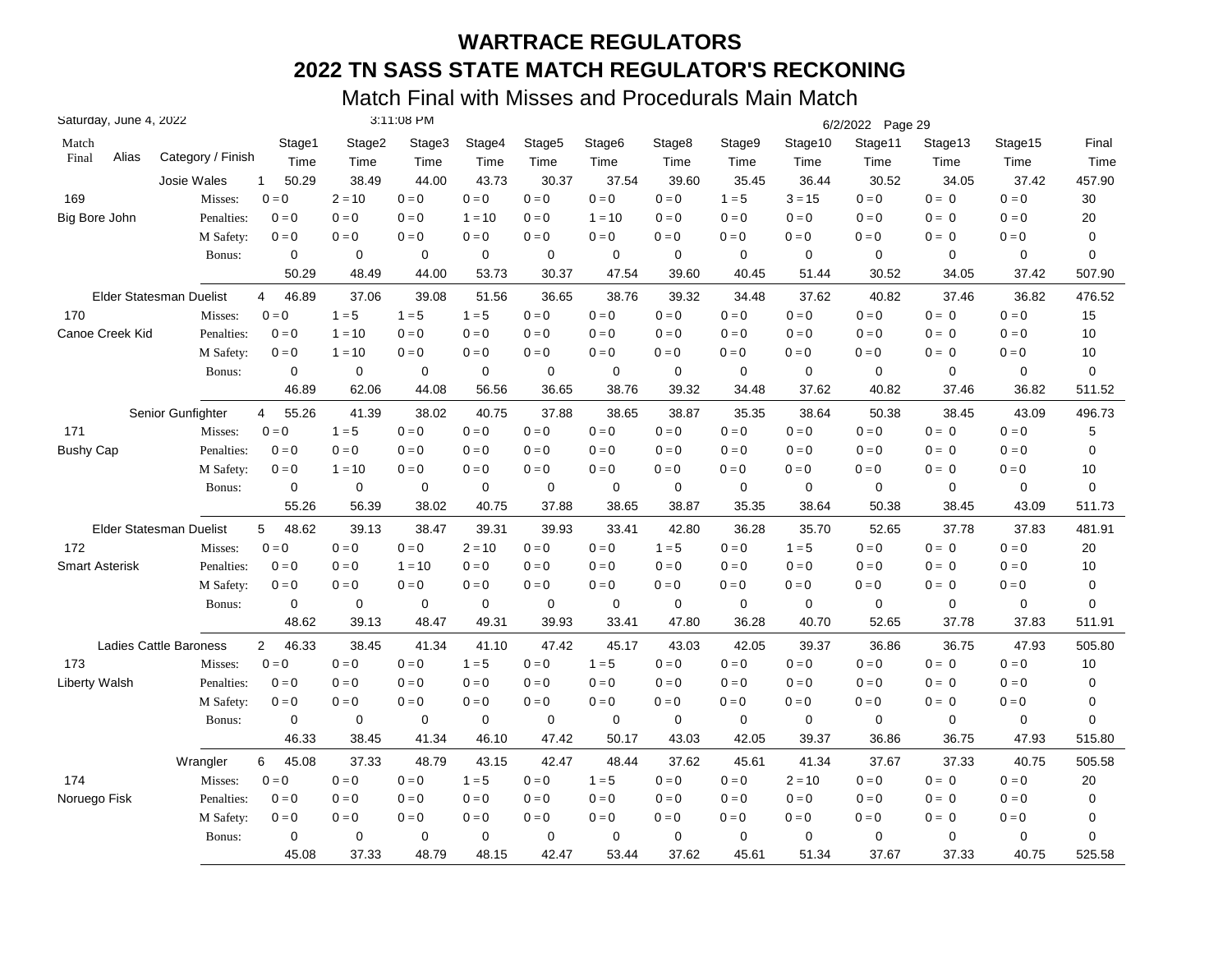# WARTRACE REGULATORS

## 2022 TN SASS STATE MATCH REGULATOR'S RECKONING

### Match Final with Misses and Procedurals Main Match

Saturday, June 4, 2022 — 3:11:08 PM — 6/2/2022

| Match Final | Alias | Category / Finish | | Stage1 Time | Stage2 Time | Stage3 Time | Stage4 Time | Stage5 Time | Stage6 Time | Stage8 Time | Stage9 Time | Stage10 Time | Stage11 Time | Stage13 Time | Stage15 Time | Final Time |
|---|---|---|---|---|---|---|---|---|---|---|---|---|---|---|---|---|
| | | Josie Wales | 1 | 50.29 | 38.49 | 44.00 | 43.73 | 30.37 | 37.54 | 39.60 | 35.45 | 36.44 | 30.52 | 34.05 | 37.42 | 457.90 |
| 169 | | Misses: | | 0 = 0 | 2 = 10 | 0 = 0 | 0 = 0 | 0 = 0 | 0 = 0 | 0 = 0 | 1 = 5 | 3 = 15 | 0 = 0 | 0 = 0 | 0 = 0 | 30 |
| Big Bore John | | Penalties: | | 0 = 0 | 0 = 0 | 0 = 0 | 1 = 10 | 0 = 0 | 1 = 10 | 0 = 0 | 0 = 0 | 0 = 0 | 0 = 0 | 0 = 0 | 0 = 0 | 20 |
| | | M Safety: | | 0 = 0 | 0 = 0 | 0 = 0 | 0 = 0 | 0 = 0 | 0 = 0 | 0 = 0 | 0 = 0 | 0 = 0 | 0 = 0 | 0 = 0 | 0 = 0 | 0 |
| | | Bonus: | | 0 | 0 | 0 | 0 | 0 | 0 | 0 | 0 | 0 | 0 | 0 | 0 | 0 |
| | | | | 50.29 | 48.49 | 44.00 | 53.73 | 30.37 | 47.54 | 39.60 | 40.45 | 51.44 | 30.52 | 34.05 | 37.42 | 507.90 |
| | | Elder Statesman Duelist | 4 | 46.89 | 37.06 | 39.08 | 51.56 | 36.65 | 38.76 | 39.32 | 34.48 | 37.62 | 40.82 | 37.46 | 36.82 | 476.52 |
| 170 | | Misses: | | 0 = 0 | 1 = 5 | 1 = 5 | 1 = 5 | 0 = 0 | 0 = 0 | 0 = 0 | 0 = 0 | 0 = 0 | 0 = 0 | 0 = 0 | 0 = 0 | 15 |
| Canoe Creek Kid | | Penalties: | | 0 = 0 | 1 = 10 | 0 = 0 | 0 = 0 | 0 = 0 | 0 = 0 | 0 = 0 | 0 = 0 | 0 = 0 | 0 = 0 | 0 = 0 | 0 = 0 | 10 |
| | | M Safety: | | 0 = 0 | 1 = 10 | 0 = 0 | 0 = 0 | 0 = 0 | 0 = 0 | 0 = 0 | 0 = 0 | 0 = 0 | 0 = 0 | 0 = 0 | 0 = 0 | 10 |
| | | Bonus: | | 0 | 0 | 0 | 0 | 0 | 0 | 0 | 0 | 0 | 0 | 0 | 0 | 0 |
| | | | | 46.89 | 62.06 | 44.08 | 56.56 | 36.65 | 38.76 | 39.32 | 34.48 | 37.62 | 40.82 | 37.46 | 36.82 | 511.52 |
| | | Senior Gunfighter | 4 | 55.26 | 41.39 | 38.02 | 40.75 | 37.88 | 38.65 | 38.87 | 35.35 | 38.64 | 50.38 | 38.45 | 43.09 | 496.73 |
| 171 | | Misses: | | 0 = 0 | 1 = 5 | 0 = 0 | 0 = 0 | 0 = 0 | 0 = 0 | 0 = 0 | 0 = 0 | 0 = 0 | 0 = 0 | 0 = 0 | 0 = 0 | 5 |
| Bushy Cap | | Penalties: | | 0 = 0 | 0 = 0 | 0 = 0 | 0 = 0 | 0 = 0 | 0 = 0 | 0 = 0 | 0 = 0 | 0 = 0 | 0 = 0 | 0 = 0 | 0 = 0 | 0 |
| | | M Safety: | | 0 = 0 | 1 = 10 | 0 = 0 | 0 = 0 | 0 = 0 | 0 = 0 | 0 = 0 | 0 = 0 | 0 = 0 | 0 = 0 | 0 = 0 | 0 = 0 | 10 |
| | | Bonus: | | 0 | 0 | 0 | 0 | 0 | 0 | 0 | 0 | 0 | 0 | 0 | 0 | 0 |
| | | | | 55.26 | 56.39 | 38.02 | 40.75 | 37.88 | 38.65 | 38.87 | 35.35 | 38.64 | 50.38 | 38.45 | 43.09 | 511.73 |
| | | Elder Statesman Duelist | 5 | 48.62 | 39.13 | 38.47 | 39.31 | 39.93 | 33.41 | 42.80 | 36.28 | 35.70 | 52.65 | 37.78 | 37.83 | 481.91 |
| 172 | | Misses: | | 0 = 0 | 0 = 0 | 0 = 0 | 2 = 10 | 0 = 0 | 0 = 0 | 1 = 5 | 0 = 0 | 1 = 5 | 0 = 0 | 0 = 0 | 0 = 0 | 20 |
| Smart Asterisk | | Penalties: | | 0 = 0 | 0 = 0 | 1 = 10 | 0 = 0 | 0 = 0 | 0 = 0 | 0 = 0 | 0 = 0 | 0 = 0 | 0 = 0 | 0 = 0 | 0 = 0 | 10 |
| | | M Safety: | | 0 = 0 | 0 = 0 | 0 = 0 | 0 = 0 | 0 = 0 | 0 = 0 | 0 = 0 | 0 = 0 | 0 = 0 | 0 = 0 | 0 = 0 | 0 = 0 | 0 |
| | | Bonus: | | 0 | 0 | 0 | 0 | 0 | 0 | 0 | 0 | 0 | 0 | 0 | 0 | 0 |
| | | | | 48.62 | 39.13 | 48.47 | 49.31 | 39.93 | 33.41 | 47.80 | 36.28 | 40.70 | 52.65 | 37.78 | 37.83 | 511.91 |
| | | Ladies Cattle Baroness | 2 | 46.33 | 38.45 | 41.34 | 41.10 | 47.42 | 45.17 | 43.03 | 42.05 | 39.37 | 36.86 | 36.75 | 47.93 | 505.80 |
| 173 | | Misses: | | 0 = 0 | 0 = 0 | 0 = 0 | 1 = 5 | 0 = 0 | 1 = 5 | 0 = 0 | 0 = 0 | 0 = 0 | 0 = 0 | 0 = 0 | 0 = 0 | 10 |
| Liberty Walsh | | Penalties: | | 0 = 0 | 0 = 0 | 0 = 0 | 0 = 0 | 0 = 0 | 0 = 0 | 0 = 0 | 0 = 0 | 0 = 0 | 0 = 0 | 0 = 0 | 0 = 0 | 0 |
| | | M Safety: | | 0 = 0 | 0 = 0 | 0 = 0 | 0 = 0 | 0 = 0 | 0 = 0 | 0 = 0 | 0 = 0 | 0 = 0 | 0 = 0 | 0 = 0 | 0 = 0 | 0 |
| | | Bonus: | | 0 | 0 | 0 | 0 | 0 | 0 | 0 | 0 | 0 | 0 | 0 | 0 | 0 |
| | | | | 46.33 | 38.45 | 41.34 | 46.10 | 47.42 | 50.17 | 43.03 | 42.05 | 39.37 | 36.86 | 36.75 | 47.93 | 515.80 |
| | | Wrangler | 6 | 45.08 | 37.33 | 48.79 | 43.15 | 42.47 | 48.44 | 37.62 | 45.61 | 41.34 | 37.67 | 37.33 | 40.75 | 505.58 |
| 174 | | Misses: | | 0 = 0 | 0 = 0 | 0 = 0 | 1 = 5 | 0 = 0 | 1 = 5 | 0 = 0 | 0 = 0 | 2 = 10 | 0 = 0 | 0 = 0 | 0 = 0 | 20 |
| Noruego Fisk | | Penalties: | | 0 = 0 | 0 = 0 | 0 = 0 | 0 = 0 | 0 = 0 | 0 = 0 | 0 = 0 | 0 = 0 | 0 = 0 | 0 = 0 | 0 = 0 | 0 = 0 | 0 |
| | | M Safety: | | 0 = 0 | 0 = 0 | 0 = 0 | 0 = 0 | 0 = 0 | 0 = 0 | 0 = 0 | 0 = 0 | 0 = 0 | 0 = 0 | 0 = 0 | 0 = 0 | 0 |
| | | Bonus: | | 0 | 0 | 0 | 0 | 0 | 0 | 0 | 0 | 0 | 0 | 0 | 0 | 0 |
| | | | | 45.08 | 37.33 | 48.79 | 48.15 | 42.47 | 53.44 | 37.62 | 45.61 | 51.34 | 37.67 | 37.33 | 40.75 | 525.58 |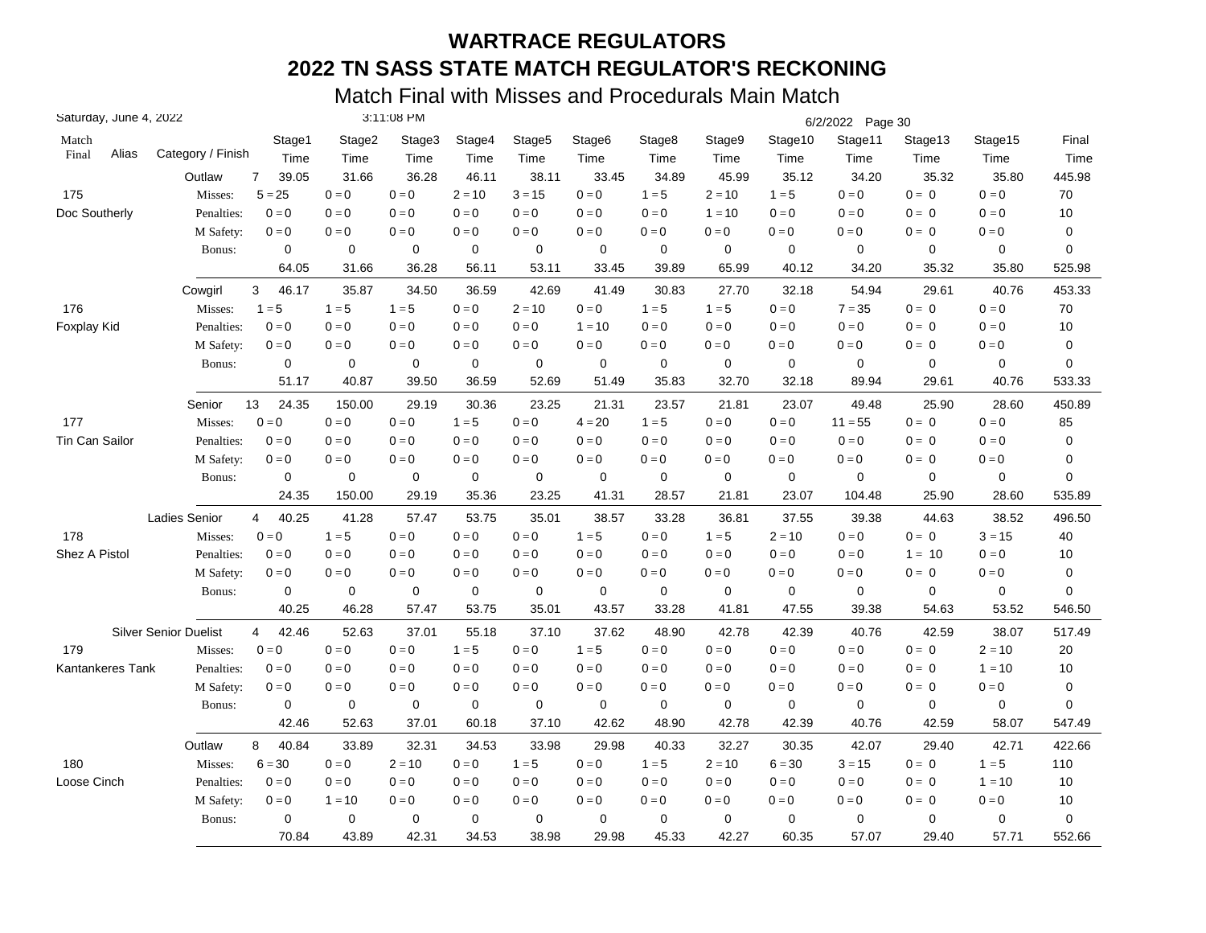# WARTRACE REGULATORS

## 2022 TN SASS STATE MATCH REGULATOR'S RECKONING

### Match Final with Misses and Procedurals Main Match

Saturday, June 4, 2022 3:11:08 PM 6/2/2022

| Match Final | Alias | Category / Finish | | Stage1 Time | Stage2 Time | Stage3 Time | Stage4 Time | Stage5 Time | Stage6 Time | Stage8 Time | Stage9 Time | Stage10 Time | Stage11 Time | Stage13 Time | Stage15 Time | Final Time |
|---|---|---|---|---|---|---|---|---|---|---|---|---|---|---|---|---|
| | | Outlaw | 7 | 39.05 | 31.66 | 36.28 | 46.11 | 38.11 | 33.45 | 34.89 | 45.99 | 35.12 | 34.20 | 35.32 | 35.80 | 445.98 |
| 175 | | Misses: | | 5 = 25 | 0 = 0 | 0 = 0 | 2 = 10 | 3 = 15 | 0 = 0 | 1 = 5 | 2 = 10 | 1 = 5 | 0 = 0 | 0 = 0 | 0 = 0 | 70 |
| Doc Southerly | | Penalties: | | 0 = 0 | 0 = 0 | 0 = 0 | 0 = 0 | 0 = 0 | 0 = 0 | 0 = 0 | 1 = 10 | 0 = 0 | 0 = 0 | 0 = 0 | 0 = 0 | 10 |
| | | M Safety: | | 0 = 0 | 0 = 0 | 0 = 0 | 0 = 0 | 0 = 0 | 0 = 0 | 0 = 0 | 0 = 0 | 0 = 0 | 0 = 0 | 0 = 0 | 0 = 0 | 0 |
| | | Bonus: | | 0 | 0 | 0 | 0 | 0 | 0 | 0 | 0 | 0 | 0 | 0 | 0 | 0 |
| | | | | 64.05 | 31.66 | 36.28 | 56.11 | 53.11 | 33.45 | 39.89 | 65.99 | 40.12 | 34.20 | 35.32 | 35.80 | 525.98 |
| | | Cowgirl | 3 | 46.17 | 35.87 | 34.50 | 36.59 | 42.69 | 41.49 | 30.83 | 27.70 | 32.18 | 54.94 | 29.61 | 40.76 | 453.33 |
| 176 | | Misses: | | 1 = 5 | 1 = 5 | 1 = 5 | 0 = 0 | 2 = 10 | 0 = 0 | 1 = 5 | 1 = 5 | 0 = 0 | 7 = 35 | 0 = 0 | 0 = 0 | 70 |
| Foxplay Kid | | Penalties: | | 0 = 0 | 0 = 0 | 0 = 0 | 0 = 0 | 0 = 0 | 1 = 10 | 0 = 0 | 0 = 0 | 0 = 0 | 0 = 0 | 0 = 0 | 0 = 0 | 10 |
| | | M Safety: | | 0 = 0 | 0 = 0 | 0 = 0 | 0 = 0 | 0 = 0 | 0 = 0 | 0 = 0 | 0 = 0 | 0 = 0 | 0 = 0 | 0 = 0 | 0 = 0 | 0 |
| | | Bonus: | | 0 | 0 | 0 | 0 | 0 | 0 | 0 | 0 | 0 | 0 | 0 | 0 | 0 |
| | | | | 51.17 | 40.87 | 39.50 | 36.59 | 52.69 | 51.49 | 35.83 | 32.70 | 32.18 | 89.94 | 29.61 | 40.76 | 533.33 |
| | | Senior | 13 | 24.35 | 150.00 | 29.19 | 30.36 | 23.25 | 21.31 | 23.57 | 21.81 | 23.07 | 49.48 | 25.90 | 28.60 | 450.89 |
| 177 | | Misses: | | 0 = 0 | 0 = 0 | 0 = 0 | 1 = 5 | 0 = 0 | 4 = 20 | 1 = 5 | 0 = 0 | 0 = 0 | 11 = 55 | 0 = 0 | 0 = 0 | 85 |
| Tin Can Sailor | | Penalties: | | 0 = 0 | 0 = 0 | 0 = 0 | 0 = 0 | 0 = 0 | 0 = 0 | 0 = 0 | 0 = 0 | 0 = 0 | 0 = 0 | 0 = 0 | 0 = 0 | 0 |
| | | M Safety: | | 0 = 0 | 0 = 0 | 0 = 0 | 0 = 0 | 0 = 0 | 0 = 0 | 0 = 0 | 0 = 0 | 0 = 0 | 0 = 0 | 0 = 0 | 0 = 0 | 0 |
| | | Bonus: | | 0 | 0 | 0 | 0 | 0 | 0 | 0 | 0 | 0 | 0 | 0 | 0 | 0 |
| | | | | 24.35 | 150.00 | 29.19 | 35.36 | 23.25 | 41.31 | 28.57 | 21.81 | 23.07 | 104.48 | 25.90 | 28.60 | 535.89 |
| | | Ladies Senior | 4 | 40.25 | 41.28 | 57.47 | 53.75 | 35.01 | 38.57 | 33.28 | 36.81 | 37.55 | 39.38 | 44.63 | 38.52 | 496.50 |
| 178 | | Misses: | | 0 = 0 | 1 = 5 | 0 = 0 | 0 = 0 | 0 = 0 | 1 = 5 | 0 = 0 | 1 = 5 | 2 = 10 | 0 = 0 | 0 = 0 | 3 = 15 | 40 |
| Shez A Pistol | | Penalties: | | 0 = 0 | 0 = 0 | 0 = 0 | 0 = 0 | 0 = 0 | 0 = 0 | 0 = 0 | 0 = 0 | 0 = 0 | 0 = 0 | 1 = 10 | 0 = 0 | 10 |
| | | M Safety: | | 0 = 0 | 0 = 0 | 0 = 0 | 0 = 0 | 0 = 0 | 0 = 0 | 0 = 0 | 0 = 0 | 0 = 0 | 0 = 0 | 0 = 0 | 0 = 0 | 0 |
| | | Bonus: | | 0 | 0 | 0 | 0 | 0 | 0 | 0 | 0 | 0 | 0 | 0 | 0 | 0 |
| | | | | 40.25 | 46.28 | 57.47 | 53.75 | 35.01 | 43.57 | 33.28 | 41.81 | 47.55 | 39.38 | 54.63 | 53.52 | 546.50 |
| | | Silver Senior Duelist | 4 | 42.46 | 52.63 | 37.01 | 55.18 | 37.10 | 37.62 | 48.90 | 42.78 | 42.39 | 40.76 | 42.59 | 38.07 | 517.49 |
| 179 | | Misses: | | 0 = 0 | 0 = 0 | 0 = 0 | 1 = 5 | 0 = 0 | 1 = 5 | 0 = 0 | 0 = 0 | 0 = 0 | 0 = 0 | 0 = 0 | 2 = 10 | 20 |
| Kantankeres Tank | | Penalties: | | 0 = 0 | 0 = 0 | 0 = 0 | 0 = 0 | 0 = 0 | 0 = 0 | 0 = 0 | 0 = 0 | 0 = 0 | 0 = 0 | 0 = 0 | 1 = 10 | 10 |
| | | M Safety: | | 0 = 0 | 0 = 0 | 0 = 0 | 0 = 0 | 0 = 0 | 0 = 0 | 0 = 0 | 0 = 0 | 0 = 0 | 0 = 0 | 0 = 0 | 0 = 0 | 0 |
| | | Bonus: | | 0 | 0 | 0 | 0 | 0 | 0 | 0 | 0 | 0 | 0 | 0 | 0 | 0 |
| | | | | 42.46 | 52.63 | 37.01 | 60.18 | 37.10 | 42.62 | 48.90 | 42.78 | 42.39 | 40.76 | 42.59 | 58.07 | 547.49 |
| | | Outlaw | 8 | 40.84 | 33.89 | 32.31 | 34.53 | 33.98 | 29.98 | 40.33 | 32.27 | 30.35 | 42.07 | 29.40 | 42.71 | 422.66 |
| 180 | | Misses: | | 6 = 30 | 0 = 0 | 2 = 10 | 0 = 0 | 1 = 5 | 0 = 0 | 1 = 5 | 2 = 10 | 6 = 30 | 3 = 15 | 0 = 0 | 1 = 5 | 110 |
| Loose Cinch | | Penalties: | | 0 = 0 | 0 = 0 | 0 = 0 | 0 = 0 | 0 = 0 | 0 = 0 | 0 = 0 | 0 = 0 | 0 = 0 | 0 = 0 | 0 = 0 | 1 = 10 | 10 |
| | | M Safety: | | 0 = 0 | 1 = 10 | 0 = 0 | 0 = 0 | 0 = 0 | 0 = 0 | 0 = 0 | 0 = 0 | 0 = 0 | 0 = 0 | 0 = 0 | 0 = 0 | 10 |
| | | Bonus: | | 0 | 0 | 0 | 0 | 0 | 0 | 0 | 0 | 0 | 0 | 0 | 0 | 0 |
| | | | | 70.84 | 43.89 | 42.31 | 34.53 | 38.98 | 29.98 | 45.33 | 42.27 | 60.35 | 57.07 | 29.40 | 57.71 | 552.66 |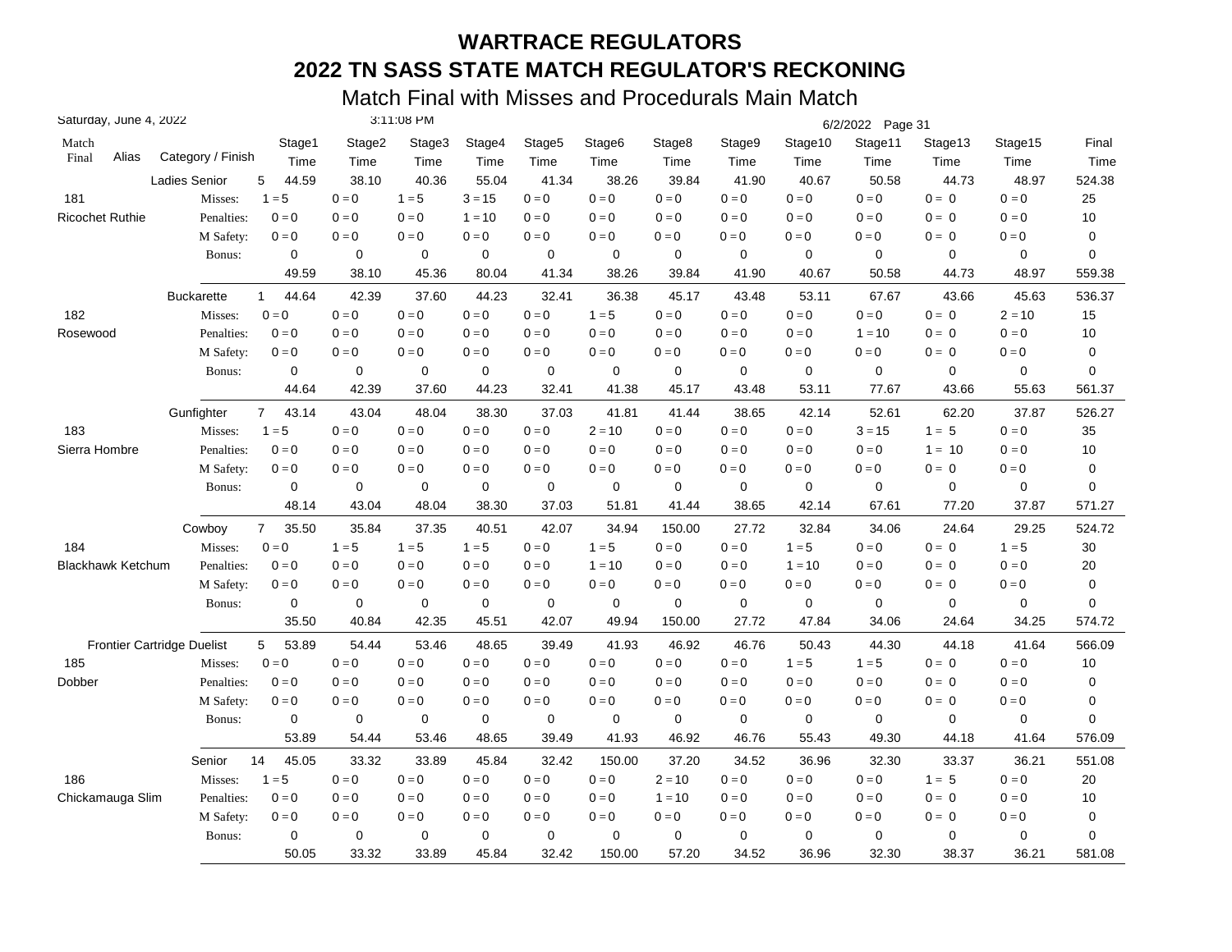# WARTRACE REGULATORS

## 2022 TN SASS STATE MATCH REGULATOR'S RECKONING

### Match Final with Misses and Procedurals Main Match

Saturday, June 4, 2022 3:11:08 PM 6/2/2022

| Match Final | Alias | Category / Finish | | Stage1 Time | Stage2 Time | Stage3 Time | Stage4 Time | Stage5 Time | Stage6 Time | Stage8 Time | Stage9 Time | Stage10 Time | Stage11 Time | Stage13 Time | Stage15 Time | Final Time |
|---|---|---|---|---|---|---|---|---|---|---|---|---|---|---|---|---|
| | | Ladies Senior | 5 | 44.59 | 38.10 | 40.36 | 55.04 | 41.34 | 38.26 | 39.84 | 41.90 | 40.67 | 50.58 | 44.73 | 48.97 | 524.38 |
| 181 | | Misses: | | 1 = 5 | 0 = 0 | 1 = 5 | 3 = 15 | 0 = 0 | 0 = 0 | 0 = 0 | 0 = 0 | 0 = 0 | 0 = 0 | 0 = 0 | 0 = 0 | 25 |
| Ricochet Ruthie | | Penalties: | | 0 = 0 | 0 = 0 | 0 = 0 | 1 = 10 | 0 = 0 | 0 = 0 | 0 = 0 | 0 = 0 | 0 = 0 | 0 = 0 | 0 = 0 | 0 = 0 | 10 |
| | | M Safety: | | 0 = 0 | 0 = 0 | 0 = 0 | 0 = 0 | 0 = 0 | 0 = 0 | 0 = 0 | 0 = 0 | 0 = 0 | 0 = 0 | 0 = 0 | 0 = 0 | 0 |
| | | Bonus: | | 0 | 0 | 0 | 0 | 0 | 0 | 0 | 0 | 0 | 0 | 0 | 0 | 0 |
| | | | | 49.59 | 38.10 | 45.36 | 80.04 | 41.34 | 38.26 | 39.84 | 41.90 | 40.67 | 50.58 | 44.73 | 48.97 | 559.38 |
| | | Buckarette | 1 | 44.64 | 42.39 | 37.60 | 44.23 | 32.41 | 36.38 | 45.17 | 43.48 | 53.11 | 67.67 | 43.66 | 45.63 | 536.37 |
| 182 | | Misses: | | 0 = 0 | 0 = 0 | 0 = 0 | 0 = 0 | 0 = 0 | 1 = 5 | 0 = 0 | 0 = 0 | 0 = 0 | 0 = 0 | 0 = 0 | 2 = 10 | 15 |
| Rosewood | | Penalties: | | 0 = 0 | 0 = 0 | 0 = 0 | 0 = 0 | 0 = 0 | 0 = 0 | 0 = 0 | 0 = 0 | 0 = 0 | 1 = 10 | 0 = 0 | 0 = 0 | 10 |
| | | M Safety: | | 0 = 0 | 0 = 0 | 0 = 0 | 0 = 0 | 0 = 0 | 0 = 0 | 0 = 0 | 0 = 0 | 0 = 0 | 0 = 0 | 0 = 0 | 0 = 0 | 0 |
| | | Bonus: | | 0 | 0 | 0 | 0 | 0 | 0 | 0 | 0 | 0 | 0 | 0 | 0 | 0 |
| | | | | 44.64 | 42.39 | 37.60 | 44.23 | 32.41 | 41.38 | 45.17 | 43.48 | 53.11 | 77.67 | 43.66 | 55.63 | 561.37 |
| | | Gunfighter | 7 | 43.14 | 43.04 | 48.04 | 38.30 | 37.03 | 41.81 | 41.44 | 38.65 | 42.14 | 52.61 | 62.20 | 37.87 | 526.27 |
| 183 | | Misses: | | 1 = 5 | 0 = 0 | 0 = 0 | 0 = 0 | 0 = 0 | 2 = 10 | 0 = 0 | 0 = 0 | 0 = 0 | 3 = 15 | 1 = 5 | 0 = 0 | 35 |
| Sierra Hombre | | Penalties: | | 0 = 0 | 0 = 0 | 0 = 0 | 0 = 0 | 0 = 0 | 0 = 0 | 0 = 0 | 0 = 0 | 0 = 0 | 0 = 0 | 1 = 10 | 0 = 0 | 10 |
| | | M Safety: | | 0 = 0 | 0 = 0 | 0 = 0 | 0 = 0 | 0 = 0 | 0 = 0 | 0 = 0 | 0 = 0 | 0 = 0 | 0 = 0 | 0 = 0 | 0 = 0 | 0 |
| | | Bonus: | | 0 | 0 | 0 | 0 | 0 | 0 | 0 | 0 | 0 | 0 | 0 | 0 | 0 |
| | | | | 48.14 | 43.04 | 48.04 | 38.30 | 37.03 | 51.81 | 41.44 | 38.65 | 42.14 | 67.61 | 77.20 | 37.87 | 571.27 |
| | | Cowboy | 7 | 35.50 | 35.84 | 37.35 | 40.51 | 42.07 | 34.94 | 150.00 | 27.72 | 32.84 | 34.06 | 24.64 | 29.25 | 524.72 |
| 184 | | Misses: | | 0 = 0 | 1 = 5 | 1 = 5 | 1 = 5 | 0 = 0 | 1 = 5 | 0 = 0 | 0 = 0 | 1 = 5 | 0 = 0 | 0 = 0 | 1 = 5 | 30 |
| Blackhawk Ketchum | | Penalties: | | 0 = 0 | 0 = 0 | 0 = 0 | 0 = 0 | 0 = 0 | 1 = 10 | 0 = 0 | 0 = 0 | 1 = 10 | 0 = 0 | 0 = 0 | 0 = 0 | 20 |
| | | M Safety: | | 0 = 0 | 0 = 0 | 0 = 0 | 0 = 0 | 0 = 0 | 0 = 0 | 0 = 0 | 0 = 0 | 0 = 0 | 0 = 0 | 0 = 0 | 0 = 0 | 0 |
| | | Bonus: | | 0 | 0 | 0 | 0 | 0 | 0 | 0 | 0 | 0 | 0 | 0 | 0 | 0 |
| | | | | 35.50 | 40.84 | 42.35 | 45.51 | 42.07 | 49.94 | 150.00 | 27.72 | 47.84 | 34.06 | 24.64 | 34.25 | 574.72 |
| | | Frontier Cartridge Duelist | 5 | 53.89 | 54.44 | 53.46 | 48.65 | 39.49 | 41.93 | 46.92 | 46.76 | 50.43 | 44.30 | 44.18 | 41.64 | 566.09 |
| 185 | | Misses: | | 0 = 0 | 0 = 0 | 0 = 0 | 0 = 0 | 0 = 0 | 0 = 0 | 0 = 0 | 0 = 0 | 1 = 5 | 1 = 5 | 0 = 0 | 0 = 0 | 10 |
| Dobber | | Penalties: | | 0 = 0 | 0 = 0 | 0 = 0 | 0 = 0 | 0 = 0 | 0 = 0 | 0 = 0 | 0 = 0 | 0 = 0 | 0 = 0 | 0 = 0 | 0 = 0 | 0 |
| | | M Safety: | | 0 = 0 | 0 = 0 | 0 = 0 | 0 = 0 | 0 = 0 | 0 = 0 | 0 = 0 | 0 = 0 | 0 = 0 | 0 = 0 | 0 = 0 | 0 = 0 | 0 |
| | | Bonus: | | 0 | 0 | 0 | 0 | 0 | 0 | 0 | 0 | 0 | 0 | 0 | 0 | 0 |
| | | | | 53.89 | 54.44 | 53.46 | 48.65 | 39.49 | 41.93 | 46.92 | 46.76 | 55.43 | 49.30 | 44.18 | 41.64 | 576.09 |
| | | Senior | 14 | 45.05 | 33.32 | 33.89 | 45.84 | 32.42 | 150.00 | 37.20 | 34.52 | 36.96 | 32.30 | 33.37 | 36.21 | 551.08 |
| 186 | | Misses: | | 1 = 5 | 0 = 0 | 0 = 0 | 0 = 0 | 0 = 0 | 0 = 0 | 2 = 10 | 0 = 0 | 0 = 0 | 0 = 0 | 1 = 5 | 0 = 0 | 20 |
| Chickamauga Slim | | Penalties: | | 0 = 0 | 0 = 0 | 0 = 0 | 0 = 0 | 0 = 0 | 0 = 0 | 1 = 10 | 0 = 0 | 0 = 0 | 0 = 0 | 0 = 0 | 0 = 0 | 10 |
| | | M Safety: | | 0 = 0 | 0 = 0 | 0 = 0 | 0 = 0 | 0 = 0 | 0 = 0 | 0 = 0 | 0 = 0 | 0 = 0 | 0 = 0 | 0 = 0 | 0 = 0 | 0 |
| | | Bonus: | | 0 | 0 | 0 | 0 | 0 | 0 | 0 | 0 | 0 | 0 | 0 | 0 | 0 |
| | | | | 50.05 | 33.32 | 33.89 | 45.84 | 32.42 | 150.00 | 57.20 | 34.52 | 36.96 | 32.30 | 38.37 | 36.21 | 581.08 |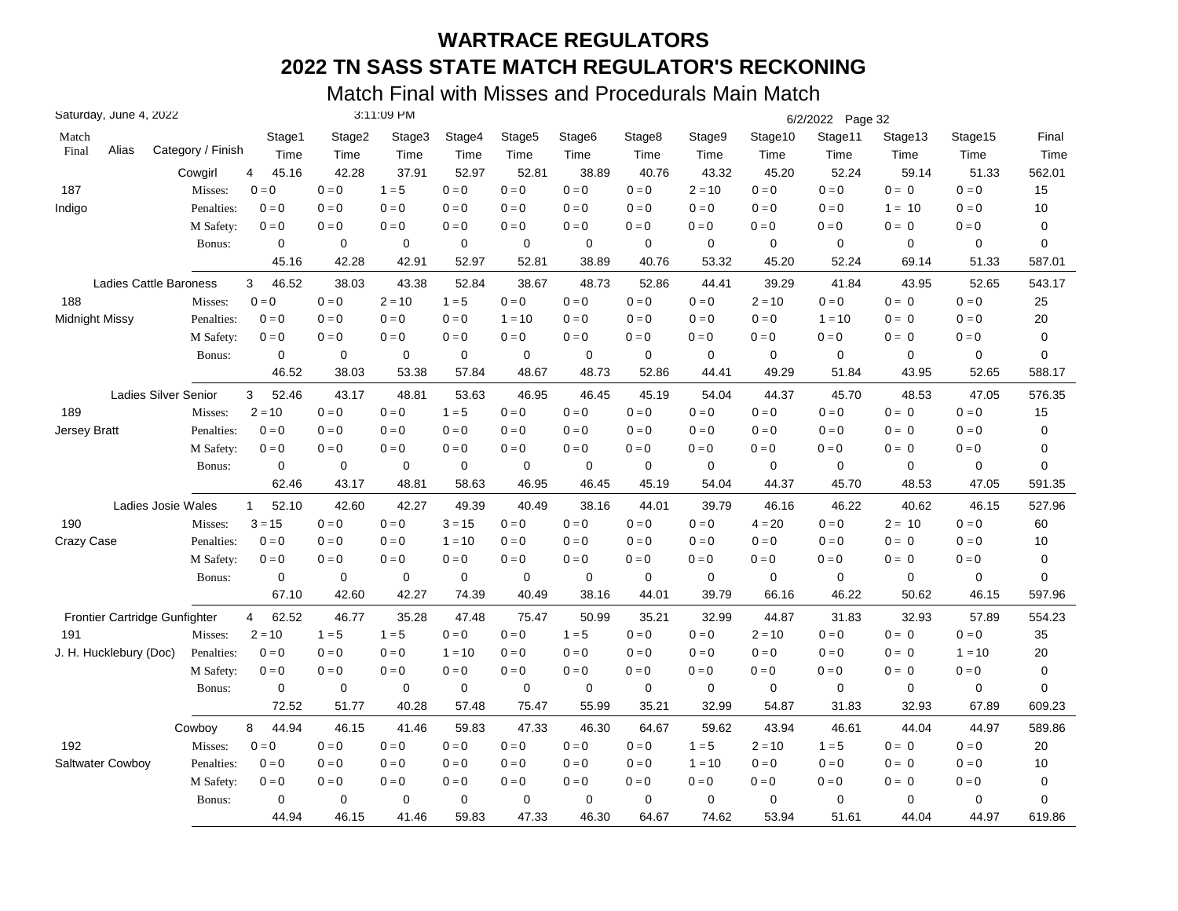# WARTRACE REGULATORS

## 2022 TN SASS STATE MATCH REGULATOR'S RECKONING

### Match Final with Misses and Procedurals Main Match

Saturday, June 4, 2022 — 3:11:09 PM — 6/2/2022

| Match Final | Alias | Category / Finish | Stage1 Time | Stage2 Time | Stage3 Time | Stage4 Time | Stage5 Time | Stage6 Time | Stage8 Time | Stage9 Time | Stage10 Time | Stage11 Time | Stage13 Time | Stage15 Time | Final Time |
|---|---|---|---|---|---|---|---|---|---|---|---|---|---|---|---|
| | | Cowgirl 4 | 45.16 | 42.28 | 37.91 | 52.97 | 52.81 | 38.89 | 40.76 | 43.32 | 45.20 | 52.24 | 59.14 | 51.33 | 562.01 |
| 187 | | Misses: | 0 = 0 | 0 = 0 | 1 = 5 | 0 = 0 | 0 = 0 | 0 = 0 | 0 = 0 | 2 = 10 | 0 = 0 | 0 = 0 | 0 = 0 | 0 = 0 | 15 |
| Indigo | | Penalties: | 0 = 0 | 0 = 0 | 0 = 0 | 0 = 0 | 0 = 0 | 0 = 0 | 0 = 0 | 0 = 0 | 0 = 0 | 0 = 0 | 1 = 10 | 0 = 0 | 10 |
| | | M Safety: | 0 = 0 | 0 = 0 | 0 = 0 | 0 = 0 | 0 = 0 | 0 = 0 | 0 = 0 | 0 = 0 | 0 = 0 | 0 = 0 | 0 = 0 | 0 = 0 | 0 |
| | | Bonus: | 0 | 0 | 0 | 0 | 0 | 0 | 0 | 0 | 0 | 0 | 0 | 0 | 0 |
| | | | 45.16 | 42.28 | 42.91 | 52.97 | 52.81 | 38.89 | 40.76 | 53.32 | 45.20 | 52.24 | 69.14 | 51.33 | 587.01 |
| | | Ladies Cattle Baroness 3 | 46.52 | 38.03 | 43.38 | 52.84 | 38.67 | 48.73 | 52.86 | 44.41 | 39.29 | 41.84 | 43.95 | 52.65 | 543.17 |
| 188 | | Misses: | 0 = 0 | 0 = 0 | 2 = 10 | 1 = 5 | 0 = 0 | 0 = 0 | 0 = 0 | 0 = 0 | 2 = 10 | 0 = 0 | 0 = 0 | 0 = 0 | 25 |
| Midnight Missy | | Penalties: | 0 = 0 | 0 = 0 | 0 = 0 | 0 = 0 | 1 = 10 | 0 = 0 | 0 = 0 | 0 = 0 | 0 = 0 | 1 = 10 | 0 = 0 | 0 = 0 | 20 |
| | | M Safety: | 0 = 0 | 0 = 0 | 0 = 0 | 0 = 0 | 0 = 0 | 0 = 0 | 0 = 0 | 0 = 0 | 0 = 0 | 0 = 0 | 0 = 0 | 0 = 0 | 0 |
| | | Bonus: | 0 | 0 | 0 | 0 | 0 | 0 | 0 | 0 | 0 | 0 | 0 | 0 | 0 |
| | | | 46.52 | 38.03 | 53.38 | 57.84 | 48.67 | 48.73 | 52.86 | 44.41 | 49.29 | 51.84 | 43.95 | 52.65 | 588.17 |
| | | Ladies Silver Senior 3 | 52.46 | 43.17 | 48.81 | 53.63 | 46.95 | 46.45 | 45.19 | 54.04 | 44.37 | 45.70 | 48.53 | 47.05 | 576.35 |
| 189 | | Misses: | 2 = 10 | 0 = 0 | 0 = 0 | 1 = 5 | 0 = 0 | 0 = 0 | 0 = 0 | 0 = 0 | 0 = 0 | 0 = 0 | 0 = 0 | 0 = 0 | 15 |
| Jersey Bratt | | Penalties: | 0 = 0 | 0 = 0 | 0 = 0 | 0 = 0 | 0 = 0 | 0 = 0 | 0 = 0 | 0 = 0 | 0 = 0 | 0 = 0 | 0 = 0 | 0 = 0 | 0 |
| | | M Safety: | 0 = 0 | 0 = 0 | 0 = 0 | 0 = 0 | 0 = 0 | 0 = 0 | 0 = 0 | 0 = 0 | 0 = 0 | 0 = 0 | 0 = 0 | 0 = 0 | 0 |
| | | Bonus: | 0 | 0 | 0 | 0 | 0 | 0 | 0 | 0 | 0 | 0 | 0 | 0 | 0 |
| | | | 62.46 | 43.17 | 48.81 | 58.63 | 46.95 | 46.45 | 45.19 | 54.04 | 44.37 | 45.70 | 48.53 | 47.05 | 591.35 |
| | | Ladies Josie Wales 1 | 52.10 | 42.60 | 42.27 | 49.39 | 40.49 | 38.16 | 44.01 | 39.79 | 46.16 | 46.22 | 40.62 | 46.15 | 527.96 |
| 190 | | Misses: | 3 = 15 | 0 = 0 | 0 = 0 | 3 = 15 | 0 = 0 | 0 = 0 | 0 = 0 | 0 = 0 | 4 = 20 | 0 = 0 | 2 = 10 | 0 = 0 | 60 |
| Crazy Case | | Penalties: | 0 = 0 | 0 = 0 | 0 = 0 | 1 = 10 | 0 = 0 | 0 = 0 | 0 = 0 | 0 = 0 | 0 = 0 | 0 = 0 | 0 = 0 | 0 = 0 | 10 |
| | | M Safety: | 0 = 0 | 0 = 0 | 0 = 0 | 0 = 0 | 0 = 0 | 0 = 0 | 0 = 0 | 0 = 0 | 0 = 0 | 0 = 0 | 0 = 0 | 0 = 0 | 0 |
| | | Bonus: | 0 | 0 | 0 | 0 | 0 | 0 | 0 | 0 | 0 | 0 | 0 | 0 | 0 |
| | | | 67.10 | 42.60 | 42.27 | 74.39 | 40.49 | 38.16 | 44.01 | 39.79 | 66.16 | 46.22 | 50.62 | 46.15 | 597.96 |
| | | Frontier Cartridge Gunfighter 4 | 62.52 | 46.77 | 35.28 | 47.48 | 75.47 | 50.99 | 35.21 | 32.99 | 44.87 | 31.83 | 32.93 | 57.89 | 554.23 |
| 191 | | Misses: | 2 = 10 | 1 = 5 | 1 = 5 | 0 = 0 | 0 = 0 | 1 = 5 | 0 = 0 | 0 = 0 | 2 = 10 | 0 = 0 | 0 = 0 | 0 = 0 | 35 |
| J. H. Hucklebury (Doc) | | Penalties: | 0 = 0 | 0 = 0 | 0 = 0 | 1 = 10 | 0 = 0 | 0 = 0 | 0 = 0 | 0 = 0 | 0 = 0 | 0 = 0 | 0 = 0 | 1 = 10 | 20 |
| | | M Safety: | 0 = 0 | 0 = 0 | 0 = 0 | 0 = 0 | 0 = 0 | 0 = 0 | 0 = 0 | 0 = 0 | 0 = 0 | 0 = 0 | 0 = 0 | 0 = 0 | 0 |
| | | Bonus: | 0 | 0 | 0 | 0 | 0 | 0 | 0 | 0 | 0 | 0 | 0 | 0 | 0 |
| | | | 72.52 | 51.77 | 40.28 | 57.48 | 75.47 | 55.99 | 35.21 | 32.99 | 54.87 | 31.83 | 32.93 | 67.89 | 609.23 |
| | | Cowboy 8 | 44.94 | 46.15 | 41.46 | 59.83 | 47.33 | 46.30 | 64.67 | 59.62 | 43.94 | 46.61 | 44.04 | 44.97 | 589.86 |
| 192 | | Misses: | 0 = 0 | 0 = 0 | 0 = 0 | 0 = 0 | 0 = 0 | 0 = 0 | 0 = 0 | 1 = 5 | 2 = 10 | 1 = 5 | 0 = 0 | 0 = 0 | 20 |
| Saltwater Cowboy | | Penalties: | 0 = 0 | 0 = 0 | 0 = 0 | 0 = 0 | 0 = 0 | 0 = 0 | 0 = 0 | 1 = 10 | 0 = 0 | 0 = 0 | 0 = 0 | 0 = 0 | 10 |
| | | M Safety: | 0 = 0 | 0 = 0 | 0 = 0 | 0 = 0 | 0 = 0 | 0 = 0 | 0 = 0 | 0 = 0 | 0 = 0 | 0 = 0 | 0 = 0 | 0 = 0 | 0 |
| | | Bonus: | 0 | 0 | 0 | 0 | 0 | 0 | 0 | 0 | 0 | 0 | 0 | 0 | 0 |
| | | | 44.94 | 46.15 | 41.46 | 59.83 | 47.33 | 46.30 | 64.67 | 74.62 | 53.94 | 51.61 | 44.04 | 44.97 | 619.86 |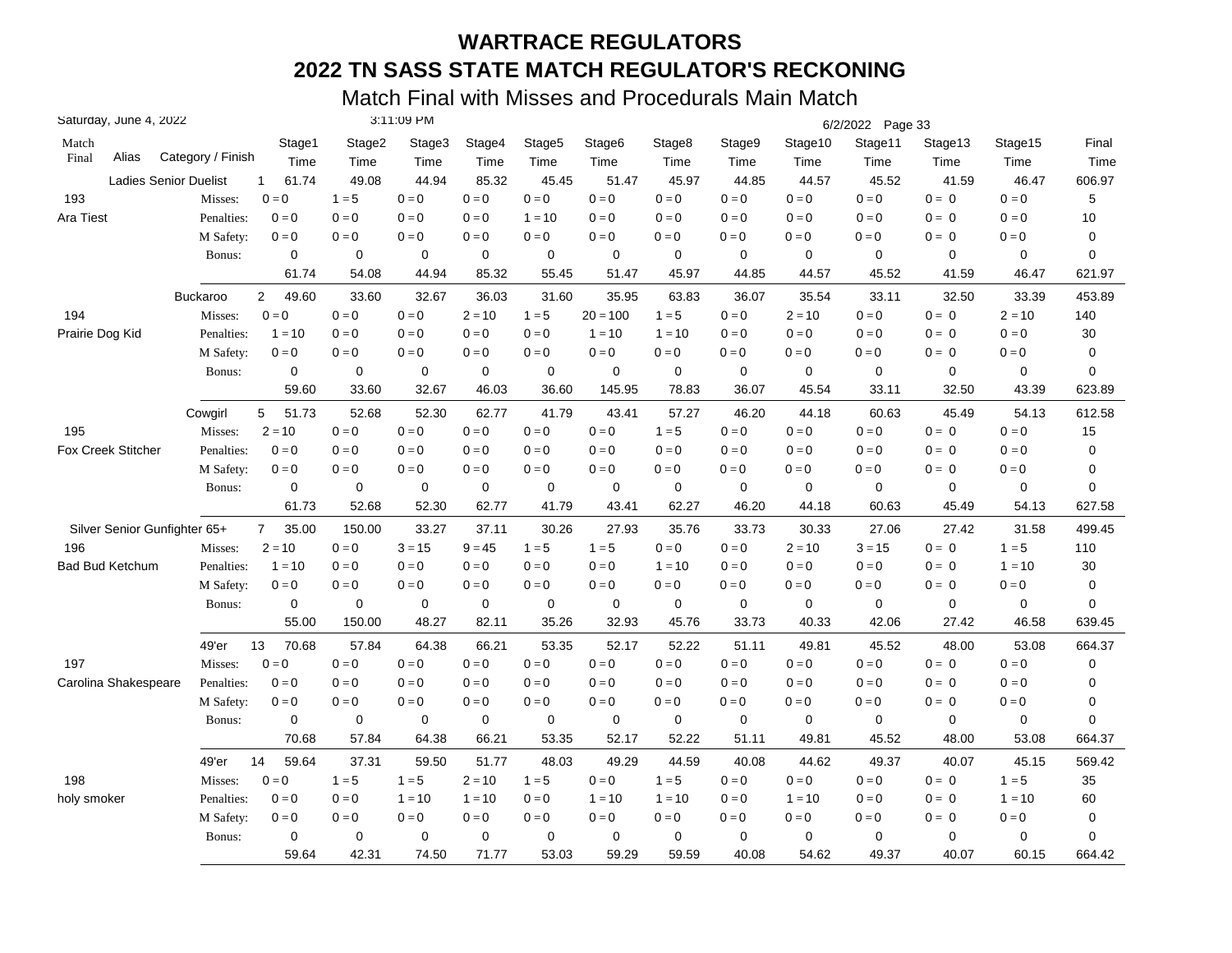# WARTRACE REGULATORS

## 2022 TN SASS STATE MATCH REGULATOR'S RECKONING

### Match Final with Misses and Procedurals Main Match

Saturday, June 4, 2022 — 3:11:09 PM — 6/2/2022

| Match Final | Alias | Category / Finish | Stage1 Time | Stage2 Time | Stage3 Time | Stage4 Time | Stage5 Time | Stage6 Time | Stage8 Time | Stage9 Time | Stage10 Time | Stage11 Time | Stage13 Time | Stage15 Time | Final Time |
|---|---|---|---|---|---|---|---|---|---|---|---|---|---|---|---|
| | | Ladies Senior Duelist 1 | 61.74 | 49.08 | 44.94 | 85.32 | 45.45 | 51.47 | 45.97 | 44.85 | 44.57 | 45.52 | 41.59 | 46.47 | 606.97 |
| 193 | | Misses: | 0 = 0 | 1 = 5 | 0 = 0 | 0 = 0 | 0 = 0 | 0 = 0 | 0 = 0 | 0 = 0 | 0 = 0 | 0 = 0 | 0 = 0 | 0 = 0 | 5 |
| Ara Tiest | | Penalties: | 0 = 0 | 0 = 0 | 0 = 0 | 0 = 0 | 1 = 10 | 0 = 0 | 0 = 0 | 0 = 0 | 0 = 0 | 0 = 0 | 0 = 0 | 0 = 0 | 10 |
| | | M Safety: | 0 = 0 | 0 = 0 | 0 = 0 | 0 = 0 | 0 = 0 | 0 = 0 | 0 = 0 | 0 = 0 | 0 = 0 | 0 = 0 | 0 = 0 | 0 = 0 | 0 |
| | | Bonus: | 0 | 0 | 0 | 0 | 0 | 0 | 0 | 0 | 0 | 0 | 0 | 0 | 0 |
| | | | 61.74 | 54.08 | 44.94 | 85.32 | 55.45 | 51.47 | 45.97 | 44.85 | 44.57 | 45.52 | 41.59 | 46.47 | 621.97 |
| | | Buckaroo 2 | 49.60 | 33.60 | 32.67 | 36.03 | 31.60 | 35.95 | 63.83 | 36.07 | 35.54 | 33.11 | 32.50 | 33.39 | 453.89 |
| 194 | | Misses: | 0 = 0 | 0 = 0 | 0 = 0 | 2 = 10 | 1 = 5 | 20 = 100 | 1 = 5 | 0 = 0 | 2 = 10 | 0 = 0 | 0 = 0 | 2 = 10 | 140 |
| Prairie Dog Kid | | Penalties: | 1 = 10 | 0 = 0 | 0 = 0 | 0 = 0 | 0 = 0 | 1 = 10 | 1 = 10 | 0 = 0 | 0 = 0 | 0 = 0 | 0 = 0 | 0 = 0 | 30 |
| | | M Safety: | 0 = 0 | 0 = 0 | 0 = 0 | 0 = 0 | 0 = 0 | 0 = 0 | 0 = 0 | 0 = 0 | 0 = 0 | 0 = 0 | 0 = 0 | 0 = 0 | 0 |
| | | Bonus: | 0 | 0 | 0 | 0 | 0 | 0 | 0 | 0 | 0 | 0 | 0 | 0 | 0 |
| | | | 59.60 | 33.60 | 32.67 | 46.03 | 36.60 | 145.95 | 78.83 | 36.07 | 45.54 | 33.11 | 32.50 | 43.39 | 623.89 |
| | | Cowgirl 5 | 51.73 | 52.68 | 52.30 | 62.77 | 41.79 | 43.41 | 57.27 | 46.20 | 44.18 | 60.63 | 45.49 | 54.13 | 612.58 |
| 195 | | Misses: | 2 = 10 | 0 = 0 | 0 = 0 | 0 = 0 | 0 = 0 | 0 = 0 | 1 = 5 | 0 = 0 | 0 = 0 | 0 = 0 | 0 = 0 | 0 = 0 | 15 |
| Fox Creek Stitcher | | Penalties: | 0 = 0 | 0 = 0 | 0 = 0 | 0 = 0 | 0 = 0 | 0 = 0 | 0 = 0 | 0 = 0 | 0 = 0 | 0 = 0 | 0 = 0 | 0 = 0 | 0 |
| | | M Safety: | 0 = 0 | 0 = 0 | 0 = 0 | 0 = 0 | 0 = 0 | 0 = 0 | 0 = 0 | 0 = 0 | 0 = 0 | 0 = 0 | 0 = 0 | 0 = 0 | 0 |
| | | Bonus: | 0 | 0 | 0 | 0 | 0 | 0 | 0 | 0 | 0 | 0 | 0 | 0 | 0 |
| | | | 61.73 | 52.68 | 52.30 | 62.77 | 41.79 | 43.41 | 62.27 | 46.20 | 44.18 | 60.63 | 45.49 | 54.13 | 627.58 |
| | | Silver Senior Gunfighter 65+ 7 | 35.00 | 150.00 | 33.27 | 37.11 | 30.26 | 27.93 | 35.76 | 33.73 | 30.33 | 27.06 | 27.42 | 31.58 | 499.45 |
| 196 | | Misses: | 2 = 10 | 0 = 0 | 3 = 15 | 9 = 45 | 1 = 5 | 1 = 5 | 0 = 0 | 0 = 0 | 2 = 10 | 3 = 15 | 0 = 0 | 1 = 5 | 110 |
| Bad Bud Ketchum | | Penalties: | 1 = 10 | 0 = 0 | 0 = 0 | 0 = 0 | 0 = 0 | 0 = 0 | 1 = 10 | 0 = 0 | 0 = 0 | 0 = 0 | 0 = 0 | 1 = 10 | 30 |
| | | M Safety: | 0 = 0 | 0 = 0 | 0 = 0 | 0 = 0 | 0 = 0 | 0 = 0 | 0 = 0 | 0 = 0 | 0 = 0 | 0 = 0 | 0 = 0 | 0 = 0 | 0 |
| | | Bonus: | 0 | 0 | 0 | 0 | 0 | 0 | 0 | 0 | 0 | 0 | 0 | 0 | 0 |
| | | | 55.00 | 150.00 | 48.27 | 82.11 | 35.26 | 32.93 | 45.76 | 33.73 | 40.33 | 42.06 | 27.42 | 46.58 | 639.45 |
| | | 49'er 13 | 70.68 | 57.84 | 64.38 | 66.21 | 53.35 | 52.17 | 52.22 | 51.11 | 49.81 | 45.52 | 48.00 | 53.08 | 664.37 |
| 197 | | Misses: | 0 = 0 | 0 = 0 | 0 = 0 | 0 = 0 | 0 = 0 | 0 = 0 | 0 = 0 | 0 = 0 | 0 = 0 | 0 = 0 | 0 = 0 | 0 = 0 | 0 |
| Carolina Shakespeare | | Penalties: | 0 = 0 | 0 = 0 | 0 = 0 | 0 = 0 | 0 = 0 | 0 = 0 | 0 = 0 | 0 = 0 | 0 = 0 | 0 = 0 | 0 = 0 | 0 = 0 | 0 |
| | | M Safety: | 0 = 0 | 0 = 0 | 0 = 0 | 0 = 0 | 0 = 0 | 0 = 0 | 0 = 0 | 0 = 0 | 0 = 0 | 0 = 0 | 0 = 0 | 0 = 0 | 0 |
| | | Bonus: | 0 | 0 | 0 | 0 | 0 | 0 | 0 | 0 | 0 | 0 | 0 | 0 | 0 |
| | | | 70.68 | 57.84 | 64.38 | 66.21 | 53.35 | 52.17 | 52.22 | 51.11 | 49.81 | 45.52 | 48.00 | 53.08 | 664.37 |
| | | 49'er 14 | 59.64 | 37.31 | 59.50 | 51.77 | 48.03 | 49.29 | 44.59 | 40.08 | 44.62 | 49.37 | 40.07 | 45.15 | 569.42 |
| 198 | | Misses: | 0 = 0 | 1 = 5 | 1 = 5 | 2 = 10 | 1 = 5 | 0 = 0 | 1 = 5 | 0 = 0 | 0 = 0 | 0 = 0 | 0 = 0 | 1 = 5 | 35 |
| holy smoker | | Penalties: | 0 = 0 | 0 = 0 | 1 = 10 | 1 = 10 | 0 = 0 | 1 = 10 | 1 = 10 | 0 = 0 | 1 = 10 | 0 = 0 | 0 = 0 | 1 = 10 | 60 |
| | | M Safety: | 0 = 0 | 0 = 0 | 0 = 0 | 0 = 0 | 0 = 0 | 0 = 0 | 0 = 0 | 0 = 0 | 0 = 0 | 0 = 0 | 0 = 0 | 0 = 0 | 0 |
| | | Bonus: | 0 | 0 | 0 | 0 | 0 | 0 | 0 | 0 | 0 | 0 | 0 | 0 | 0 |
| | | | 59.64 | 42.31 | 74.50 | 71.77 | 53.03 | 59.29 | 59.59 | 40.08 | 54.62 | 49.37 | 40.07 | 60.15 | 664.42 |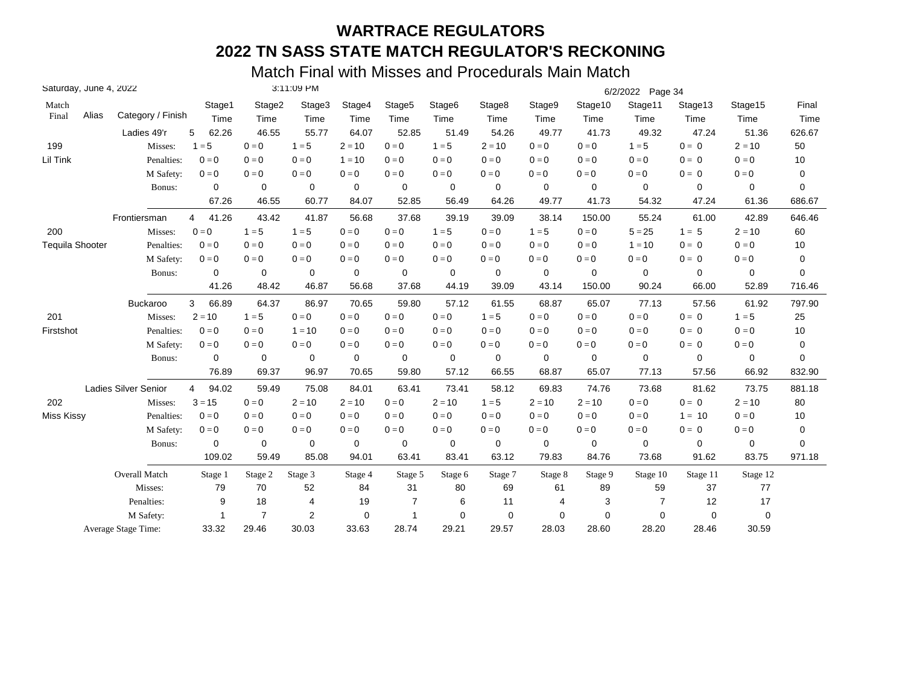# WARTRACE REGULATORS

# 2022 TN SASS STATE MATCH REGULATOR'S RECKONING

## Match Final with Misses and Procedurals Main Match

Saturday, June 4, 2022 3:11:09 PM 6/2/2022

| Match Final | Alias | Category / Finish | | Stage1 Time | Stage2 Time | Stage3 Time | Stage4 Time | Stage5 Time | Stage6 Time | Stage8 Time | Stage9 Time | Stage10 Time | Stage11 Time | Stage13 Time | Stage15 Time | Final Time |
|---|---|---|---|---|---|---|---|---|---|---|---|---|---|---|---|---|
| | | Ladies 49'r | 5 | 62.26 | 46.55 | 55.77 | 64.07 | 52.85 | 51.49 | 54.26 | 49.77 | 41.73 | 49.32 | 47.24 | 51.36 | 626.67 |
| 199 | | Misses: | | 1 = 5 | 0 = 0 | 1 = 5 | 2 = 10 | 0 = 0 | 1 = 5 | 2 = 10 | 0 = 0 | 0 = 0 | 1 = 5 | 0 = 0 | 2 = 10 | 50 |
| Lil Tink | | Penalties: | | 0 = 0 | 0 = 0 | 0 = 0 | 1 = 10 | 0 = 0 | 0 = 0 | 0 = 0 | 0 = 0 | 0 = 0 | 0 = 0 | 0 = 0 | 0 = 0 | 10 |
| | | M Safety: | | 0 = 0 | 0 = 0 | 0 = 0 | 0 = 0 | 0 = 0 | 0 = 0 | 0 = 0 | 0 = 0 | 0 = 0 | 0 = 0 | 0 = 0 | 0 = 0 | 0 |
| | | Bonus: | | 0 | 0 | 0 | 0 | 0 | 0 | 0 | 0 | 0 | 0 | 0 | 0 | 0 |
| | | | | 67.26 | 46.55 | 60.77 | 84.07 | 52.85 | 56.49 | 64.26 | 49.77 | 41.73 | 54.32 | 47.24 | 61.36 | 686.67 |
| | | Frontiersman | 4 | 41.26 | 43.42 | 41.87 | 56.68 | 37.68 | 39.19 | 39.09 | 38.14 | 150.00 | 55.24 | 61.00 | 42.89 | 646.46 |
| 200 | | Misses: | | 0 = 0 | 1 = 5 | 1 = 5 | 0 = 0 | 0 = 0 | 1 = 5 | 0 = 0 | 1 = 5 | 0 = 0 | 5 = 25 | 1 = 5 | 2 = 10 | 60 |
| Tequila Shooter | | Penalties: | | 0 = 0 | 0 = 0 | 0 = 0 | 0 = 0 | 0 = 0 | 0 = 0 | 0 = 0 | 0 = 0 | 0 = 0 | 1 = 10 | 0 = 0 | 0 = 0 | 10 |
| | | M Safety: | | 0 = 0 | 0 = 0 | 0 = 0 | 0 = 0 | 0 = 0 | 0 = 0 | 0 = 0 | 0 = 0 | 0 = 0 | 0 = 0 | 0 = 0 | 0 = 0 | 0 |
| | | Bonus: | | 0 | 0 | 0 | 0 | 0 | 0 | 0 | 0 | 0 | 0 | 0 | 0 | 0 |
| | | | | 41.26 | 48.42 | 46.87 | 56.68 | 37.68 | 44.19 | 39.09 | 43.14 | 150.00 | 90.24 | 66.00 | 52.89 | 716.46 |
| | | Buckaroo | 3 | 66.89 | 64.37 | 86.97 | 70.65 | 59.80 | 57.12 | 61.55 | 68.87 | 65.07 | 77.13 | 57.56 | 61.92 | 797.90 |
| 201 | | Misses: | | 2 = 10 | 1 = 5 | 0 = 0 | 0 = 0 | 0 = 0 | 0 = 0 | 1 = 5 | 0 = 0 | 0 = 0 | 0 = 0 | 0 = 0 | 1 = 5 | 25 |
| Firstshot | | Penalties: | | 0 = 0 | 0 = 0 | 1 = 10 | 0 = 0 | 0 = 0 | 0 = 0 | 0 = 0 | 0 = 0 | 0 = 0 | 0 = 0 | 0 = 0 | 0 = 0 | 10 |
| | | M Safety: | | 0 = 0 | 0 = 0 | 0 = 0 | 0 = 0 | 0 = 0 | 0 = 0 | 0 = 0 | 0 = 0 | 0 = 0 | 0 = 0 | 0 = 0 | 0 = 0 | 0 |
| | | Bonus: | | 0 | 0 | 0 | 0 | 0 | 0 | 0 | 0 | 0 | 0 | 0 | 0 | 0 |
| | | | | 76.89 | 69.37 | 96.97 | 70.65 | 59.80 | 57.12 | 66.55 | 68.87 | 65.07 | 77.13 | 57.56 | 66.92 | 832.90 |
| | | Ladies Silver Senior | 4 | 94.02 | 59.49 | 75.08 | 84.01 | 63.41 | 73.41 | 58.12 | 69.83 | 74.76 | 73.68 | 81.62 | 73.75 | 881.18 |
| 202 | | Misses: | | 3 = 15 | 0 = 0 | 2 = 10 | 2 = 10 | 0 = 0 | 2 = 10 | 1 = 5 | 2 = 10 | 2 = 10 | 0 = 0 | 0 = 0 | 2 = 10 | 80 |
| Miss Kissy | | Penalties: | | 0 = 0 | 0 = 0 | 0 = 0 | 0 = 0 | 0 = 0 | 0 = 0 | 0 = 0 | 0 = 0 | 0 = 0 | 0 = 0 | 1 = 10 | 0 = 0 | 10 |
| | | M Safety: | | 0 = 0 | 0 = 0 | 0 = 0 | 0 = 0 | 0 = 0 | 0 = 0 | 0 = 0 | 0 = 0 | 0 = 0 | 0 = 0 | 0 = 0 | 0 = 0 | 0 |
| | | Bonus: | | 0 | 0 | 0 | 0 | 0 | 0 | 0 | 0 | 0 | 0 | 0 | 0 | 0 |
| | | | | 109.02 | 59.49 | 85.08 | 94.01 | 63.41 | 83.41 | 63.12 | 79.83 | 84.76 | 73.68 | 91.62 | 83.75 | 971.18 |

| Overall Match | Stage 1 | Stage 2 | Stage 3 | Stage 4 | Stage 5 | Stage 6 | Stage 7 | Stage 8 | Stage 9 | Stage 10 | Stage 11 | Stage 12 |
|---|---|---|---|---|---|---|---|---|---|---|---|---|
| Misses: | 79 | 70 | 52 | 84 | 31 | 80 | 69 | 61 | 89 | 59 | 37 | 77 |
| Penalties: | 9 | 18 | 4 | 19 | 7 | 6 | 11 | 4 | 3 | 7 | 12 | 17 |
| M Safety: | 1 | 7 | 2 | 0 | 1 | 0 | 0 | 0 | 0 | 0 | 0 | 0 |
| Average Stage Time: | 33.32 | 29.46 | 30.03 | 33.63 | 28.74 | 29.21 | 29.57 | 28.03 | 28.60 | 28.20 | 28.46 | 30.59 |